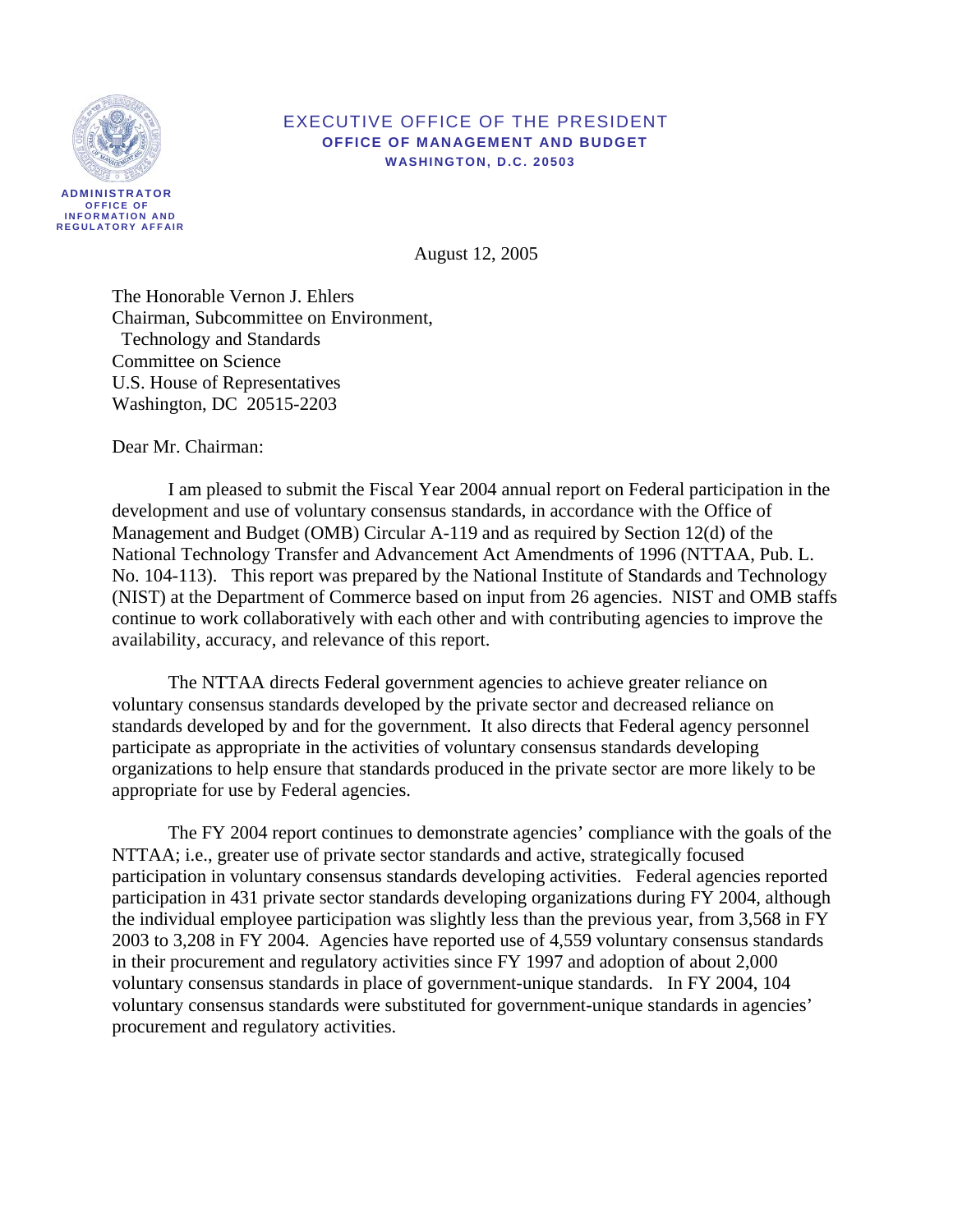EXECUTIVE OFFICE OF THE PRESIDENT
**OFFICE OF MANAGEMENT AND BUDGET**
**WASHINGTON, D.C. 20503**

**ADMINISTRATOR**
**OFFICE OF INFORMATION AND REGULATORY AFFAIR**

August 12, 2005

The Honorable Vernon J. Ehlers
Chairman, Subcommittee on Environment,
Technology and Standards
Committee on Science
U.S. House of Representatives
Washington, DC 20515-2203

Dear Mr. Chairman:

I am pleased to submit the Fiscal Year 2004 annual report on Federal participation in the development and use of voluntary consensus standards, in accordance with the Office of Management and Budget (OMB) Circular A-119 and as required by Section 12(d) of the National Technology Transfer and Advancement Act Amendments of 1996 (NTTAA, Pub. L. No. 104-113). This report was prepared by the National Institute of Standards and Technology (NIST) at the Department of Commerce based on input from 26 agencies. NIST and OMB staffs continue to work collaboratively with each other and with contributing agencies to improve the availability, accuracy, and relevance of this report.

The NTTAA directs Federal government agencies to achieve greater reliance on voluntary consensus standards developed by the private sector and decreased reliance on standards developed by and for the government. It also directs that Federal agency personnel participate as appropriate in the activities of voluntary consensus standards developing organizations to help ensure that standards produced in the private sector are more likely to be appropriate for use by Federal agencies.

The FY 2004 report continues to demonstrate agencies' compliance with the goals of the NTTAA; i.e., greater use of private sector standards and active, strategically focused participation in voluntary consensus standards developing activities. Federal agencies reported participation in 431 private sector standards developing organizations during FY 2004, although the individual employee participation was slightly less than the previous year, from 3,568 in FY 2003 to 3,208 in FY 2004. Agencies have reported use of 4,559 voluntary consensus standards in their procurement and regulatory activities since FY 1997 and adoption of about 2,000 voluntary consensus standards in place of government-unique standards. In FY 2004, 104 voluntary consensus standards were substituted for government-unique standards in agencies' procurement and regulatory activities.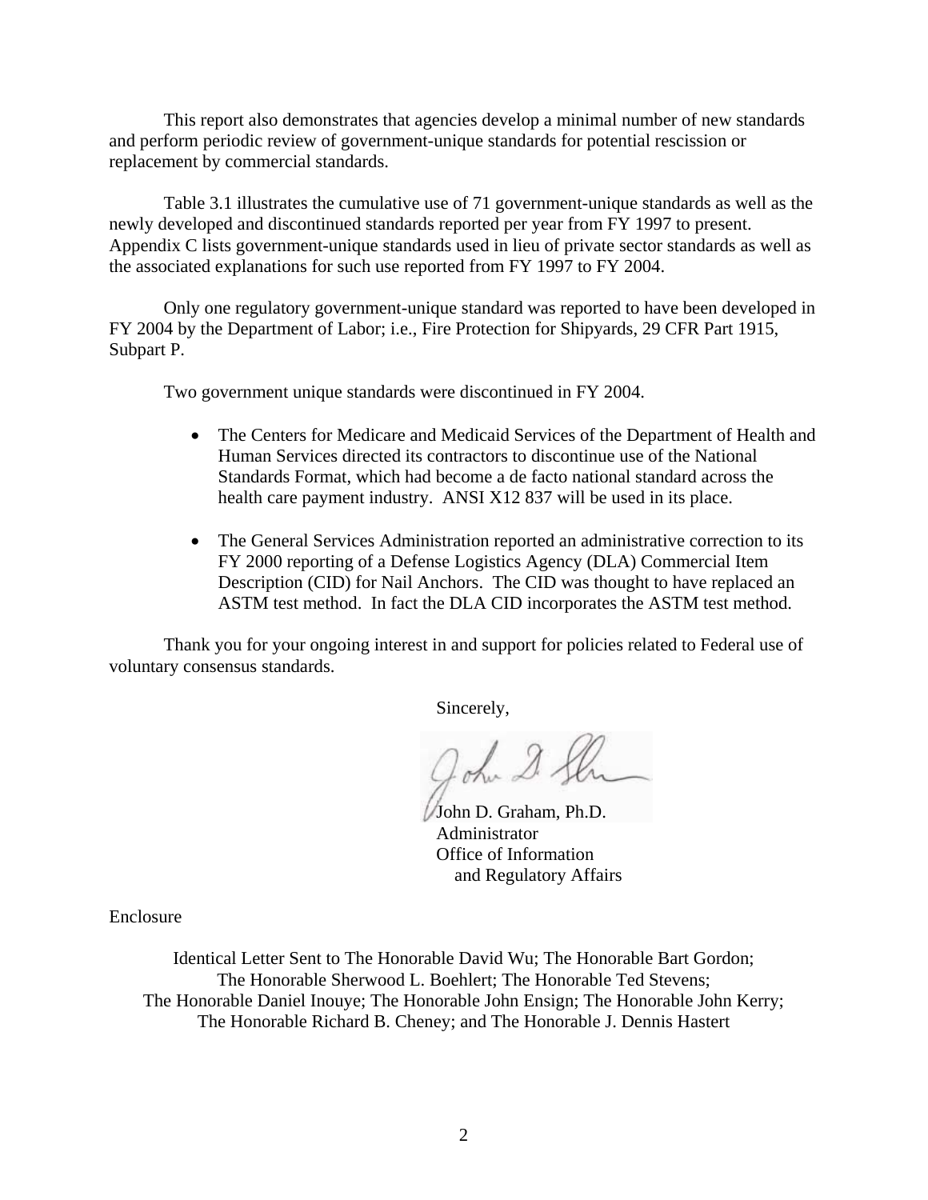This report also demonstrates that agencies develop a minimal number of new standards and perform periodic review of government-unique standards for potential rescission or replacement by commercial standards.

Table 3.1 illustrates the cumulative use of 71 government-unique standards as well as the newly developed and discontinued standards reported per year from FY 1997 to present. Appendix C lists government-unique standards used in lieu of private sector standards as well as the associated explanations for such use reported from FY 1997 to FY 2004.

Only one regulatory government-unique standard was reported to have been developed in FY 2004 by the Department of Labor; i.e., Fire Protection for Shipyards, 29 CFR Part 1915, Subpart P.

Two government unique standards were discontinued in FY 2004.

- The Centers for Medicare and Medicaid Services of the Department of Health and Human Services directed its contractors to discontinue use of the National Standards Format, which had become a de facto national standard across the health care payment industry. ANSI X12 837 will be used in its place.
- The General Services Administration reported an administrative correction to its FY 2000 reporting of a Defense Logistics Agency (DLA) Commercial Item Description (CID) for Nail Anchors. The CID was thought to have replaced an ASTM test method. In fact the DLA CID incorporates the ASTM test method.

Thank you for your ongoing interest in and support for policies related to Federal use of voluntary consensus standards.

Sincerely,

John D. Graham, Ph.D.
Administrator
Office of Information
and Regulatory Affairs

Enclosure

Identical Letter Sent to The Honorable David Wu; The Honorable Bart Gordon; The Honorable Sherwood L. Boehlert; The Honorable Ted Stevens; The Honorable Daniel Inouye; The Honorable John Ensign; The Honorable John Kerry; The Honorable Richard B. Cheney; and The Honorable J. Dennis Hastert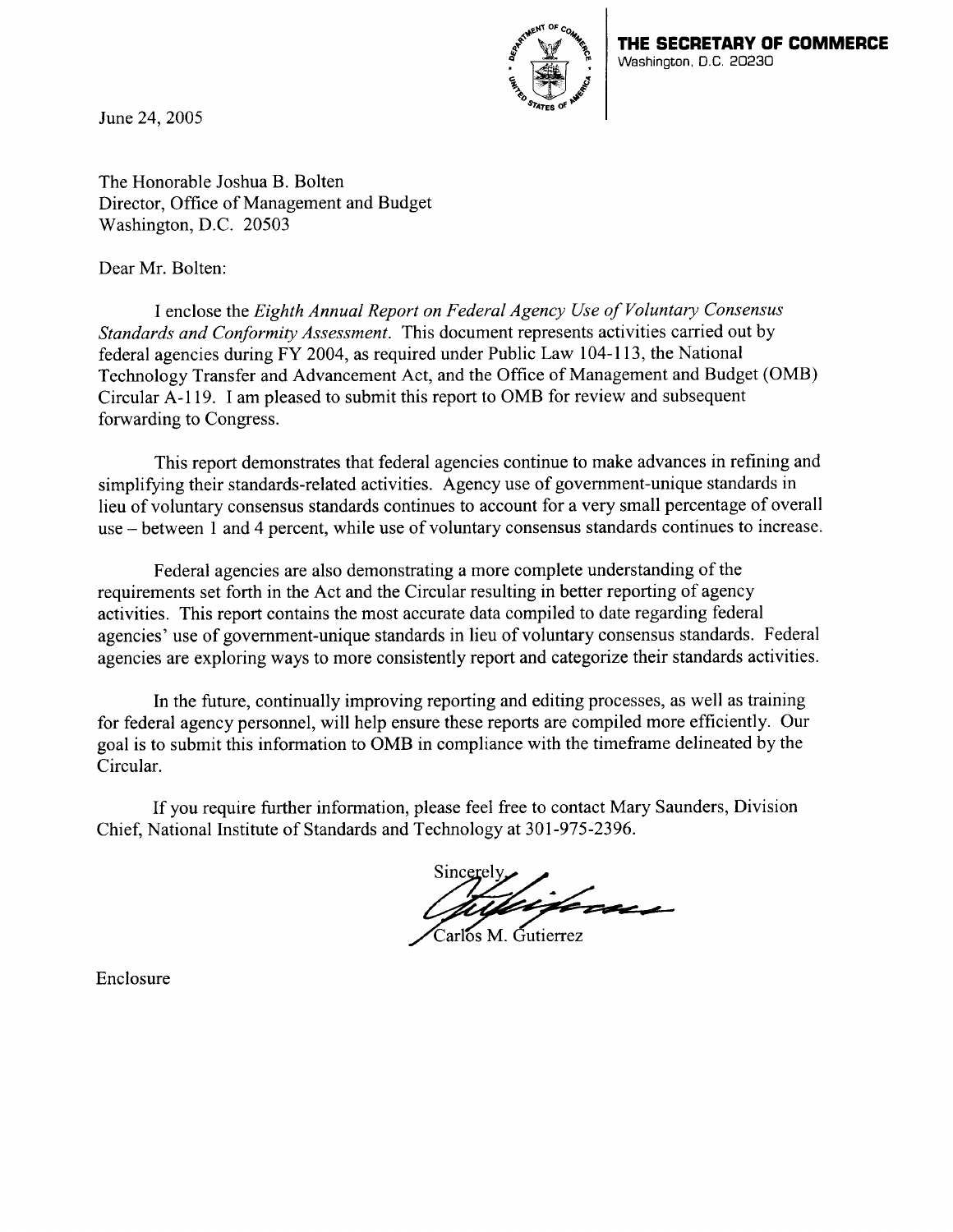**THE SECRETARY OF COMMERCE**
Washington, D.C. 20230

June 24, 2005

The Honorable Joshua B. Bolten
Director, Office of Management and Budget
Washington, D.C. 20503

Dear Mr. Bolten:

I enclose the *Eighth Annual Report on Federal Agency Use of Voluntary Consensus Standards and Conformity Assessment*. This document represents activities carried out by federal agencies during FY 2004, as required under Public Law 104-113, the National Technology Transfer and Advancement Act, and the Office of Management and Budget (OMB) Circular A-119. I am pleased to submit this report to OMB for review and subsequent forwarding to Congress.

This report demonstrates that federal agencies continue to make advances in refining and simplifying their standards-related activities. Agency use of government-unique standards in lieu of voluntary consensus standards continues to account for a very small percentage of overall use – between 1 and 4 percent, while use of voluntary consensus standards continues to increase.

Federal agencies are also demonstrating a more complete understanding of the requirements set forth in the Act and the Circular resulting in better reporting of agency activities. This report contains the most accurate data compiled to date regarding federal agencies' use of government-unique standards in lieu of voluntary consensus standards. Federal agencies are exploring ways to more consistently report and categorize their standards activities.

In the future, continually improving reporting and editing processes, as well as training for federal agency personnel, will help ensure these reports are compiled more efficiently. Our goal is to submit this information to OMB in compliance with the timeframe delineated by the Circular.

If you require further information, please feel free to contact Mary Saunders, Division Chief, National Institute of Standards and Technology at 301-975-2396.

Sincerely,

Carlos M. Gutierrez

Enclosure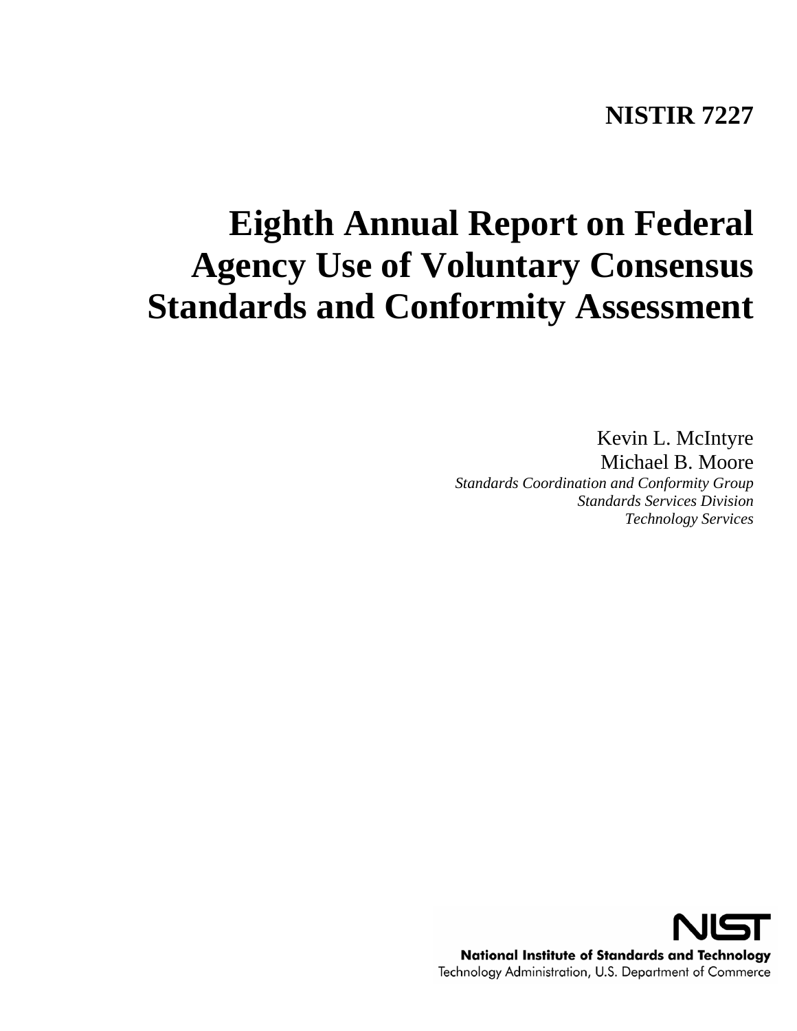# NISTIR 7227

# Eighth Annual Report on Federal Agency Use of Voluntary Consensus Standards and Conformity Assessment

Kevin L. McIntyre
Michael B. Moore
*Standards Coordination and Conformity Group*
*Standards Services Division*
*Technology Services*

**National Institute of Standards and Technology**
Technology Administration, U.S. Department of Commerce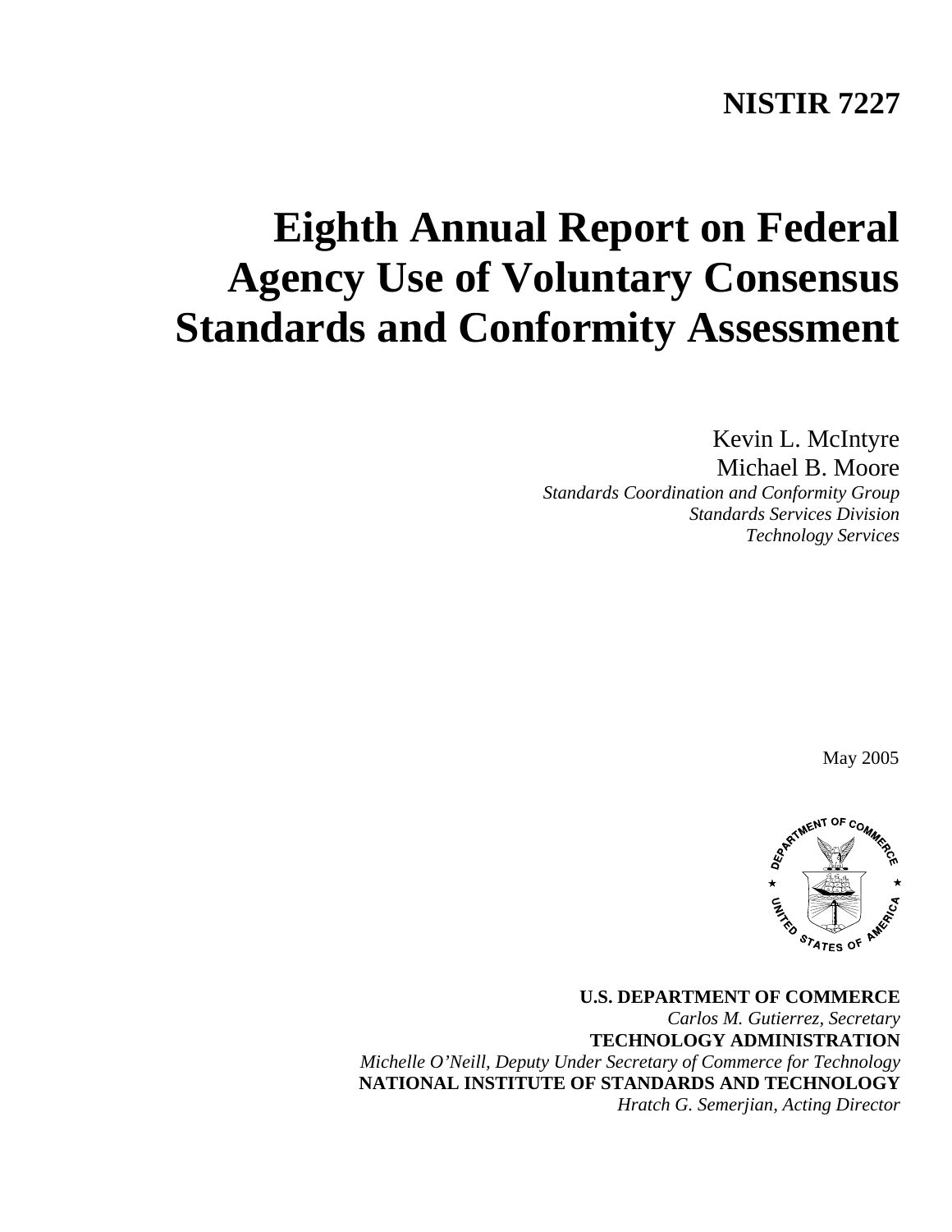**NISTIR 7227**

# Eighth Annual Report on Federal Agency Use of Voluntary Consensus Standards and Conformity Assessment

Kevin L. McIntyre
Michael B. Moore
*Standards Coordination and Conformity Group*
*Standards Services Division*
*Technology Services*

May 2005

**U.S. DEPARTMENT OF COMMERCE**
*Carlos M. Gutierrez, Secretary*
**TECHNOLOGY ADMINISTRATION**
*Michelle O'Neill, Deputy Under Secretary of Commerce for Technology*
**NATIONAL INSTITUTE OF STANDARDS AND TECHNOLOGY**
*Hratch G. Semerjian, Acting Director*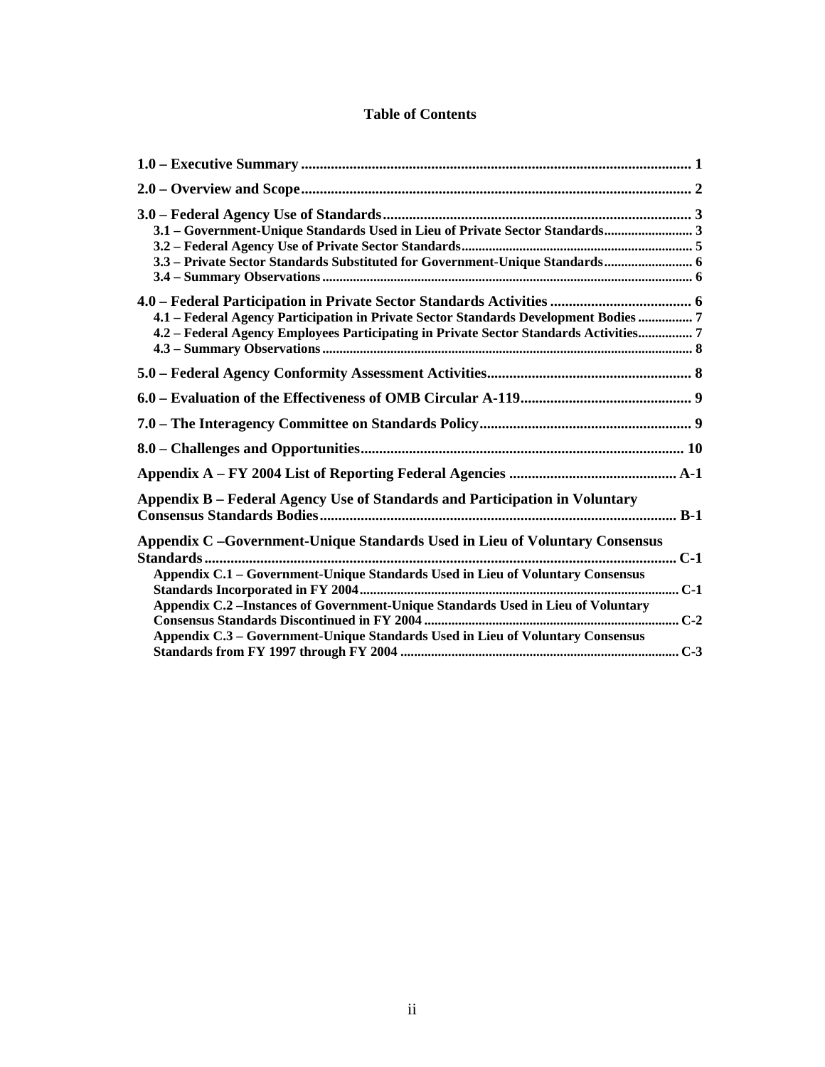# Table of Contents

- **1.0 – Executive Summary** ........................................................ 1
- **2.0 – Overview and Scope** ........................................................ 2
- **3.0 – Federal Agency Use of Standards** ........................................................ 3
  - 3.1 – Government-Unique Standards Used in Lieu of Private Sector Standards ........................ 3
  - 3.2 – Federal Agency Use of Private Sector Standards ........................ 5
  - 3.3 – Private Sector Standards Substituted for Government-Unique Standards ........................ 6
  - 3.4 – Summary Observations ........................ 6
- **4.0 – Federal Participation in Private Sector Standards Activities** ........................ 6
  - 4.1 – Federal Agency Participation in Private Sector Standards Development Bodies ........................ 7
  - 4.2 – Federal Agency Employees Participating in Private Sector Standards Activities ........................ 7
  - 4.3 – Summary Observations ........................ 8
- **5.0 – Federal Agency Conformity Assessment Activities** ........................ 8
- **6.0 – Evaluation of the Effectiveness of OMB Circular A-119** ........................ 9
- **7.0 – The Interagency Committee on Standards Policy** ........................ 9
- **8.0 – Challenges and Opportunities** ........................ 10
- **Appendix A – FY 2004 List of Reporting Federal Agencies** ........................ A-1
- **Appendix B – Federal Agency Use of Standards and Participation in Voluntary Consensus Standards Bodies** ........................ B-1
- **Appendix C –Government-Unique Standards Used in Lieu of Voluntary Consensus Standards** ........................ C-1
  - Appendix C.1 – Government-Unique Standards Used in Lieu of Voluntary Consensus Standards Incorporated in FY 2004 ........................ C-1
  - Appendix C.2 –Instances of Government-Unique Standards Used in Lieu of Voluntary Consensus Standards Discontinued in FY 2004 ........................ C-2
  - Appendix C.3 – Government-Unique Standards Used in Lieu of Voluntary Consensus Standards from FY 1997 through FY 2004 ........................ C-3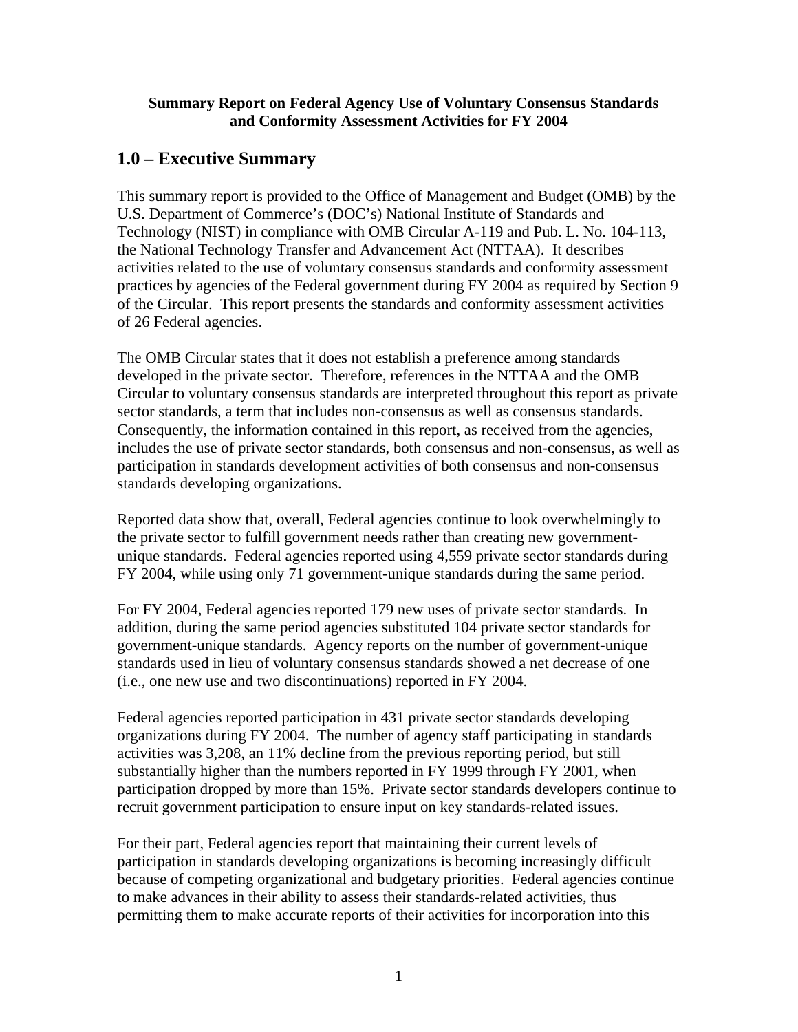**Summary Report on Federal Agency Use of Voluntary Consensus Standards and Conformity Assessment Activities for FY 2004**

## 1.0 – Executive Summary

This summary report is provided to the Office of Management and Budget (OMB) by the U.S. Department of Commerce's (DOC's) National Institute of Standards and Technology (NIST) in compliance with OMB Circular A-119 and Pub. L. No. 104-113, the National Technology Transfer and Advancement Act (NTTAA). It describes activities related to the use of voluntary consensus standards and conformity assessment practices by agencies of the Federal government during FY 2004 as required by Section 9 of the Circular. This report presents the standards and conformity assessment activities of 26 Federal agencies.

The OMB Circular states that it does not establish a preference among standards developed in the private sector. Therefore, references in the NTTAA and the OMB Circular to voluntary consensus standards are interpreted throughout this report as private sector standards, a term that includes non-consensus as well as consensus standards. Consequently, the information contained in this report, as received from the agencies, includes the use of private sector standards, both consensus and non-consensus, as well as participation in standards development activities of both consensus and non-consensus standards developing organizations.

Reported data show that, overall, Federal agencies continue to look overwhelmingly to the private sector to fulfill government needs rather than creating new government-unique standards. Federal agencies reported using 4,559 private sector standards during FY 2004, while using only 71 government-unique standards during the same period.

For FY 2004, Federal agencies reported 179 new uses of private sector standards. In addition, during the same period agencies substituted 104 private sector standards for government-unique standards. Agency reports on the number of government-unique standards used in lieu of voluntary consensus standards showed a net decrease of one (i.e., one new use and two discontinuations) reported in FY 2004.

Federal agencies reported participation in 431 private sector standards developing organizations during FY 2004. The number of agency staff participating in standards activities was 3,208, an 11% decline from the previous reporting period, but still substantially higher than the numbers reported in FY 1999 through FY 2001, when participation dropped by more than 15%. Private sector standards developers continue to recruit government participation to ensure input on key standards-related issues.

For their part, Federal agencies report that maintaining their current levels of participation in standards developing organizations is becoming increasingly difficult because of competing organizational and budgetary priorities. Federal agencies continue to make advances in their ability to assess their standards-related activities, thus permitting them to make accurate reports of their activities for incorporation into this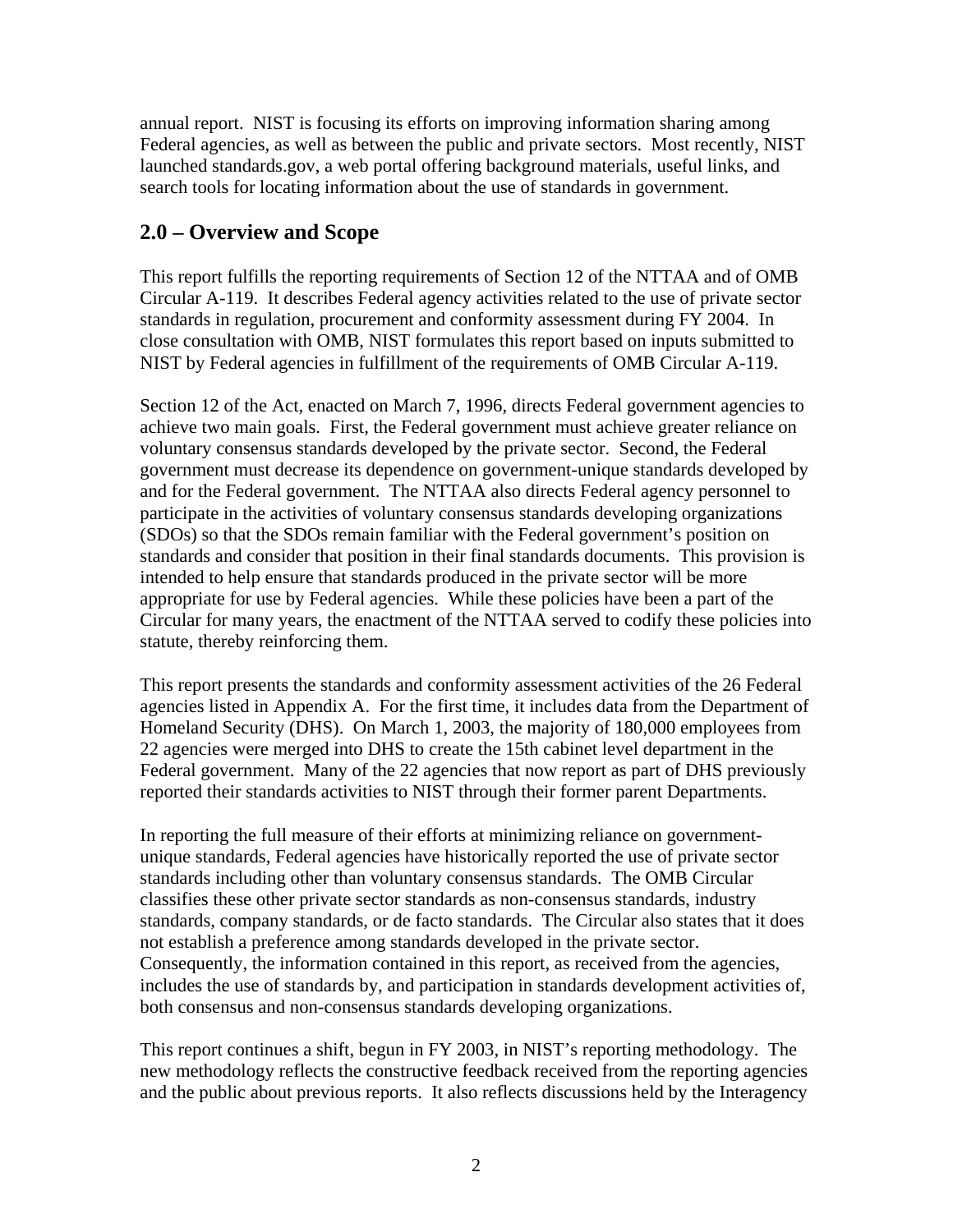annual report. NIST is focusing its efforts on improving information sharing among Federal agencies, as well as between the public and private sectors. Most recently, NIST launched standards.gov, a web portal offering background materials, useful links, and search tools for locating information about the use of standards in government.

## 2.0 – Overview and Scope

This report fulfills the reporting requirements of Section 12 of the NTTAA and of OMB Circular A-119. It describes Federal agency activities related to the use of private sector standards in regulation, procurement and conformity assessment during FY 2004. In close consultation with OMB, NIST formulates this report based on inputs submitted to NIST by Federal agencies in fulfillment of the requirements of OMB Circular A-119.

Section 12 of the Act, enacted on March 7, 1996, directs Federal government agencies to achieve two main goals. First, the Federal government must achieve greater reliance on voluntary consensus standards developed by the private sector. Second, the Federal government must decrease its dependence on government-unique standards developed by and for the Federal government. The NTTAA also directs Federal agency personnel to participate in the activities of voluntary consensus standards developing organizations (SDOs) so that the SDOs remain familiar with the Federal government's position on standards and consider that position in their final standards documents. This provision is intended to help ensure that standards produced in the private sector will be more appropriate for use by Federal agencies. While these policies have been a part of the Circular for many years, the enactment of the NTTAA served to codify these policies into statute, thereby reinforcing them.

This report presents the standards and conformity assessment activities of the 26 Federal agencies listed in Appendix A. For the first time, it includes data from the Department of Homeland Security (DHS). On March 1, 2003, the majority of 180,000 employees from 22 agencies were merged into DHS to create the 15th cabinet level department in the Federal government. Many of the 22 agencies that now report as part of DHS previously reported their standards activities to NIST through their former parent Departments.

In reporting the full measure of their efforts at minimizing reliance on government-unique standards, Federal agencies have historically reported the use of private sector standards including other than voluntary consensus standards. The OMB Circular classifies these other private sector standards as non-consensus standards, industry standards, company standards, or de facto standards. The Circular also states that it does not establish a preference among standards developed in the private sector. Consequently, the information contained in this report, as received from the agencies, includes the use of standards by, and participation in standards development activities of, both consensus and non-consensus standards developing organizations.

This report continues a shift, begun in FY 2003, in NIST's reporting methodology. The new methodology reflects the constructive feedback received from the reporting agencies and the public about previous reports. It also reflects discussions held by the Interagency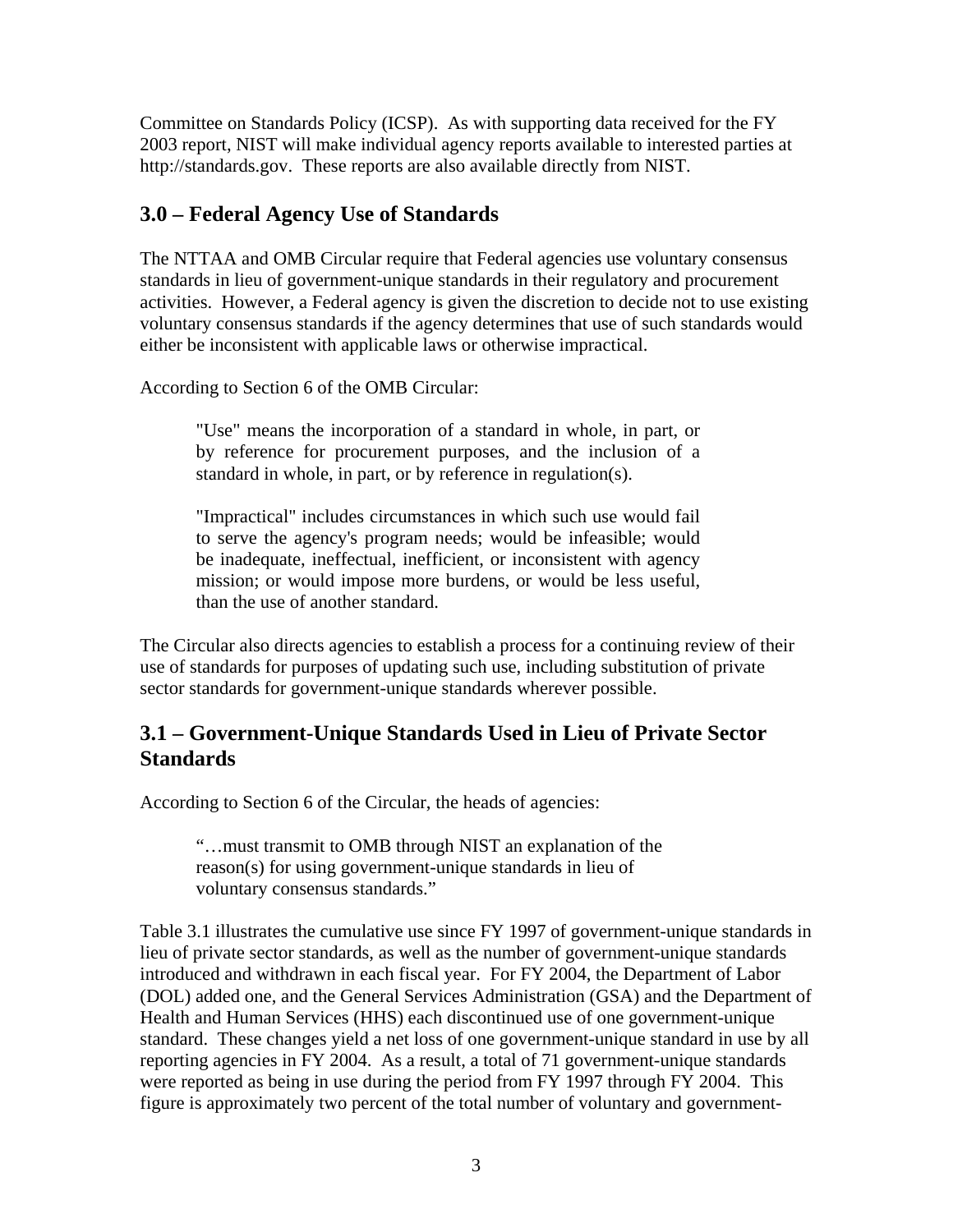Committee on Standards Policy (ICSP). As with supporting data received for the FY 2003 report, NIST will make individual agency reports available to interested parties at http://standards.gov. These reports are also available directly from NIST.

## 3.0 – Federal Agency Use of Standards

The NTTAA and OMB Circular require that Federal agencies use voluntary consensus standards in lieu of government-unique standards in their regulatory and procurement activities. However, a Federal agency is given the discretion to decide not to use existing voluntary consensus standards if the agency determines that use of such standards would either be inconsistent with applicable laws or otherwise impractical.

According to Section 6 of the OMB Circular:

> "Use" means the incorporation of a standard in whole, in part, or by reference for procurement purposes, and the inclusion of a standard in whole, in part, or by reference in regulation(s).
>
> "Impractical" includes circumstances in which such use would fail to serve the agency's program needs; would be infeasible; would be inadequate, ineffectual, inefficient, or inconsistent with agency mission; or would impose more burdens, or would be less useful, than the use of another standard.

The Circular also directs agencies to establish a process for a continuing review of their use of standards for purposes of updating such use, including substitution of private sector standards for government-unique standards wherever possible.

## 3.1 – Government-Unique Standards Used in Lieu of Private Sector Standards

According to Section 6 of the Circular, the heads of agencies:

> "…must transmit to OMB through NIST an explanation of the reason(s) for using government-unique standards in lieu of voluntary consensus standards."

Table 3.1 illustrates the cumulative use since FY 1997 of government-unique standards in lieu of private sector standards, as well as the number of government-unique standards introduced and withdrawn in each fiscal year. For FY 2004, the Department of Labor (DOL) added one, and the General Services Administration (GSA) and the Department of Health and Human Services (HHS) each discontinued use of one government-unique standard. These changes yield a net loss of one government-unique standard in use by all reporting agencies in FY 2004. As a result, a total of 71 government-unique standards were reported as being in use during the period from FY 1997 through FY 2004. This figure is approximately two percent of the total number of voluntary and government-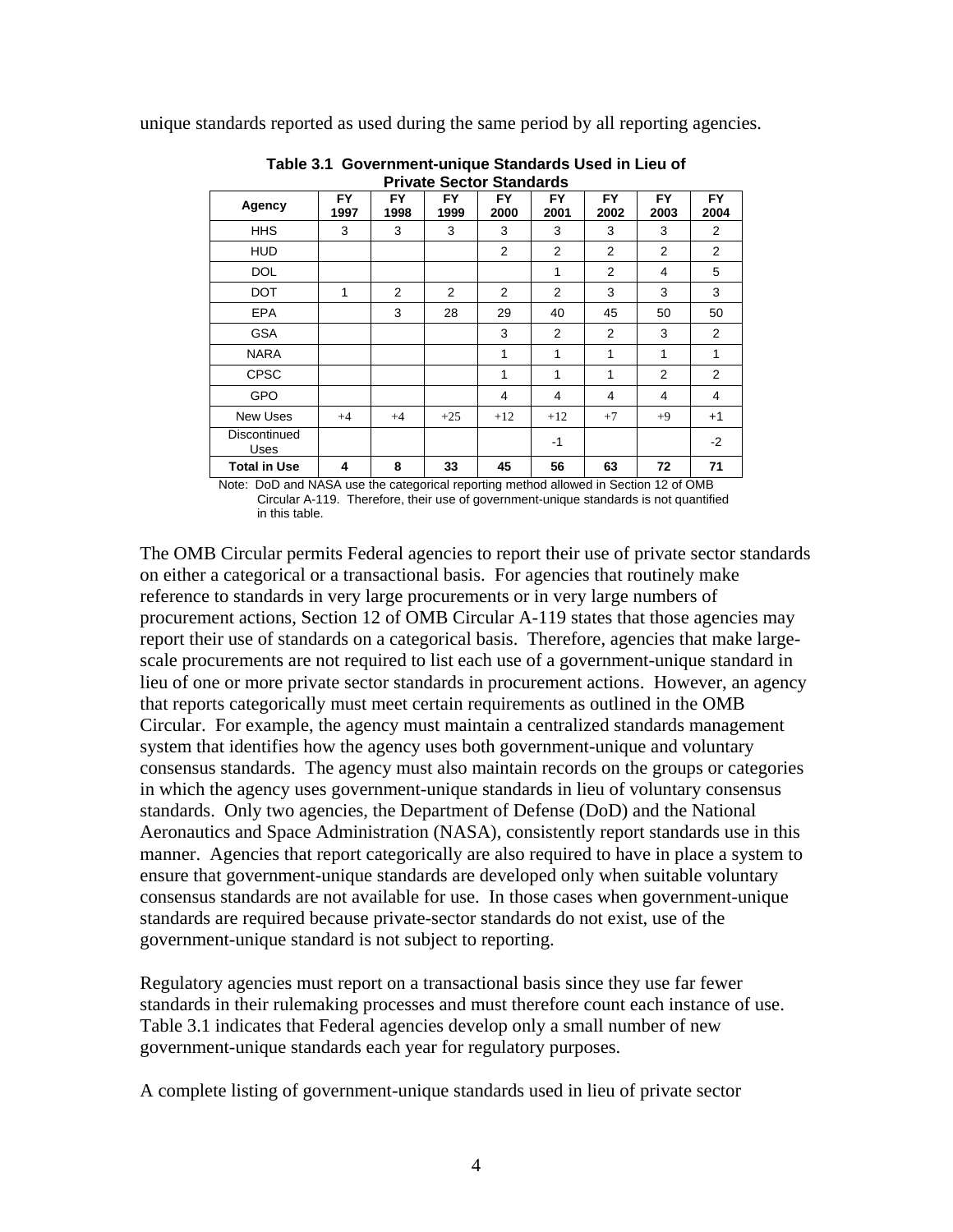unique standards reported as used during the same period by all reporting agencies.

**Table 3.1 Government-unique Standards Used in Lieu of Private Sector Standards**

| Agency | FY 1997 | FY 1998 | FY 1999 | FY 2000 | FY 2001 | FY 2002 | FY 2003 | FY 2004 |
|---|---|---|---|---|---|---|---|---|
| HHS | 3 | 3 | 3 | 3 | 3 | 3 | 3 | 2 |
| HUD | | | | 2 | 2 | 2 | 2 | 2 |
| DOL | | | | | 1 | 2 | 4 | 5 |
| DOT | 1 | 2 | 2 | 2 | 2 | 3 | 3 | 3 |
| EPA | | 3 | 28 | 29 | 40 | 45 | 50 | 50 |
| GSA | | | | 3 | 2 | 2 | 3 | 2 |
| NARA | | | | 1 | 1 | 1 | 1 | 1 |
| CPSC | | | | 1 | 1 | 1 | 2 | 2 |
| GPO | | | | 4 | 4 | 4 | 4 | 4 |
| New Uses | +4 | +4 | +25 | +12 | +12 | +7 | +9 | +1 |
| Discontinued Uses | | | | | -1 | | | -2 |
| **Total in Use** | **4** | **8** | **33** | **45** | **56** | **63** | **72** | **71** |

Note: DoD and NASA use the categorical reporting method allowed in Section 12 of OMB Circular A-119. Therefore, their use of government-unique standards is not quantified in this table.

The OMB Circular permits Federal agencies to report their use of private sector standards on either a categorical or a transactional basis. For agencies that routinely make reference to standards in very large procurements or in very large numbers of procurement actions, Section 12 of OMB Circular A-119 states that those agencies may report their use of standards on a categorical basis. Therefore, agencies that make large-scale procurements are not required to list each use of a government-unique standard in lieu of one or more private sector standards in procurement actions. However, an agency that reports categorically must meet certain requirements as outlined in the OMB Circular. For example, the agency must maintain a centralized standards management system that identifies how the agency uses both government-unique and voluntary consensus standards. The agency must also maintain records on the groups or categories in which the agency uses government-unique standards in lieu of voluntary consensus standards. Only two agencies, the Department of Defense (DoD) and the National Aeronautics and Space Administration (NASA), consistently report standards use in this manner. Agencies that report categorically are also required to have in place a system to ensure that government-unique standards are developed only when suitable voluntary consensus standards are not available for use. In those cases when government-unique standards are required because private-sector standards do not exist, use of the government-unique standard is not subject to reporting.

Regulatory agencies must report on a transactional basis since they use far fewer standards in their rulemaking processes and must therefore count each instance of use. Table 3.1 indicates that Federal agencies develop only a small number of new government-unique standards each year for regulatory purposes.

A complete listing of government-unique standards used in lieu of private sector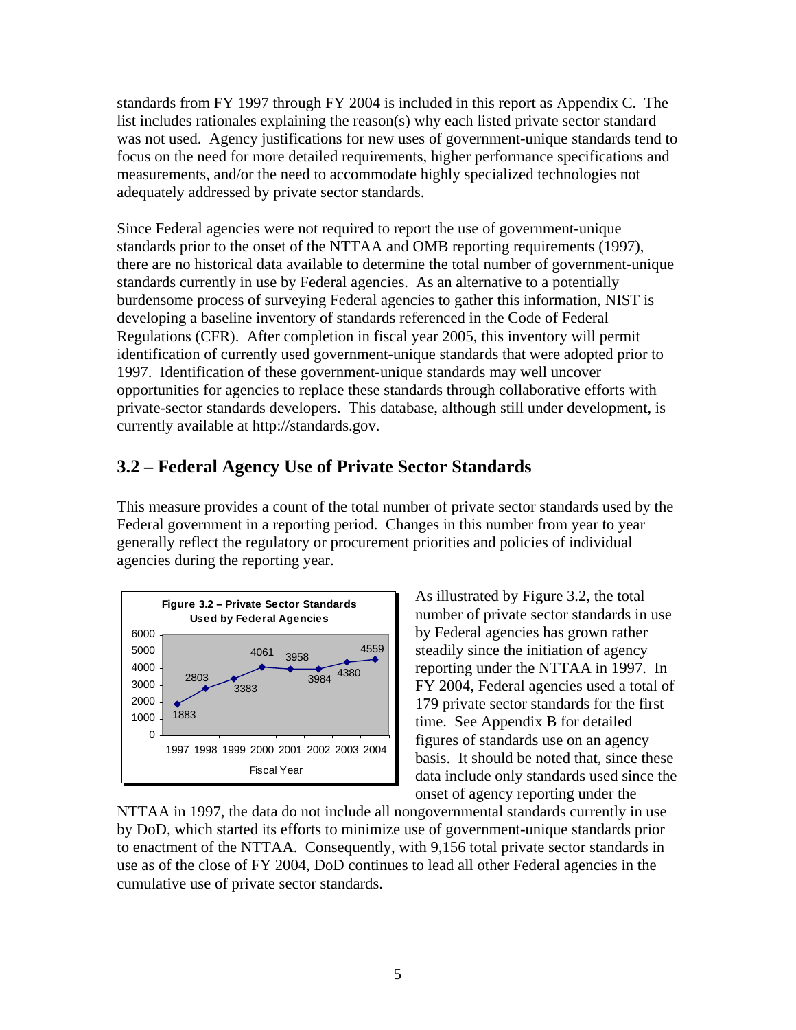standards from FY 1997 through FY 2004 is included in this report as Appendix C. The list includes rationales explaining the reason(s) why each listed private sector standard was not used. Agency justifications for new uses of government-unique standards tend to focus on the need for more detailed requirements, higher performance specifications and measurements, and/or the need to accommodate highly specialized technologies not adequately addressed by private sector standards.

Since Federal agencies were not required to report the use of government-unique standards prior to the onset of the NTTAA and OMB reporting requirements (1997), there are no historical data available to determine the total number of government-unique standards currently in use by Federal agencies. As an alternative to a potentially burdensome process of surveying Federal agencies to gather this information, NIST is developing a baseline inventory of standards referenced in the Code of Federal Regulations (CFR). After completion in fiscal year 2005, this inventory will permit identification of currently used government-unique standards that were adopted prior to 1997. Identification of these government-unique standards may well uncover opportunities for agencies to replace these standards through collaborative efforts with private-sector standards developers. This database, although still under development, is currently available at http://standards.gov.

## 3.2 – Federal Agency Use of Private Sector Standards

This measure provides a count of the total number of private sector standards used by the Federal government in a reporting period. Changes in this number from year to year generally reflect the regulatory or procurement priorities and policies of individual agencies during the reporting year.

**Figure 3.2 – Private Sector Standards Used by Federal Agencies**

| Fiscal Year | 1997 | 1998 | 1999 | 2000 | 2001 | 2002 | 2003 | 2004 |
|---|---|---|---|---|---|---|---|---|
| Standards | 1883 | 2803 | 3383 | 4061 | 3958 | 3984 | 4380 | 4559 |

As illustrated by Figure 3.2, the total number of private sector standards in use by Federal agencies has grown rather steadily since the initiation of agency reporting under the NTTAA in 1997. In FY 2004, Federal agencies used a total of 179 private sector standards for the first time. See Appendix B for detailed figures of standards use on an agency basis. It should be noted that, since these data include only standards used since the onset of agency reporting under the NTTAA in 1997, the data do not include all nongovernmental standards currently in use by DoD, which started its efforts to minimize use of government-unique standards prior to enactment of the NTTAA. Consequently, with 9,156 total private sector standards in use as of the close of FY 2004, DoD continues to lead all other Federal agencies in the cumulative use of private sector standards.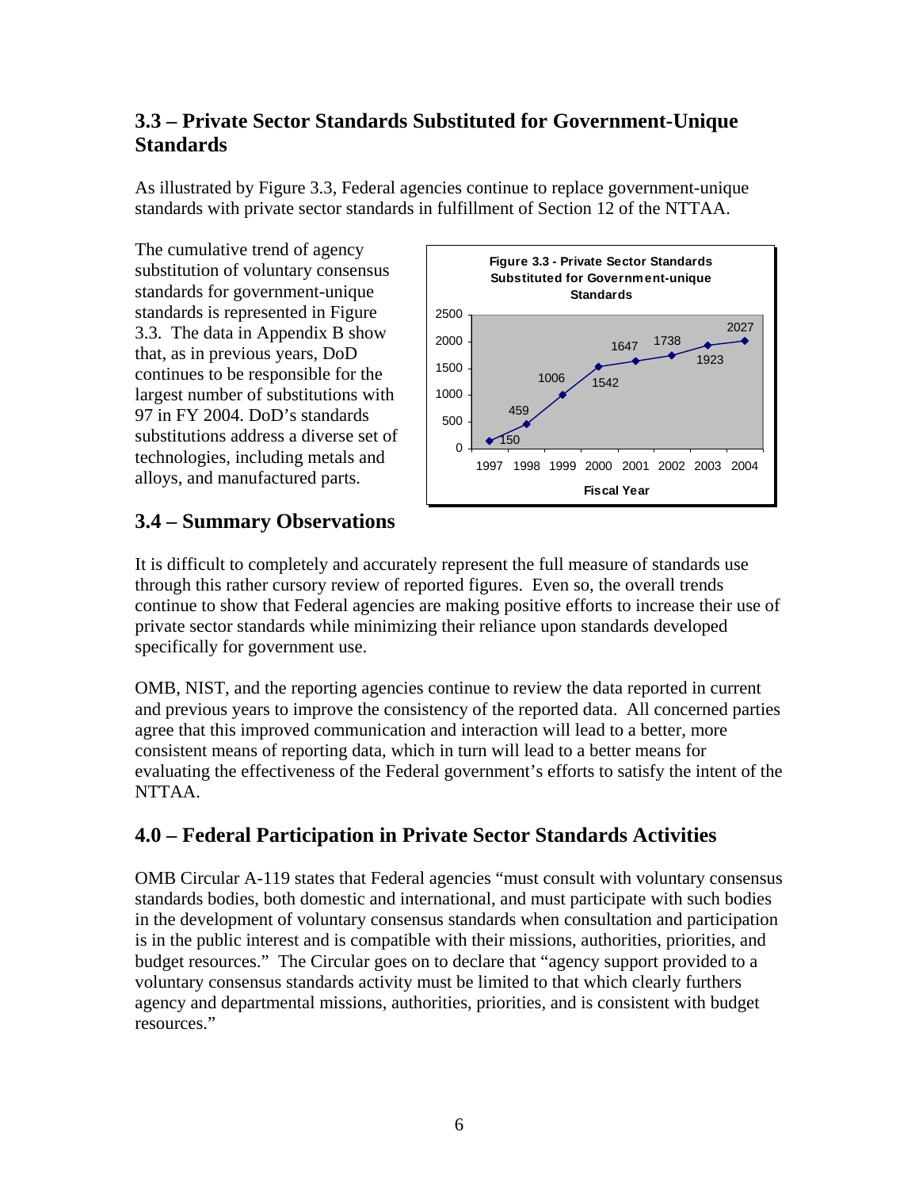## 3.3 – Private Sector Standards Substituted for Government-Unique Standards

As illustrated by Figure 3.3, Federal agencies continue to replace government-unique standards with private sector standards in fulfillment of Section 12 of the NTTAA.

The cumulative trend of agency substitution of voluntary consensus standards for government-unique standards is represented in Figure 3.3. The data in Appendix B show that, as in previous years, DoD continues to be responsible for the largest number of substitutions with 97 in FY 2004. DoD's standards substitutions address a diverse set of technologies, including metals and alloys, and manufactured parts.

**Figure 3.3 - Private Sector Standards Substituted for Government-unique Standards**

| Fiscal Year | 1997 | 1998 | 1999 | 2000 | 2001 | 2002 | 2003 | 2004 |
|---|---|---|---|---|---|---|---|---|
| Standards | 150 | 459 | 1006 | 1542 | 1647 | 1738 | 1923 | 2027 |

## 3.4 – Summary Observations

It is difficult to completely and accurately represent the full measure of standards use through this rather cursory review of reported figures. Even so, the overall trends continue to show that Federal agencies are making positive efforts to increase their use of private sector standards while minimizing their reliance upon standards developed specifically for government use.

OMB, NIST, and the reporting agencies continue to review the data reported in current and previous years to improve the consistency of the reported data. All concerned parties agree that this improved communication and interaction will lead to a better, more consistent means of reporting data, which in turn will lead to a better means for evaluating the effectiveness of the Federal government's efforts to satisfy the intent of the NTTAA.

## 4.0 – Federal Participation in Private Sector Standards Activities

OMB Circular A-119 states that Federal agencies "must consult with voluntary consensus standards bodies, both domestic and international, and must participate with such bodies in the development of voluntary consensus standards when consultation and participation is in the public interest and is compatible with their missions, authorities, priorities, and budget resources." The Circular goes on to declare that "agency support provided to a voluntary consensus standards activity must be limited to that which clearly furthers agency and departmental missions, authorities, priorities, and is consistent with budget resources."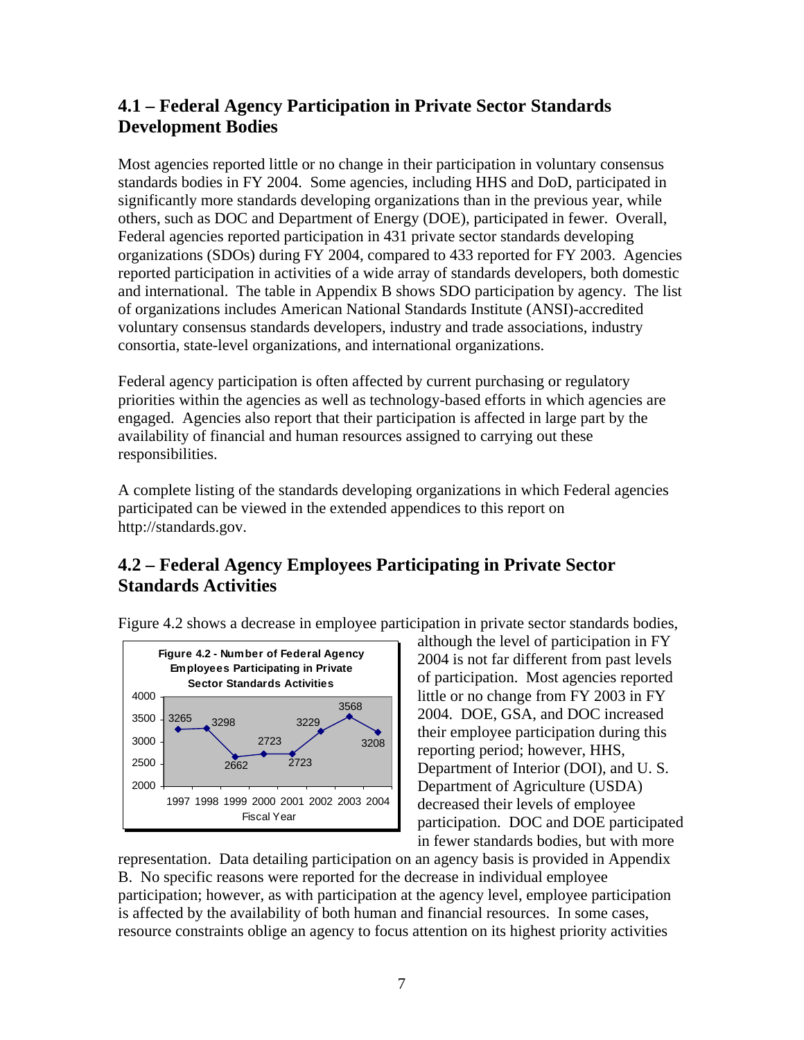## 4.1 – Federal Agency Participation in Private Sector Standards Development Bodies

Most agencies reported little or no change in their participation in voluntary consensus standards bodies in FY 2004. Some agencies, including HHS and DoD, participated in significantly more standards developing organizations than in the previous year, while others, such as DOC and Department of Energy (DOE), participated in fewer. Overall, Federal agencies reported participation in 431 private sector standards developing organizations (SDOs) during FY 2004, compared to 433 reported for FY 2003. Agencies reported participation in activities of a wide array of standards developers, both domestic and international. The table in Appendix B shows SDO participation by agency. The list of organizations includes American National Standards Institute (ANSI)-accredited voluntary consensus standards developers, industry and trade associations, industry consortia, state-level organizations, and international organizations.

Federal agency participation is often affected by current purchasing or regulatory priorities within the agencies as well as technology-based efforts in which agencies are engaged. Agencies also report that their participation is affected in large part by the availability of financial and human resources assigned to carrying out these responsibilities.

A complete listing of the standards developing organizations in which Federal agencies participated can be viewed in the extended appendices to this report on http://standards.gov.

## 4.2 – Federal Agency Employees Participating in Private Sector Standards Activities

Figure 4.2 shows a decrease in employee participation in private sector standards bodies, although the level of participation in FY 2004 is not far different from past levels of participation. Most agencies reported little or no change from FY 2003 in FY 2004. DOE, GSA, and DOC increased their employee participation during this reporting period; however, HHS, Department of Interior (DOI), and U. S. Department of Agriculture (USDA) decreased their levels of employee participation. DOC and DOE participated in fewer standards bodies, but with more representation. Data detailing participation on an agency basis is provided in Appendix B. No specific reasons were reported for the decrease in individual employee participation; however, as with participation at the agency level, employee participation is affected by the availability of both human and financial resources. In some cases, resource constraints oblige an agency to focus attention on its highest priority activities

**Figure 4.2 - Number of Federal Agency Employees Participating in Private Sector Standards Activities**

| Fiscal Year | 1997 | 1998 | 1999 | 2000 | 2001 | 2002 | 2003 | 2004 |
|---|---|---|---|---|---|---|---|---|
| Employees | 3265 | 3298 | 2662 | 2723 | 2723 | 3229 | 3568 | 3208 |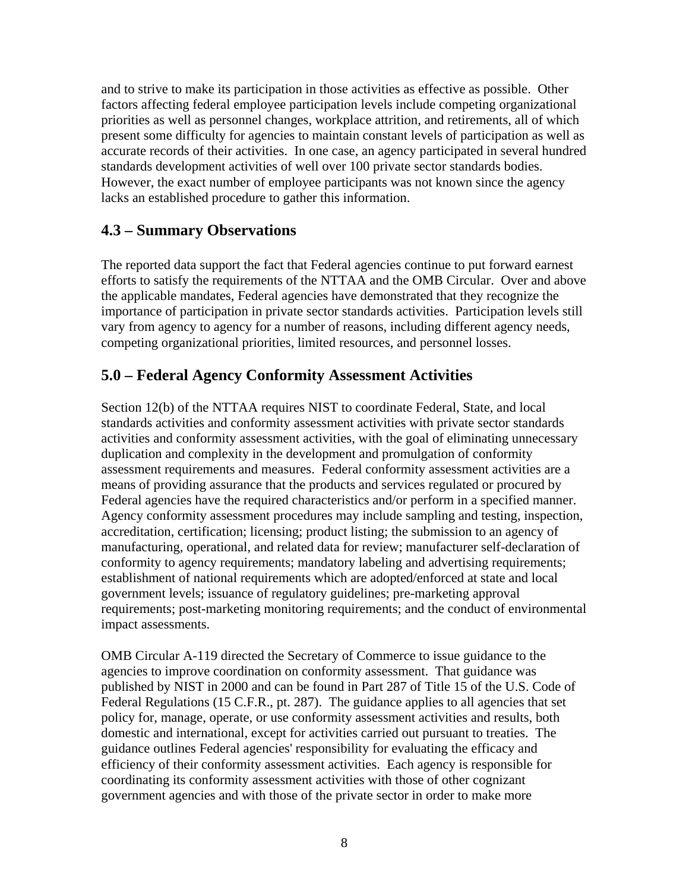and to strive to make its participation in those activities as effective as possible. Other factors affecting federal employee participation levels include competing organizational priorities as well as personnel changes, workplace attrition, and retirements, all of which present some difficulty for agencies to maintain constant levels of participation as well as accurate records of their activities. In one case, an agency participated in several hundred standards development activities of well over 100 private sector standards bodies. However, the exact number of employee participants was not known since the agency lacks an established procedure to gather this information.

## 4.3 – Summary Observations

The reported data support the fact that Federal agencies continue to put forward earnest efforts to satisfy the requirements of the NTTAA and the OMB Circular. Over and above the applicable mandates, Federal agencies have demonstrated that they recognize the importance of participation in private sector standards activities. Participation levels still vary from agency to agency for a number of reasons, including different agency needs, competing organizational priorities, limited resources, and personnel losses.

## 5.0 – Federal Agency Conformity Assessment Activities

Section 12(b) of the NTTAA requires NIST to coordinate Federal, State, and local standards activities and conformity assessment activities with private sector standards activities and conformity assessment activities, with the goal of eliminating unnecessary duplication and complexity in the development and promulgation of conformity assessment requirements and measures. Federal conformity assessment activities are a means of providing assurance that the products and services regulated or procured by Federal agencies have the required characteristics and/or perform in a specified manner. Agency conformity assessment procedures may include sampling and testing, inspection, accreditation, certification; licensing; product listing; the submission to an agency of manufacturing, operational, and related data for review; manufacturer self-declaration of conformity to agency requirements; mandatory labeling and advertising requirements; establishment of national requirements which are adopted/enforced at state and local government levels; issuance of regulatory guidelines; pre-marketing approval requirements; post-marketing monitoring requirements; and the conduct of environmental impact assessments.

OMB Circular A-119 directed the Secretary of Commerce to issue guidance to the agencies to improve coordination on conformity assessment. That guidance was published by NIST in 2000 and can be found in Part 287 of Title 15 of the U.S. Code of Federal Regulations (15 C.F.R., pt. 287). The guidance applies to all agencies that set policy for, manage, operate, or use conformity assessment activities and results, both domestic and international, except for activities carried out pursuant to treaties. The guidance outlines Federal agencies' responsibility for evaluating the efficacy and efficiency of their conformity assessment activities. Each agency is responsible for coordinating its conformity assessment activities with those of other cognizant government agencies and with those of the private sector in order to make more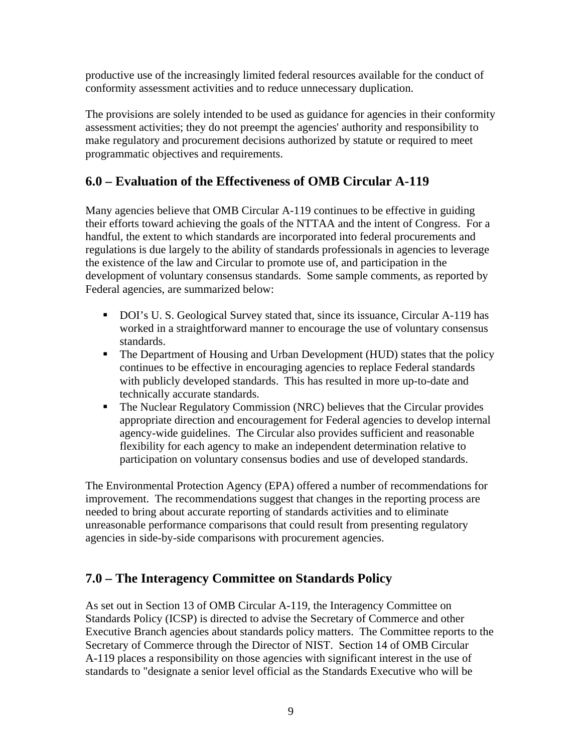productive use of the increasingly limited federal resources available for the conduct of conformity assessment activities and to reduce unnecessary duplication.

The provisions are solely intended to be used as guidance for agencies in their conformity assessment activities; they do not preempt the agencies' authority and responsibility to make regulatory and procurement decisions authorized by statute or required to meet programmatic objectives and requirements.

## 6.0 – Evaluation of the Effectiveness of OMB Circular A-119

Many agencies believe that OMB Circular A-119 continues to be effective in guiding their efforts toward achieving the goals of the NTTAA and the intent of Congress. For a handful, the extent to which standards are incorporated into federal procurements and regulations is due largely to the ability of standards professionals in agencies to leverage the existence of the law and Circular to promote use of, and participation in the development of voluntary consensus standards. Some sample comments, as reported by Federal agencies, are summarized below:

- DOI's U. S. Geological Survey stated that, since its issuance, Circular A-119 has worked in a straightforward manner to encourage the use of voluntary consensus standards.
- The Department of Housing and Urban Development (HUD) states that the policy continues to be effective in encouraging agencies to replace Federal standards with publicly developed standards. This has resulted in more up-to-date and technically accurate standards.
- The Nuclear Regulatory Commission (NRC) believes that the Circular provides appropriate direction and encouragement for Federal agencies to develop internal agency-wide guidelines. The Circular also provides sufficient and reasonable flexibility for each agency to make an independent determination relative to participation on voluntary consensus bodies and use of developed standards.

The Environmental Protection Agency (EPA) offered a number of recommendations for improvement. The recommendations suggest that changes in the reporting process are needed to bring about accurate reporting of standards activities and to eliminate unreasonable performance comparisons that could result from presenting regulatory agencies in side-by-side comparisons with procurement agencies.

## 7.0 – The Interagency Committee on Standards Policy

As set out in Section 13 of OMB Circular A-119, the Interagency Committee on Standards Policy (ICSP) is directed to advise the Secretary of Commerce and other Executive Branch agencies about standards policy matters. The Committee reports to the Secretary of Commerce through the Director of NIST. Section 14 of OMB Circular A-119 places a responsibility on those agencies with significant interest in the use of standards to "designate a senior level official as the Standards Executive who will be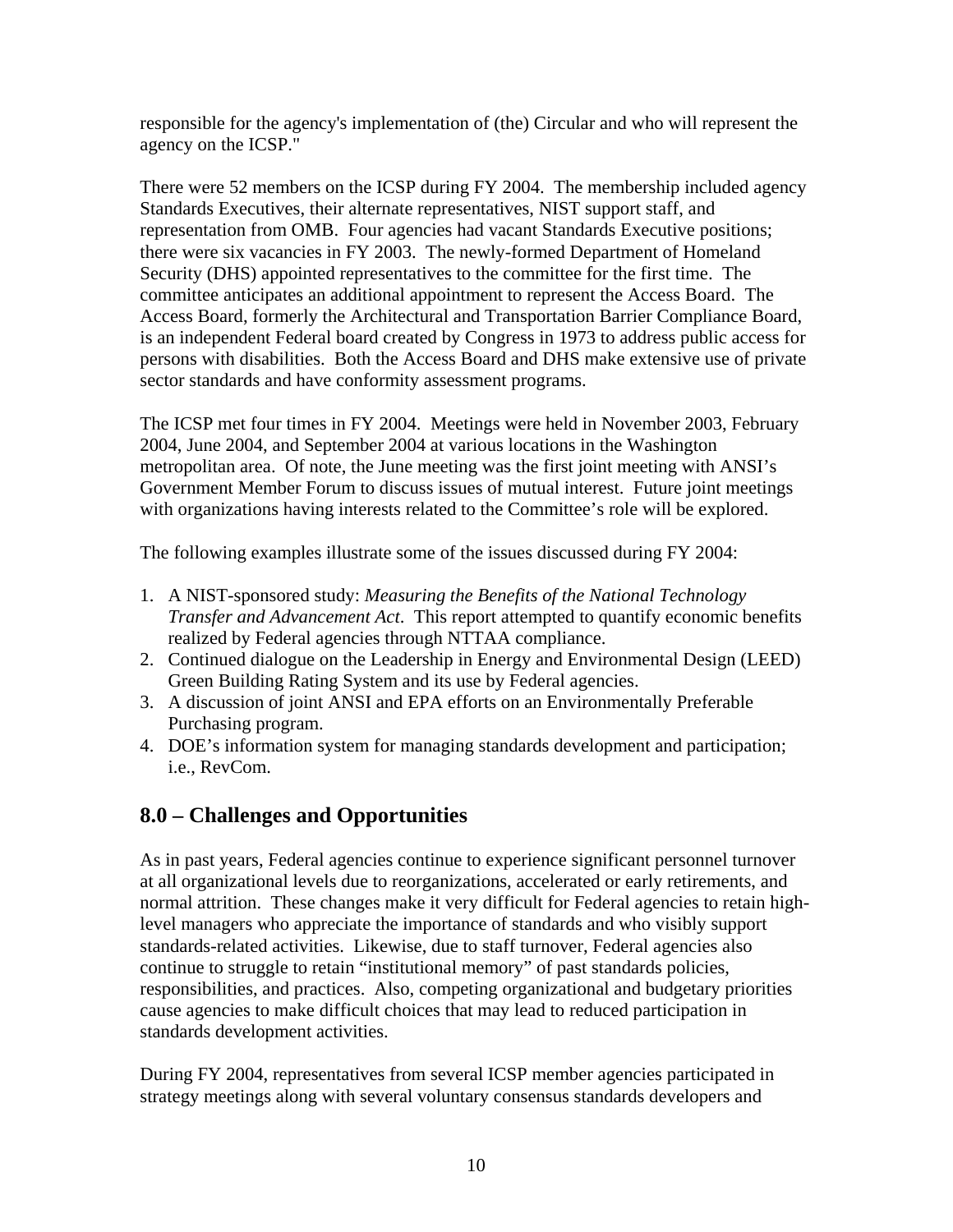responsible for the agency's implementation of (the) Circular and who will represent the agency on the ICSP."

There were 52 members on the ICSP during FY 2004. The membership included agency Standards Executives, their alternate representatives, NIST support staff, and representation from OMB. Four agencies had vacant Standards Executive positions; there were six vacancies in FY 2003. The newly-formed Department of Homeland Security (DHS) appointed representatives to the committee for the first time. The committee anticipates an additional appointment to represent the Access Board. The Access Board, formerly the Architectural and Transportation Barrier Compliance Board, is an independent Federal board created by Congress in 1973 to address public access for persons with disabilities. Both the Access Board and DHS make extensive use of private sector standards and have conformity assessment programs.

The ICSP met four times in FY 2004. Meetings were held in November 2003, February 2004, June 2004, and September 2004 at various locations in the Washington metropolitan area. Of note, the June meeting was the first joint meeting with ANSI's Government Member Forum to discuss issues of mutual interest. Future joint meetings with organizations having interests related to the Committee's role will be explored.

The following examples illustrate some of the issues discussed during FY 2004:

1. A NIST-sponsored study: *Measuring the Benefits of the National Technology Transfer and Advancement Act*. This report attempted to quantify economic benefits realized by Federal agencies through NTTAA compliance.
2. Continued dialogue on the Leadership in Energy and Environmental Design (LEED) Green Building Rating System and its use by Federal agencies.
3. A discussion of joint ANSI and EPA efforts on an Environmentally Preferable Purchasing program.
4. DOE's information system for managing standards development and participation; i.e., RevCom.

## 8.0 – Challenges and Opportunities

As in past years, Federal agencies continue to experience significant personnel turnover at all organizational levels due to reorganizations, accelerated or early retirements, and normal attrition. These changes make it very difficult for Federal agencies to retain high-level managers who appreciate the importance of standards and who visibly support standards-related activities. Likewise, due to staff turnover, Federal agencies also continue to struggle to retain "institutional memory" of past standards policies, responsibilities, and practices. Also, competing organizational and budgetary priorities cause agencies to make difficult choices that may lead to reduced participation in standards development activities.

During FY 2004, representatives from several ICSP member agencies participated in strategy meetings along with several voluntary consensus standards developers and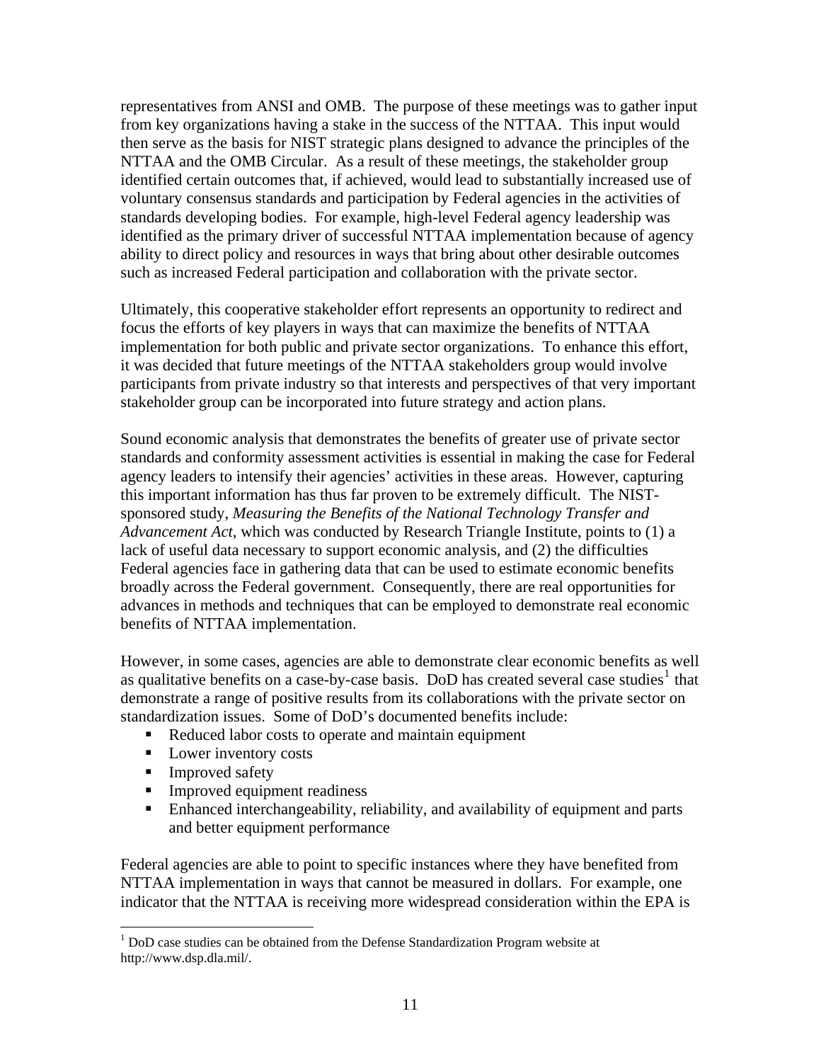representatives from ANSI and OMB. The purpose of these meetings was to gather input from key organizations having a stake in the success of the NTTAA. This input would then serve as the basis for NIST strategic plans designed to advance the principles of the NTTAA and the OMB Circular. As a result of these meetings, the stakeholder group identified certain outcomes that, if achieved, would lead to substantially increased use of voluntary consensus standards and participation by Federal agencies in the activities of standards developing bodies. For example, high-level Federal agency leadership was identified as the primary driver of successful NTTAA implementation because of agency ability to direct policy and resources in ways that bring about other desirable outcomes such as increased Federal participation and collaboration with the private sector.

Ultimately, this cooperative stakeholder effort represents an opportunity to redirect and focus the efforts of key players in ways that can maximize the benefits of NTTAA implementation for both public and private sector organizations. To enhance this effort, it was decided that future meetings of the NTTAA stakeholders group would involve participants from private industry so that interests and perspectives of that very important stakeholder group can be incorporated into future strategy and action plans.

Sound economic analysis that demonstrates the benefits of greater use of private sector standards and conformity assessment activities is essential in making the case for Federal agency leaders to intensify their agencies' activities in these areas. However, capturing this important information has thus far proven to be extremely difficult. The NIST-sponsored study, *Measuring the Benefits of the National Technology Transfer and Advancement Act*, which was conducted by Research Triangle Institute, points to (1) a lack of useful data necessary to support economic analysis, and (2) the difficulties Federal agencies face in gathering data that can be used to estimate economic benefits broadly across the Federal government. Consequently, there are real opportunities for advances in methods and techniques that can be employed to demonstrate real economic benefits of NTTAA implementation.

However, in some cases, agencies are able to demonstrate clear economic benefits as well as qualitative benefits on a case-by-case basis. DoD has created several case studies[1] that demonstrate a range of positive results from its collaborations with the private sector on standardization issues. Some of DoD's documented benefits include:

- Reduced labor costs to operate and maintain equipment
- Lower inventory costs
- Improved safety
- Improved equipment readiness
- Enhanced interchangeability, reliability, and availability of equipment and parts and better equipment performance

Federal agencies are able to point to specific instances where they have benefited from NTTAA implementation in ways that cannot be measured in dollars. For example, one indicator that the NTTAA is receiving more widespread consideration within the EPA is

[1] DoD case studies can be obtained from the Defense Standardization Program website at http://www.dsp.dla.mil/.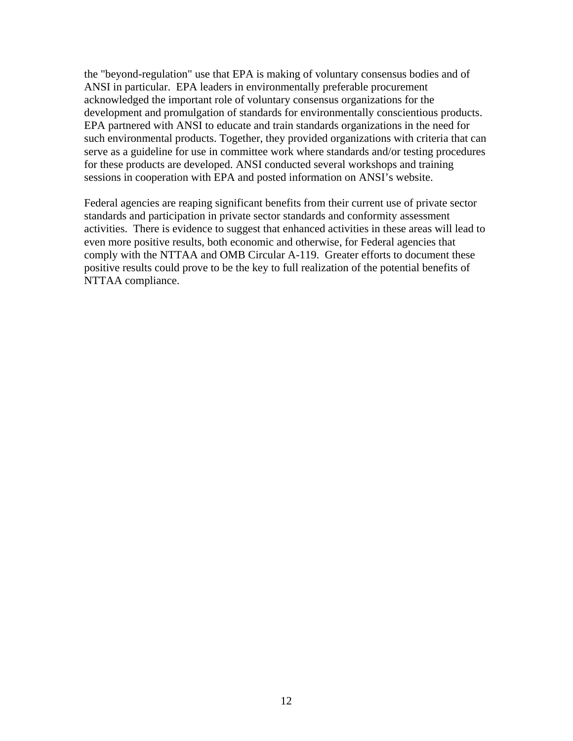the "beyond-regulation" use that EPA is making of voluntary consensus bodies and of ANSI in particular. EPA leaders in environmentally preferable procurement acknowledged the important role of voluntary consensus organizations for the development and promulgation of standards for environmentally conscientious products. EPA partnered with ANSI to educate and train standards organizations in the need for such environmental products. Together, they provided organizations with criteria that can serve as a guideline for use in committee work where standards and/or testing procedures for these products are developed. ANSI conducted several workshops and training sessions in cooperation with EPA and posted information on ANSI's website.

Federal agencies are reaping significant benefits from their current use of private sector standards and participation in private sector standards and conformity assessment activities. There is evidence to suggest that enhanced activities in these areas will lead to even more positive results, both economic and otherwise, for Federal agencies that comply with the NTTAA and OMB Circular A-119. Greater efforts to document these positive results could prove to be the key to full realization of the potential benefits of NTTAA compliance.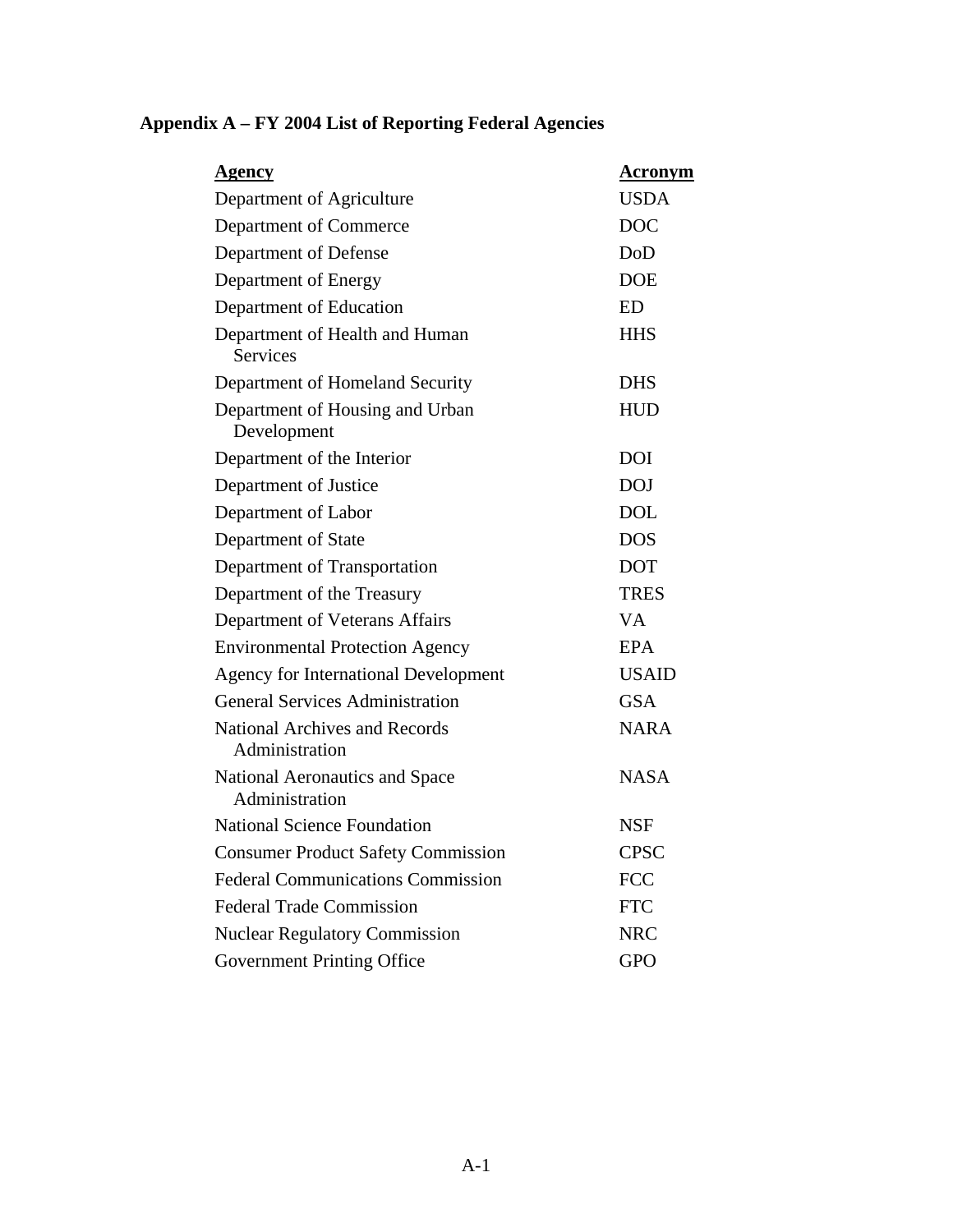## Appendix A – FY 2004 List of Reporting Federal Agencies

| Agency | Acronym |
|---|---|
| Department of Agriculture | USDA |
| Department of Commerce | DOC |
| Department of Defense | DoD |
| Department of Energy | DOE |
| Department of Education | ED |
| Department of Health and Human Services | HHS |
| Department of Homeland Security | DHS |
| Department of Housing and Urban Development | HUD |
| Department of the Interior | DOI |
| Department of Justice | DOJ |
| Department of Labor | DOL |
| Department of State | DOS |
| Department of Transportation | DOT |
| Department of the Treasury | TRES |
| Department of Veterans Affairs | VA |
| Environmental Protection Agency | EPA |
| Agency for International Development | USAID |
| General Services Administration | GSA |
| National Archives and Records Administration | NARA |
| National Aeronautics and Space Administration | NASA |
| National Science Foundation | NSF |
| Consumer Product Safety Commission | CPSC |
| Federal Communications Commission | FCC |
| Federal Trade Commission | FTC |
| Nuclear Regulatory Commission | NRC |
| Government Printing Office | GPO |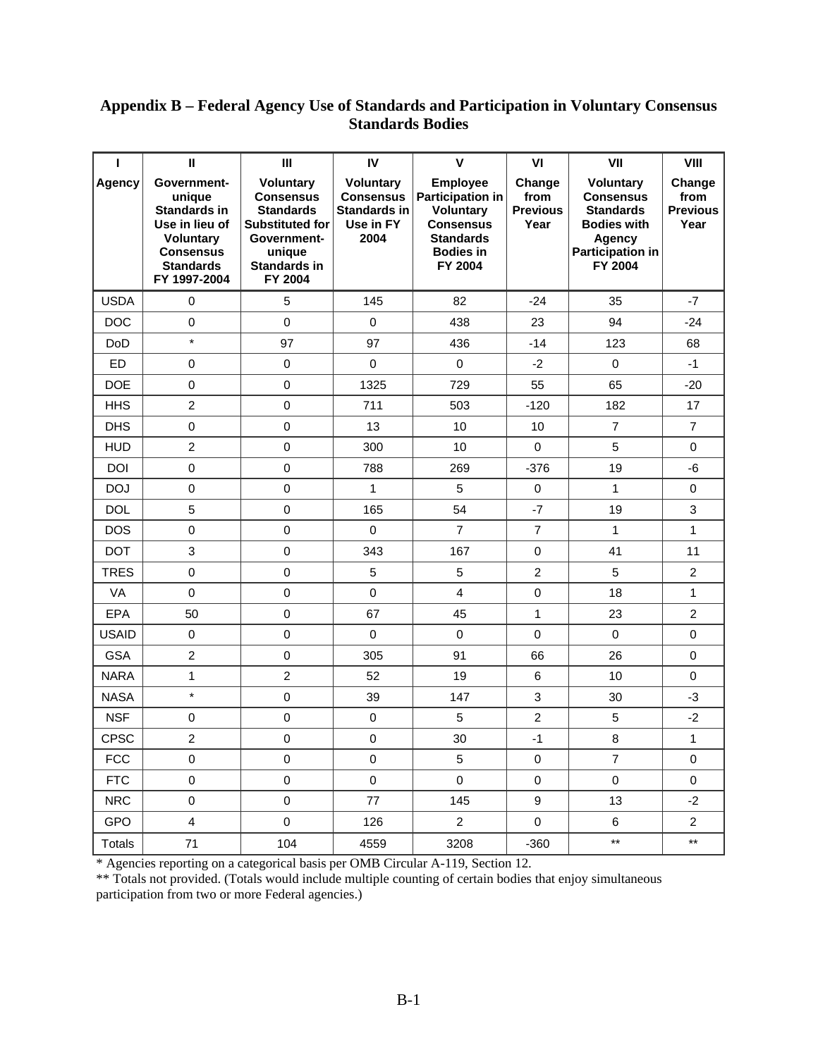## Appendix B – Federal Agency Use of Standards and Participation in Voluntary Consensus Standards Bodies

| I | II | III | IV | V | VI | VII | VIII |
|---|---|---|---|---|---|---|---|
| Agency | Government-unique Standards in Use in lieu of Voluntary Consensus Standards FY 1997-2004 | Voluntary Consensus Standards Substituted for Government-unique Standards in FY 2004 | Voluntary Consensus Standards in Use in FY 2004 | Employee Participation in Voluntary Consensus Standards Bodies in FY 2004 | Change from Previous Year | Voluntary Consensus Standards Bodies with Agency Participation in FY 2004 | Change from Previous Year |
| USDA | 0 | 5 | 145 | 82 | -24 | 35 | -7 |
| DOC | 0 | 0 | 0 | 438 | 23 | 94 | -24 |
| DoD | * | 97 | 97 | 436 | -14 | 123 | 68 |
| ED | 0 | 0 | 0 | 0 | -2 | 0 | -1 |
| DOE | 0 | 0 | 1325 | 729 | 55 | 65 | -20 |
| HHS | 2 | 0 | 711 | 503 | -120 | 182 | 17 |
| DHS | 0 | 0 | 13 | 10 | 10 | 7 | 7 |
| HUD | 2 | 0 | 300 | 10 | 0 | 5 | 0 |
| DOI | 0 | 0 | 788 | 269 | -376 | 19 | -6 |
| DOJ | 0 | 0 | 1 | 5 | 0 | 1 | 0 |
| DOL | 5 | 0 | 165 | 54 | -7 | 19 | 3 |
| DOS | 0 | 0 | 0 | 7 | 7 | 1 | 1 |
| DOT | 3 | 0 | 343 | 167 | 0 | 41 | 11 |
| TRES | 0 | 0 | 5 | 5 | 2 | 5 | 2 |
| VA | 0 | 0 | 0 | 4 | 0 | 18 | 1 |
| EPA | 50 | 0 | 67 | 45 | 1 | 23 | 2 |
| USAID | 0 | 0 | 0 | 0 | 0 | 0 | 0 |
| GSA | 2 | 0 | 305 | 91 | 66 | 26 | 0 |
| NARA | 1 | 2 | 52 | 19 | 6 | 10 | 0 |
| NASA | * | 0 | 39 | 147 | 3 | 30 | -3 |
| NSF | 0 | 0 | 0 | 5 | 2 | 5 | -2 |
| CPSC | 2 | 0 | 0 | 30 | -1 | 8 | 1 |
| FCC | 0 | 0 | 0 | 5 | 0 | 7 | 0 |
| FTC | 0 | 0 | 0 | 0 | 0 | 0 | 0 |
| NRC | 0 | 0 | 77 | 145 | 9 | 13 | -2 |
| GPO | 4 | 0 | 126 | 2 | 0 | 6 | 2 |
| Totals | 71 | 104 | 4559 | 3208 | -360 | ** | ** |

* Agencies reporting on a categorical basis per OMB Circular A-119, Section 12.

** Totals not provided. (Totals would include multiple counting of certain bodies that enjoy simultaneous participation from two or more Federal agencies.)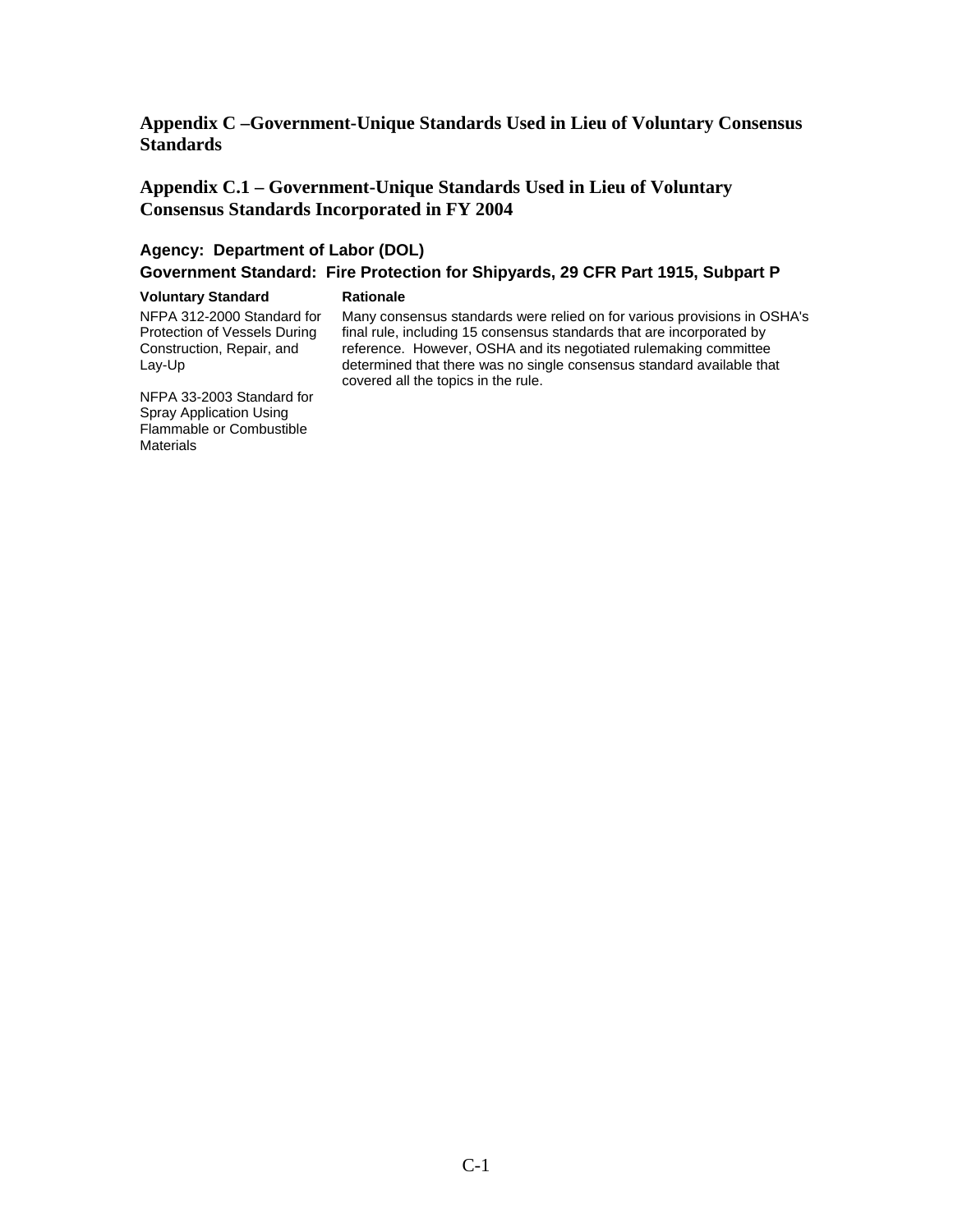# Appendix C –Government-Unique Standards Used in Lieu of Voluntary Consensus Standards

## Appendix C.1 – Government-Unique Standards Used in Lieu of Voluntary Consensus Standards Incorporated in FY 2004

### Agency: Department of Labor (DOL)
### Government Standard: Fire Protection for Shipyards, 29 CFR Part 1915, Subpart P

| Voluntary Standard | Rationale |
|---|---|
| NFPA 312-2000 Standard for Protection of Vessels During Construction, Repair, and Lay-Up<br><br>NFPA 33-2003 Standard for Spray Application Using Flammable or Combustible Materials | Many consensus standards were relied on for various provisions in OSHA's final rule, including 15 consensus standards that are incorporated by reference. However, OSHA and its negotiated rulemaking committee determined that there was no single consensus standard available that covered all the topics in the rule. |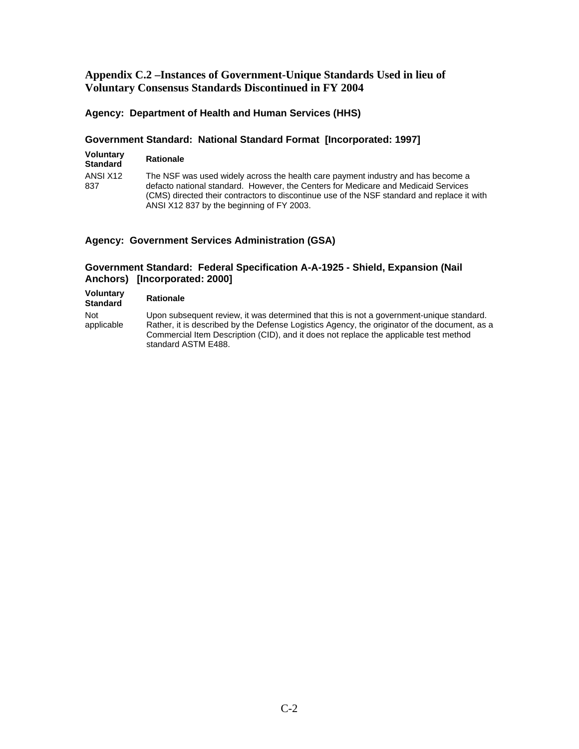## Appendix C.2 –Instances of Government-Unique Standards Used in lieu of Voluntary Consensus Standards Discontinued in FY 2004

### Agency: Department of Health and Human Services (HHS)

#### Government Standard: National Standard Format [Incorporated: 1997]

| Voluntary Standard | Rationale |
|---|---|
| ANSI X12 837 | The NSF was used widely across the health care payment industry and has become a defacto national standard. However, the Centers for Medicare and Medicaid Services (CMS) directed their contractors to discontinue use of the NSF standard and replace it with ANSI X12 837 by the beginning of FY 2003. |

### Agency: Government Services Administration (GSA)

#### Government Standard: Federal Specification A-A-1925 - Shield, Expansion (Nail Anchors) [Incorporated: 2000]

| Voluntary Standard | Rationale |
|---|---|
| Not applicable | Upon subsequent review, it was determined that this is not a government-unique standard. Rather, it is described by the Defense Logistics Agency, the originator of the document, as a Commercial Item Description (CID), and it does not replace the applicable test method standard ASTM E488. |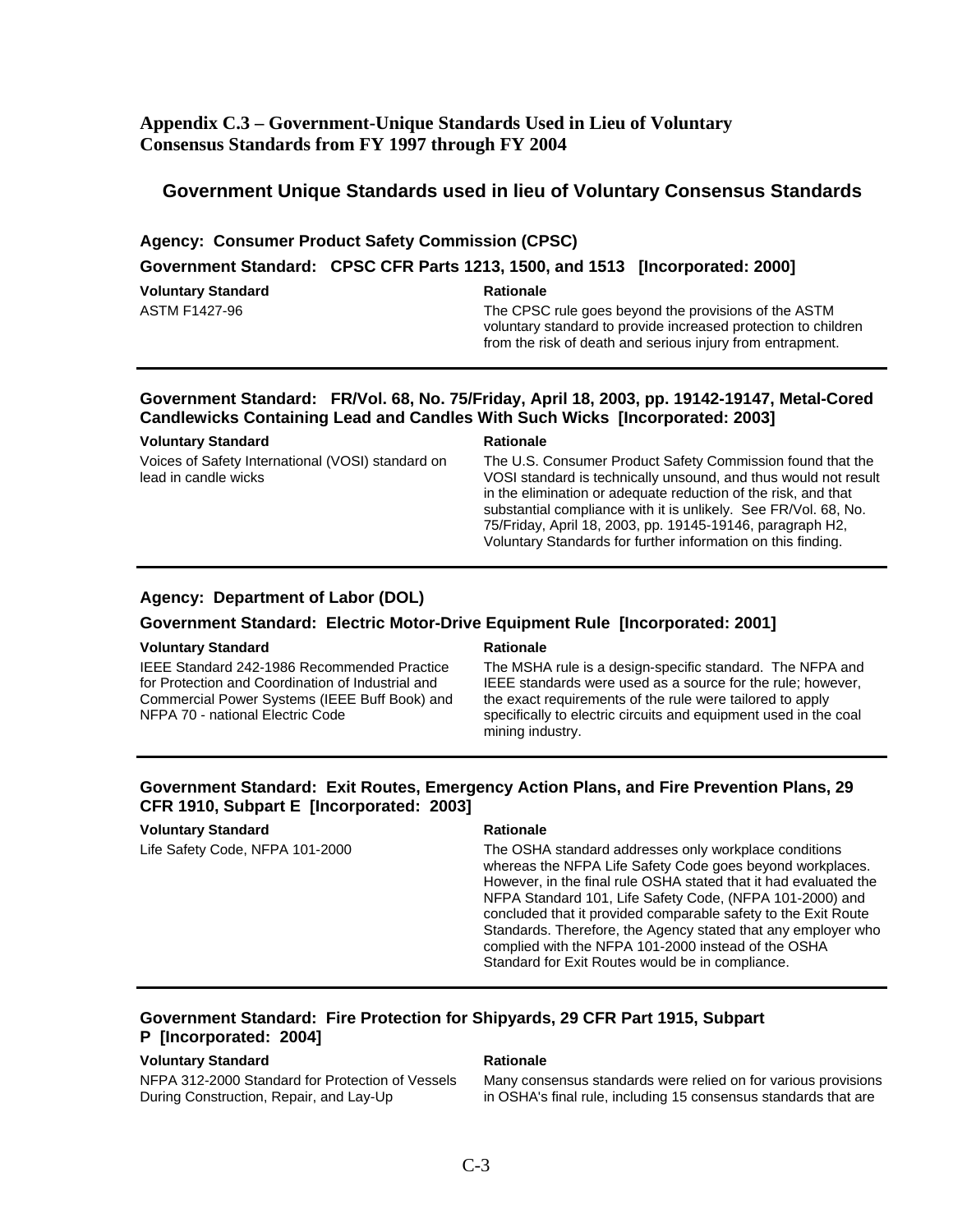## Appendix C.3 – Government-Unique Standards Used in Lieu of Voluntary Consensus Standards from FY 1997 through FY 2004

### Government Unique Standards used in lieu of Voluntary Consensus Standards

**Agency: Consumer Product Safety Commission (CPSC)**

**Government Standard: CPSC CFR Parts 1213, 1500, and 1513 [Incorporated: 2000]**

| Voluntary Standard | Rationale |
|---|---|
| ASTM F1427-96 | The CPSC rule goes beyond the provisions of the ASTM voluntary standard to provide increased protection to children from the risk of death and serious injury from entrapment. |

**Government Standard: FR/Vol. 68, No. 75/Friday, April 18, 2003, pp. 19142-19147, Metal-Cored Candlewicks Containing Lead and Candles With Such Wicks [Incorporated: 2003]**

| Voluntary Standard | Rationale |
|---|---|
| Voices of Safety International (VOSI) standard on lead in candle wicks | The U.S. Consumer Product Safety Commission found that the VOSI standard is technically unsound, and thus would not result in the elimination or adequate reduction of the risk, and that substantial compliance with it is unlikely. See FR/Vol. 68, No. 75/Friday, April 18, 2003, pp. 19145-19146, paragraph H2, Voluntary Standards for further information on this finding. |

**Agency: Department of Labor (DOL)**

**Government Standard: Electric Motor-Drive Equipment Rule [Incorporated: 2001]**

| Voluntary Standard | Rationale |
|---|---|
| IEEE Standard 242-1986 Recommended Practice for Protection and Coordination of Industrial and Commercial Power Systems (IEEE Buff Book) and NFPA 70 - national Electric Code | The MSHA rule is a design-specific standard. The NFPA and IEEE standards were used as a source for the rule; however, the exact requirements of the rule were tailored to apply specifically to electric circuits and equipment used in the coal mining industry. |

**Government Standard: Exit Routes, Emergency Action Plans, and Fire Prevention Plans, 29 CFR 1910, Subpart E [Incorporated: 2003]**

| Voluntary Standard | Rationale |
|---|---|
| Life Safety Code, NFPA 101-2000 | The OSHA standard addresses only workplace conditions whereas the NFPA Life Safety Code goes beyond workplaces. However, in the final rule OSHA stated that it had evaluated the NFPA Standard 101, Life Safety Code, (NFPA 101-2000) and concluded that it provided comparable safety to the Exit Route Standards. Therefore, the Agency stated that any employer who complied with the NFPA 101-2000 instead of the OSHA Standard for Exit Routes would be in compliance. |

**Government Standard: Fire Protection for Shipyards, 29 CFR Part 1915, Subpart P [Incorporated: 2004]**

| Voluntary Standard | Rationale |
|---|---|
| NFPA 312-2000 Standard for Protection of Vessels During Construction, Repair, and Lay-Up | Many consensus standards were relied on for various provisions in OSHA's final rule, including 15 consensus standards that are |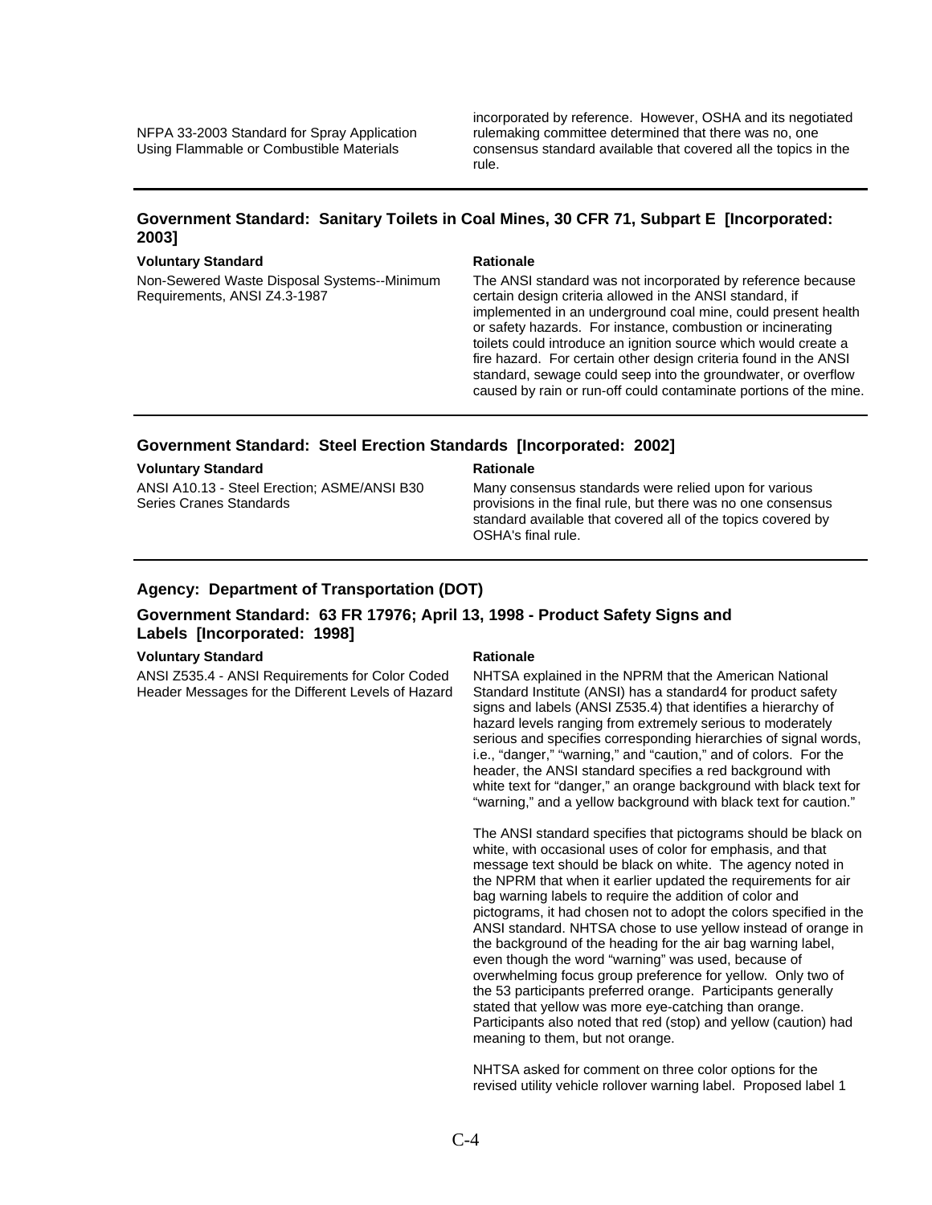| Voluntary Standard | Rationale |
|---|---|
| NFPA 33-2003 Standard for Spray Application Using Flammable or Combustible Materials | incorporated by reference. However, OSHA and its negotiated rulemaking committee determined that there was no, one consensus standard available that covered all the topics in the rule. |

### Government Standard: Sanitary Toilets in Coal Mines, 30 CFR 71, Subpart E [Incorporated: 2003]

| Voluntary Standard | Rationale |
|---|---|
| Non-Sewered Waste Disposal Systems--Minimum Requirements, ANSI Z4.3-1987 | The ANSI standard was not incorporated by reference because certain design criteria allowed in the ANSI standard, if implemented in an underground coal mine, could present health or safety hazards. For instance, combustion or incinerating toilets could introduce an ignition source which would create a fire hazard. For certain other design criteria found in the ANSI standard, sewage could seep into the groundwater, or overflow caused by rain or run-off could contaminate portions of the mine. |

### Government Standard: Steel Erection Standards [Incorporated: 2002]

| Voluntary Standard | Rationale |
|---|---|
| ANSI A10.13 - Steel Erection; ASME/ANSI B30 Series Cranes Standards | Many consensus standards were relied upon for various provisions in the final rule, but there was no one consensus standard available that covered all of the topics covered by OSHA's final rule. |

## Agency: Department of Transportation (DOT)

### Government Standard: 63 FR 17976; April 13, 1998 - Product Safety Signs and Labels [Incorporated: 1998]

| Voluntary Standard | Rationale |
|---|---|
| ANSI Z535.4 - ANSI Requirements for Color Coded Header Messages for the Different Levels of Hazard | NHTSA explained in the NPRM that the American National Standard Institute (ANSI) has a standard4 for product safety signs and labels (ANSI Z535.4) that identifies a hierarchy of hazard levels ranging from extremely serious to moderately serious and specifies corresponding hierarchies of signal words, i.e., "danger," "warning," and "caution," and of colors. For the header, the ANSI standard specifies a red background with white text for "danger," an orange background with black text for "warning," and a yellow background with black text for caution."<br><br>The ANSI standard specifies that pictograms should be black on white, with occasional uses of color for emphasis, and that message text should be black on white. The agency noted in the NPRM that when it earlier updated the requirements for air bag warning labels to require the addition of color and pictograms, it had chosen not to adopt the colors specified in the ANSI standard. NHTSA chose to use yellow instead of orange in the background of the heading for the air bag warning label, even though the word "warning" was used, because of overwhelming focus group preference for yellow. Only two of the 53 participants preferred orange. Participants generally stated that yellow was more eye-catching than orange. Participants also noted that red (stop) and yellow (caution) had meaning to them, but not orange.<br><br>NHTSA asked for comment on three color options for the revised utility vehicle rollover warning label. Proposed label 1 |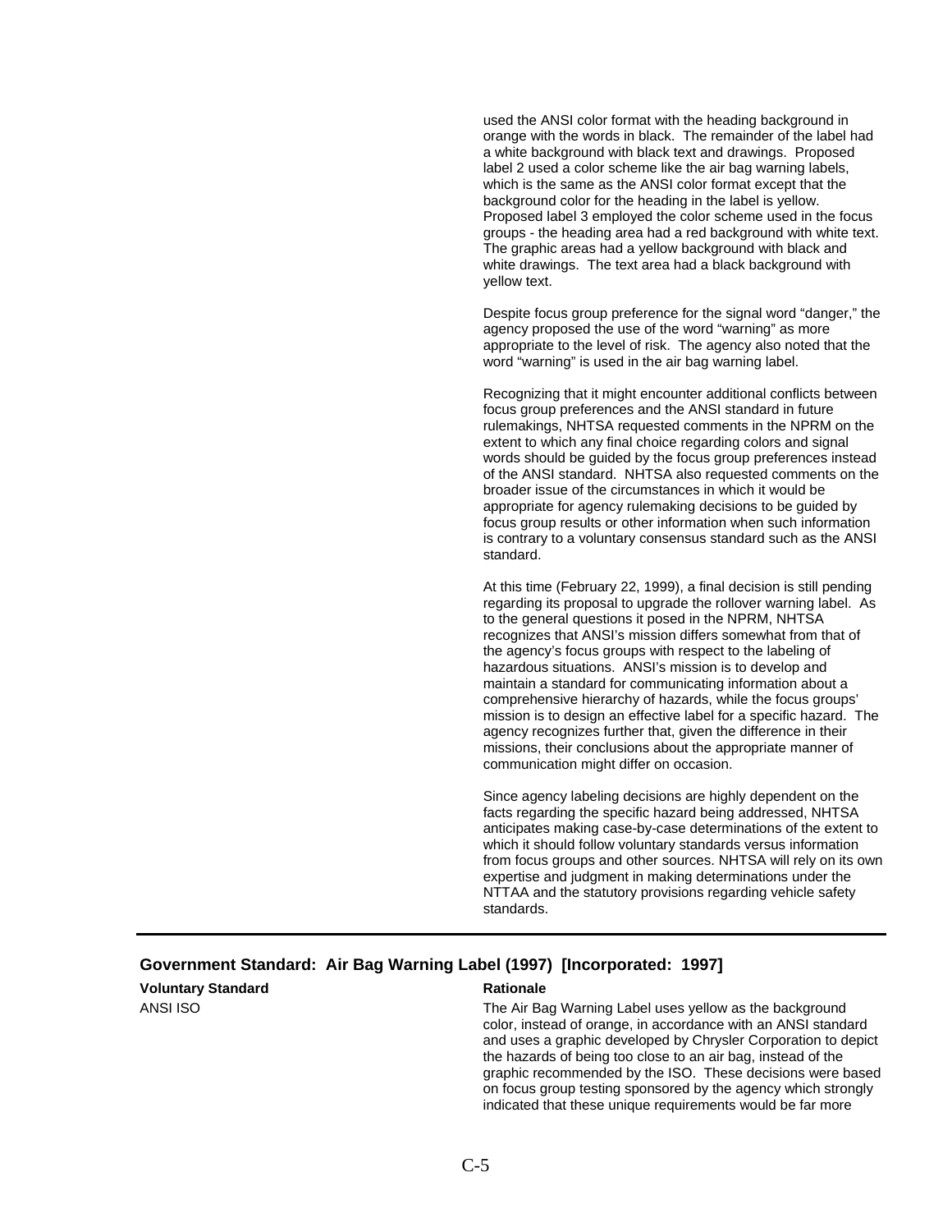used the ANSI color format with the heading background in orange with the words in black. The remainder of the label had a white background with black text and drawings. Proposed label 2 used a color scheme like the air bag warning labels, which is the same as the ANSI color format except that the background color for the heading in the label is yellow. Proposed label 3 employed the color scheme used in the focus groups - the heading area had a red background with white text. The graphic areas had a yellow background with black and white drawings. The text area had a black background with yellow text.

Despite focus group preference for the signal word "danger," the agency proposed the use of the word "warning" as more appropriate to the level of risk. The agency also noted that the word "warning" is used in the air bag warning label.

Recognizing that it might encounter additional conflicts between focus group preferences and the ANSI standard in future rulemakings, NHTSA requested comments in the NPRM on the extent to which any final choice regarding colors and signal words should be guided by the focus group preferences instead of the ANSI standard. NHTSA also requested comments on the broader issue of the circumstances in which it would be appropriate for agency rulemaking decisions to be guided by focus group results or other information when such information is contrary to a voluntary consensus standard such as the ANSI standard.

At this time (February 22, 1999), a final decision is still pending regarding its proposal to upgrade the rollover warning label. As to the general questions it posed in the NPRM, NHTSA recognizes that ANSI's mission differs somewhat from that of the agency's focus groups with respect to the labeling of hazardous situations. ANSI's mission is to develop and maintain a standard for communicating information about a comprehensive hierarchy of hazards, while the focus groups' mission is to design an effective label for a specific hazard. The agency recognizes further that, given the difference in their missions, their conclusions about the appropriate manner of communication might differ on occasion.

Since agency labeling decisions are highly dependent on the facts regarding the specific hazard being addressed, NHTSA anticipates making case-by-case determinations of the extent to which it should follow voluntary standards versus information from focus groups and other sources. NHTSA will rely on its own expertise and judgment in making determinations under the NTTAA and the statutory provisions regarding vehicle safety standards.

---

### Government Standard: Air Bag Warning Label (1997) [Incorporated: 1997]

| **Voluntary Standard** | **Rationale** |
|---|---|
| ANSI ISO | The Air Bag Warning Label uses yellow as the background color, instead of orange, in accordance with an ANSI standard and uses a graphic developed by Chrysler Corporation to depict the hazards of being too close to an air bag, instead of the graphic recommended by the ISO. These decisions were based on focus group testing sponsored by the agency which strongly indicated that these unique requirements would be far more |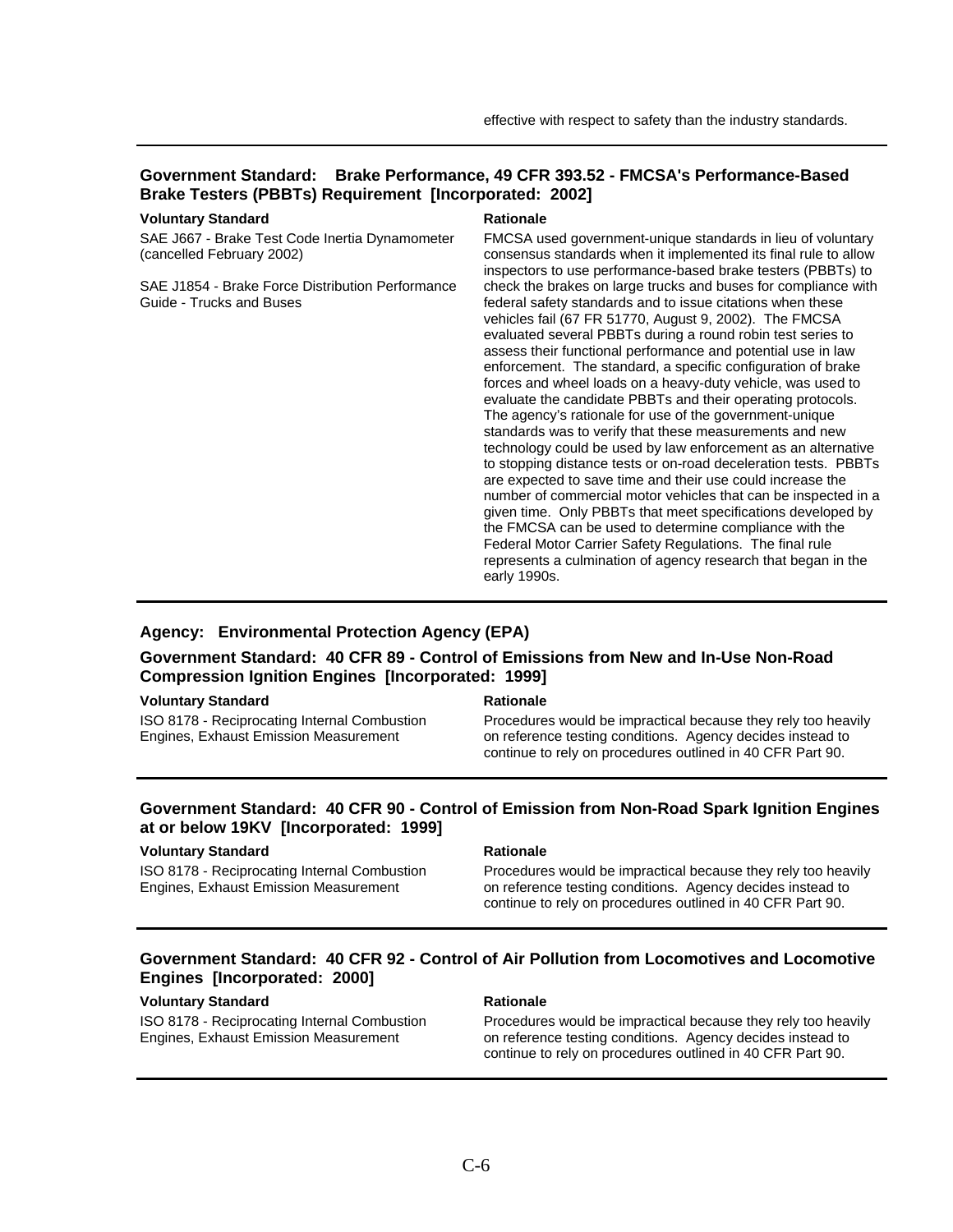effective with respect to safety than the industry standards.

### Government Standard: Brake Performance, 49 CFR 393.52 - FMCSA's Performance-Based Brake Testers (PBBTs) Requirement [Incorporated: 2002]

| Voluntary Standard | Rationale |
| --- | --- |
| SAE J667 - Brake Test Code Inertia Dynamometer (cancelled February 2002)<br><br>SAE J1854 - Brake Force Distribution Performance Guide - Trucks and Buses | FMCSA used government-unique standards in lieu of voluntary consensus standards when it implemented its final rule to allow inspectors to use performance-based brake testers (PBBTs) to check the brakes on large trucks and buses for compliance with federal safety standards and to issue citations when these vehicles fail (67 FR 51770, August 9, 2002). The FMCSA evaluated several PBBTs during a round robin test series to assess their functional performance and potential use in law enforcement. The standard, a specific configuration of brake forces and wheel loads on a heavy-duty vehicle, was used to evaluate the candidate PBBTs and their operating protocols. The agency's rationale for use of the government-unique standards was to verify that these measurements and new technology could be used by law enforcement as an alternative to stopping distance tests or on-road deceleration tests. PBBTs are expected to save time and their use could increase the number of commercial motor vehicles that can be inspected in a given time. Only PBBTs that meet specifications developed by the FMCSA can be used to determine compliance with the Federal Motor Carrier Safety Regulations. The final rule represents a culmination of agency research that began in the early 1990s. |

## Agency: Environmental Protection Agency (EPA)

### Government Standard: 40 CFR 89 - Control of Emissions from New and In-Use Non-Road Compression Ignition Engines [Incorporated: 1999]

| Voluntary Standard | Rationale |
| --- | --- |
| ISO 8178 - Reciprocating Internal Combustion Engines, Exhaust Emission Measurement | Procedures would be impractical because they rely too heavily on reference testing conditions. Agency decides instead to continue to rely on procedures outlined in 40 CFR Part 90. |

### Government Standard: 40 CFR 90 - Control of Emission from Non-Road Spark Ignition Engines at or below 19KV [Incorporated: 1999]

| Voluntary Standard | Rationale |
| --- | --- |
| ISO 8178 - Reciprocating Internal Combustion Engines, Exhaust Emission Measurement | Procedures would be impractical because they rely too heavily on reference testing conditions. Agency decides instead to continue to rely on procedures outlined in 40 CFR Part 90. |

### Government Standard: 40 CFR 92 - Control of Air Pollution from Locomotives and Locomotive Engines [Incorporated: 2000]

| Voluntary Standard | Rationale |
| --- | --- |
| ISO 8178 - Reciprocating Internal Combustion Engines, Exhaust Emission Measurement | Procedures would be impractical because they rely too heavily on reference testing conditions. Agency decides instead to continue to rely on procedures outlined in 40 CFR Part 90. |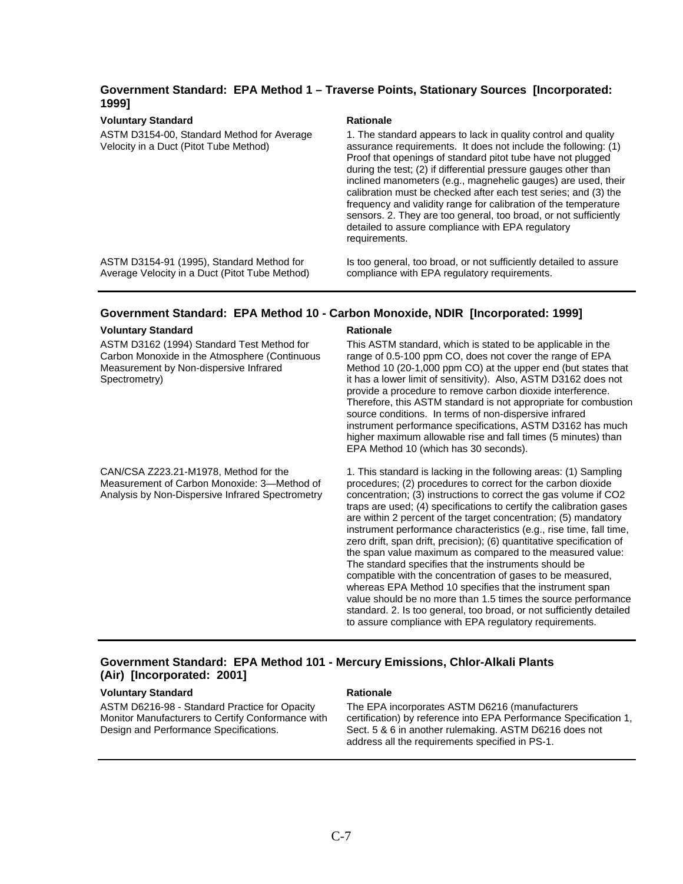### Government Standard: EPA Method 1 – Traverse Points, Stationary Sources [Incorporated: 1999]

| Voluntary Standard | Rationale |
|---|---|
| ASTM D3154-00, Standard Method for Average Velocity in a Duct (Pitot Tube Method) | 1. The standard appears to lack in quality control and quality assurance requirements. It does not include the following: (1) Proof that openings of standard pitot tube have not plugged during the test; (2) if differential pressure gauges other than inclined manometers (e.g., magnehelic gauges) are used, their calibration must be checked after each test series; and (3) the frequency and validity range for calibration of the temperature sensors. 2. They are too general, too broad, or not sufficiently detailed to assure compliance with EPA regulatory requirements. |
| ASTM D3154-91 (1995), Standard Method for Average Velocity in a Duct (Pitot Tube Method) | Is too general, too broad, or not sufficiently detailed to assure compliance with EPA regulatory requirements. |

### Government Standard: EPA Method 10 - Carbon Monoxide, NDIR [Incorporated: 1999]

| Voluntary Standard | Rationale |
|---|---|
| ASTM D3162 (1994) Standard Test Method for Carbon Monoxide in the Atmosphere (Continuous Measurement by Non-dispersive Infrared Spectrometry) | This ASTM standard, which is stated to be applicable in the range of 0.5-100 ppm CO, does not cover the range of EPA Method 10 (20-1,000 ppm CO) at the upper end (but states that it has a lower limit of sensitivity). Also, ASTM D3162 does not provide a procedure to remove carbon dioxide interference. Therefore, this ASTM standard is not appropriate for combustion source conditions. In terms of non-dispersive infrared instrument performance specifications, ASTM D3162 has much higher maximum allowable rise and fall times (5 minutes) than EPA Method 10 (which has 30 seconds). |
| CAN/CSA Z223.21-M1978, Method for the Measurement of Carbon Monoxide: 3—Method of Analysis by Non-Dispersive Infrared Spectrometry | 1. This standard is lacking in the following areas: (1) Sampling procedures; (2) procedures to correct for the carbon dioxide concentration; (3) instructions to correct the gas volume if $CO_2$ traps are used; (4) specifications to certify the calibration gases are within 2 percent of the target concentration; (5) mandatory instrument performance characteristics (e.g., rise time, fall time, zero drift, span drift, precision); (6) quantitative specification of the span value maximum as compared to the measured value: The standard specifies that the instruments should be compatible with the concentration of gases to be measured, whereas EPA Method 10 specifies that the instrument span value should be no more than 1.5 times the source performance standard. 2. Is too general, too broad, or not sufficiently detailed to assure compliance with EPA regulatory requirements. |

### Government Standard: EPA Method 101 - Mercury Emissions, Chlor-Alkali Plants (Air) [Incorporated: 2001]

| Voluntary Standard | Rationale |
|---|---|
| ASTM D6216-98 - Standard Practice for Opacity Monitor Manufacturers to Certify Conformance with Design and Performance Specifications. | The EPA incorporates ASTM D6216 (manufacturers certification) by reference into EPA Performance Specification 1, Sect. 5 & 6 in another rulemaking. ASTM D6216 does not address all the requirements specified in PS-1. |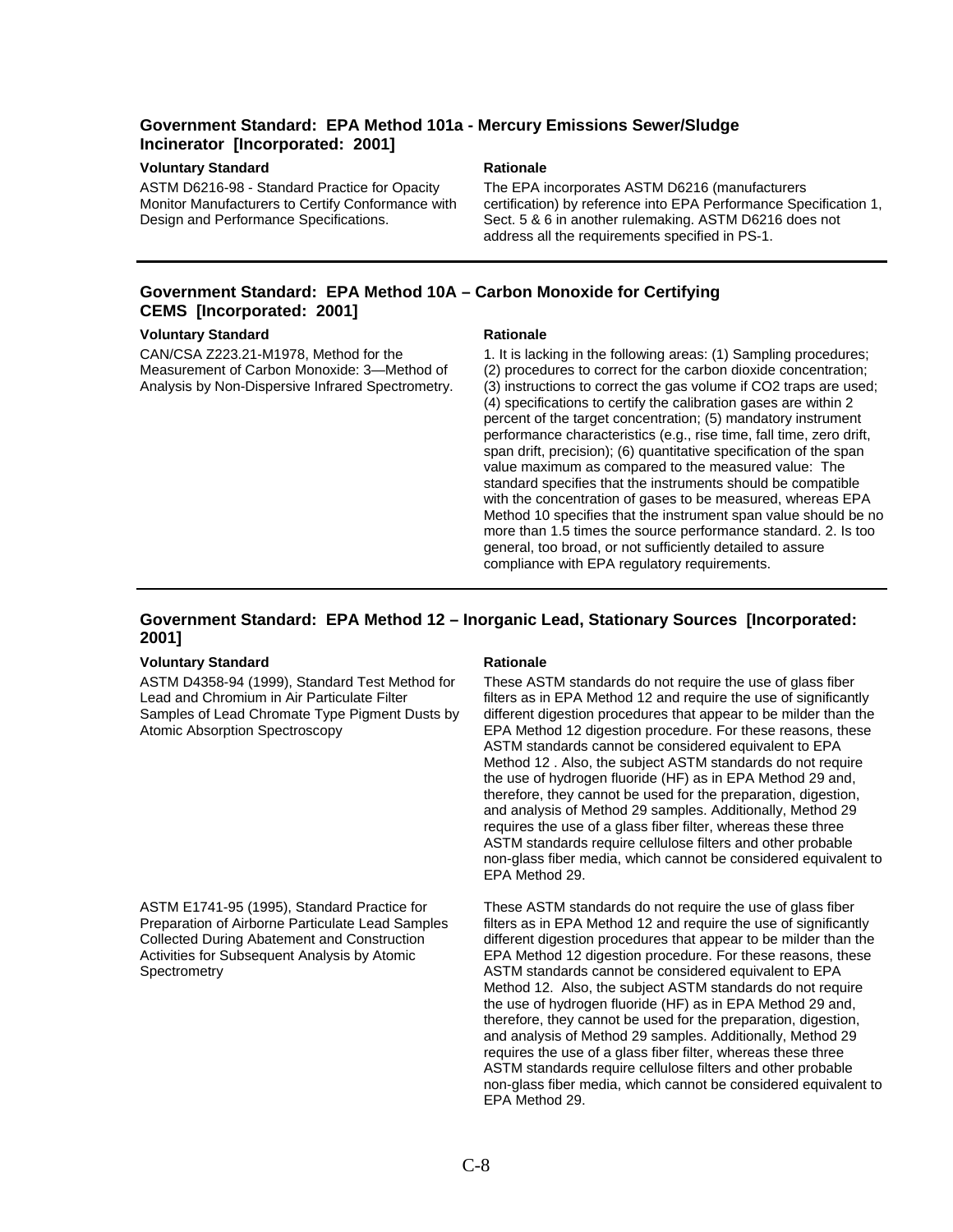### Government Standard: EPA Method 101a - Mercury Emissions Sewer/Sludge Incinerator [Incorporated: 2001]

| Voluntary Standard | Rationale |
|---|---|
| ASTM D6216-98 - Standard Practice for Opacity Monitor Manufacturers to Certify Conformance with Design and Performance Specifications. | The EPA incorporates ASTM D6216 (manufacturers certification) by reference into EPA Performance Specification 1, Sect. 5 & 6 in another rulemaking. ASTM D6216 does not address all the requirements specified in PS-1. |

### Government Standard: EPA Method 10A – Carbon Monoxide for Certifying CEMS [Incorporated: 2001]

| Voluntary Standard | Rationale |
|---|---|
| CAN/CSA Z223.21-M1978, Method for the Measurement of Carbon Monoxide: 3—Method of Analysis by Non-Dispersive Infrared Spectrometry. | 1. It is lacking in the following areas: (1) Sampling procedures; (2) procedures to correct for the carbon dioxide concentration; (3) instructions to correct the gas volume if CO2 traps are used; (4) specifications to certify the calibration gases are within 2 percent of the target concentration; (5) mandatory instrument performance characteristics (e.g., rise time, fall time, zero drift, span drift, precision); (6) quantitative specification of the span value maximum as compared to the measured value: The standard specifies that the instruments should be compatible with the concentration of gases to be measured, whereas EPA Method 10 specifies that the instrument span value should be no more than 1.5 times the source performance standard. 2. Is too general, too broad, or not sufficiently detailed to assure compliance with EPA regulatory requirements. |

### Government Standard: EPA Method 12 – Inorganic Lead, Stationary Sources [Incorporated: 2001]

| Voluntary Standard | Rationale |
|---|---|
| ASTM D4358-94 (1999), Standard Test Method for Lead and Chromium in Air Particulate Filter Samples of Lead Chromate Type Pigment Dusts by Atomic Absorption Spectroscopy | These ASTM standards do not require the use of glass fiber filters as in EPA Method 12 and require the use of significantly different digestion procedures that appear to be milder than the EPA Method 12 digestion procedure. For these reasons, these ASTM standards cannot be considered equivalent to EPA Method 12 . Also, the subject ASTM standards do not require the use of hydrogen fluoride (HF) as in EPA Method 29 and, therefore, they cannot be used for the preparation, digestion, and analysis of Method 29 samples. Additionally, Method 29 requires the use of a glass fiber filter, whereas these three ASTM standards require cellulose filters and other probable non-glass fiber media, which cannot be considered equivalent to EPA Method 29. |
| ASTM E1741-95 (1995), Standard Practice for Preparation of Airborne Particulate Lead Samples Collected During Abatement and Construction Activities for Subsequent Analysis by Atomic Spectrometry | These ASTM standards do not require the use of glass fiber filters as in EPA Method 12 and require the use of significantly different digestion procedures that appear to be milder than the EPA Method 12 digestion procedure. For these reasons, these ASTM standards cannot be considered equivalent to EPA Method 12. Also, the subject ASTM standards do not require the use of hydrogen fluoride (HF) as in EPA Method 29 and, therefore, they cannot be used for the preparation, digestion, and analysis of Method 29 samples. Additionally, Method 29 requires the use of a glass fiber filter, whereas these three ASTM standards require cellulose filters and other probable non-glass fiber media, which cannot be considered equivalent to EPA Method 29. |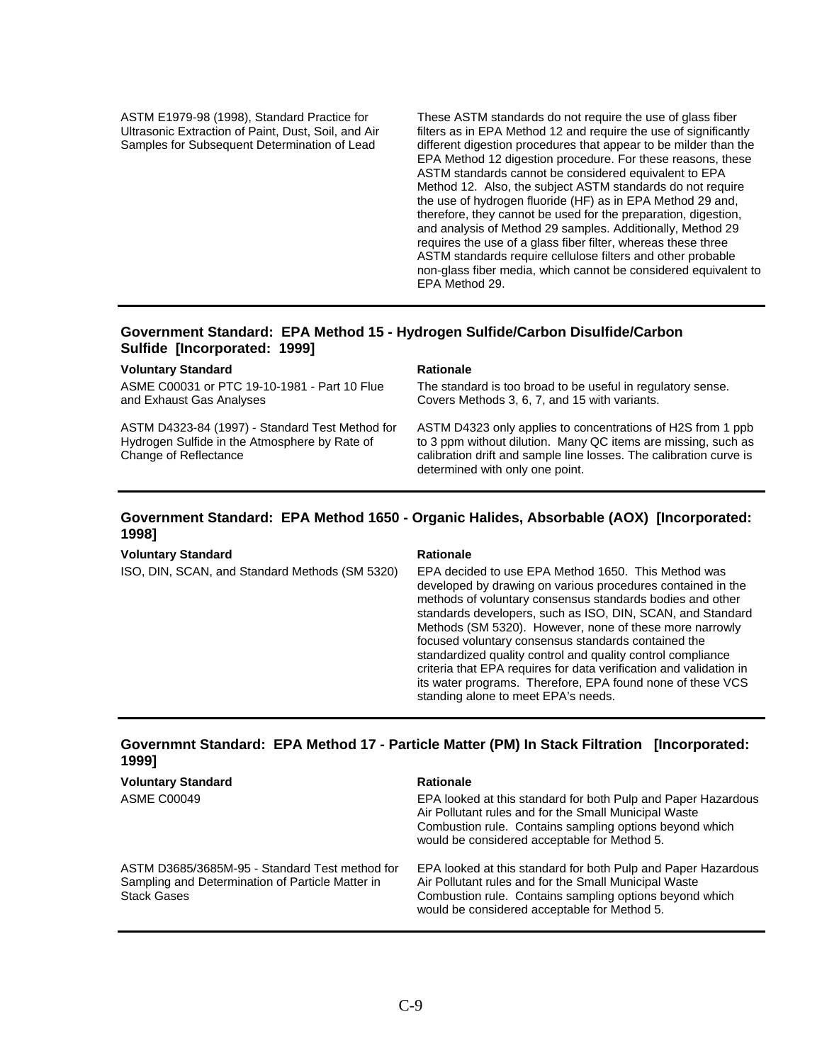| | |
|---|---|
| ASTM E1979-98 (1998), Standard Practice for Ultrasonic Extraction of Paint, Dust, Soil, and Air Samples for Subsequent Determination of Lead | These ASTM standards do not require the use of glass fiber filters as in EPA Method 12 and require the use of significantly different digestion procedures that appear to be milder than the EPA Method 12 digestion procedure. For these reasons, these ASTM standards cannot be considered equivalent to EPA Method 12. Also, the subject ASTM standards do not require the use of hydrogen fluoride (HF) as in EPA Method 29 and, therefore, they cannot be used for the preparation, digestion, and analysis of Method 29 samples. Additionally, Method 29 requires the use of a glass fiber filter, whereas these three ASTM standards require cellulose filters and other probable non-glass fiber media, which cannot be considered equivalent to EPA Method 29. |

### Government Standard: EPA Method 15 - Hydrogen Sulfide/Carbon Disulfide/Carbon Sulfide [Incorporated: 1999]

| Voluntary Standard | Rationale |
|---|---|
| ASME C00031 or PTC 19-10-1981 - Part 10 Flue and Exhaust Gas Analyses | The standard is too broad to be useful in regulatory sense. Covers Methods 3, 6, 7, and 15 with variants. |
| ASTM D4323-84 (1997) - Standard Test Method for Hydrogen Sulfide in the Atmosphere by Rate of Change of Reflectance | ASTM D4323 only applies to concentrations of H2S from 1 ppb to 3 ppm without dilution. Many QC items are missing, such as calibration drift and sample line losses. The calibration curve is determined with only one point. |

### Government Standard: EPA Method 1650 - Organic Halides, Absorbable (AOX) [Incorporated: 1998]

| Voluntary Standard | Rationale |
|---|---|
| ISO, DIN, SCAN, and Standard Methods (SM 5320) | EPA decided to use EPA Method 1650. This Method was developed by drawing on various procedures contained in the methods of voluntary consensus standards bodies and other standards developers, such as ISO, DIN, SCAN, and Standard Methods (SM 5320). However, none of these more narrowly focused voluntary consensus standards contained the standardized quality control and quality control compliance criteria that EPA requires for data verification and validation in its water programs. Therefore, EPA found none of these VCS standing alone to meet EPA's needs. |

### Governmnt Standard: EPA Method 17 - Particle Matter (PM) In Stack Filtration [Incorporated: 1999]

| Voluntary Standard | Rationale |
|---|---|
| ASME C00049 | EPA looked at this standard for both Pulp and Paper Hazardous Air Pollutant rules and for the Small Municipal Waste Combustion rule. Contains sampling options beyond which would be considered acceptable for Method 5. |
| ASTM D3685/3685M-95 - Standard Test method for Sampling and Determination of Particle Matter in Stack Gases | EPA looked at this standard for both Pulp and Paper Hazardous Air Pollutant rules and for the Small Municipal Waste Combustion rule. Contains sampling options beyond which would be considered acceptable for Method 5. |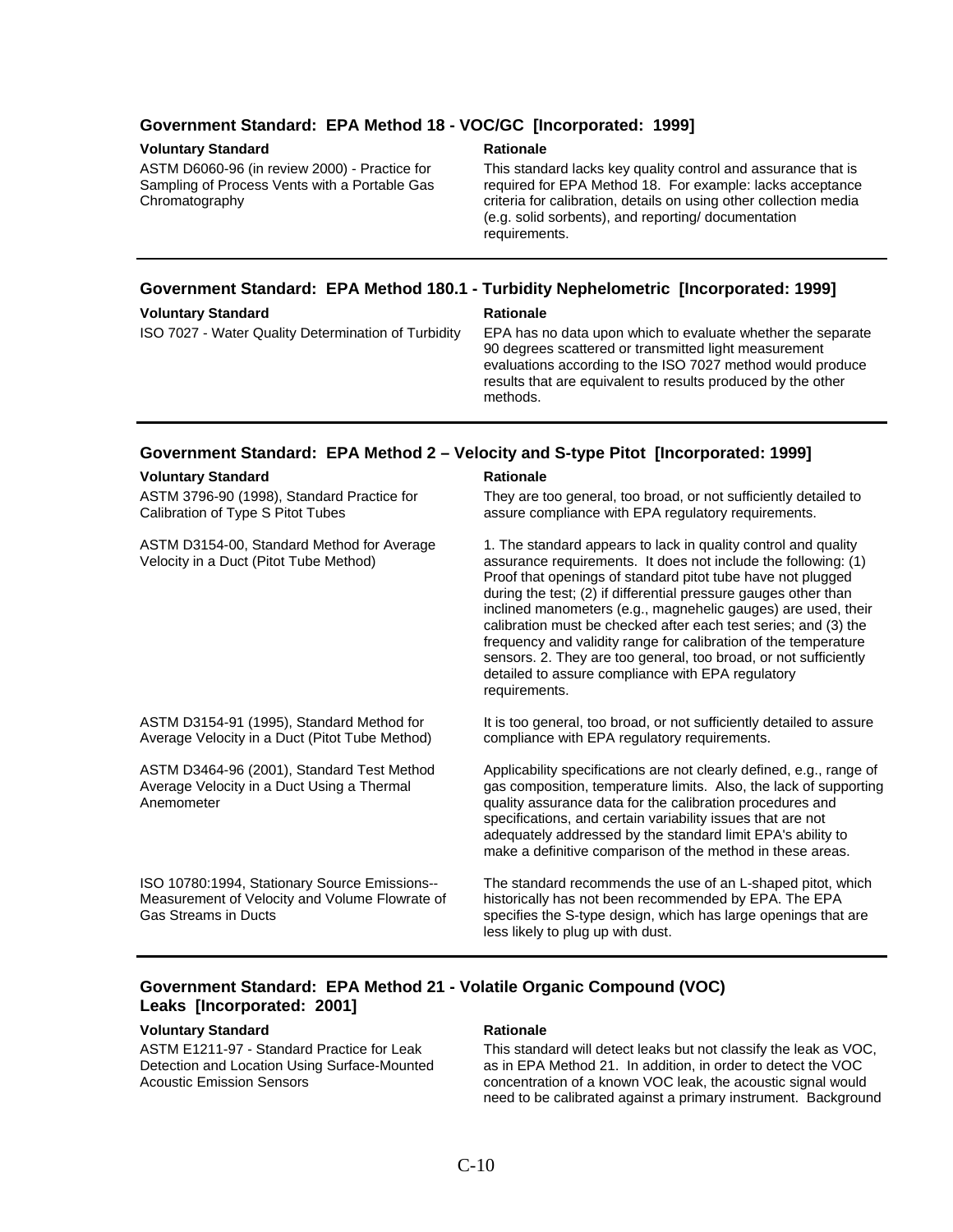### Government Standard: EPA Method 18 - VOC/GC [Incorporated: 1999]

| Voluntary Standard | Rationale |
|---|---|
| ASTM D6060-96 (in review 2000) - Practice for Sampling of Process Vents with a Portable Gas Chromatography | This standard lacks key quality control and assurance that is required for EPA Method 18. For example: lacks acceptance criteria for calibration, details on using other collection media (e.g. solid sorbents), and reporting/ documentation requirements. |

### Government Standard: EPA Method 180.1 - Turbidity Nephelometric [Incorporated: 1999]

| Voluntary Standard | Rationale |
|---|---|
| ISO 7027 - Water Quality Determination of Turbidity | EPA has no data upon which to evaluate whether the separate 90 degrees scattered or transmitted light measurement evaluations according to the ISO 7027 method would produce results that are equivalent to results produced by the other methods. |

### Government Standard: EPA Method 2 – Velocity and S-type Pitot [Incorporated: 1999]

| Voluntary Standard | Rationale |
|---|---|
| ASTM 3796-90 (1998), Standard Practice for Calibration of Type S Pitot Tubes | They are too general, too broad, or not sufficiently detailed to assure compliance with EPA regulatory requirements. |
| ASTM D3154-00, Standard Method for Average Velocity in a Duct (Pitot Tube Method) | 1. The standard appears to lack in quality control and quality assurance requirements. It does not include the following: (1) Proof that openings of standard pitot tube have not plugged during the test; (2) if differential pressure gauges other than inclined manometers (e.g., magnehelic gauges) are used, their calibration must be checked after each test series; and (3) the frequency and validity range for calibration of the temperature sensors. 2. They are too general, too broad, or not sufficiently detailed to assure compliance with EPA regulatory requirements. |
| ASTM D3154-91 (1995), Standard Method for Average Velocity in a Duct (Pitot Tube Method) | It is too general, too broad, or not sufficiently detailed to assure compliance with EPA regulatory requirements. |
| ASTM D3464-96 (2001), Standard Test Method Average Velocity in a Duct Using a Thermal Anemometer | Applicability specifications are not clearly defined, e.g., range of gas composition, temperature limits. Also, the lack of supporting quality assurance data for the calibration procedures and specifications, and certain variability issues that are not adequately addressed by the standard limit EPA's ability to make a definitive comparison of the method in these areas. |
| ISO 10780:1994, Stationary Source Emissions--Measurement of Velocity and Volume Flowrate of Gas Streams in Ducts | The standard recommends the use of an L-shaped pitot, which historically has not been recommended by EPA. The EPA specifies the S-type design, which has large openings that are less likely to plug up with dust. |

### Government Standard: EPA Method 21 - Volatile Organic Compound (VOC) Leaks [Incorporated: 2001]

| Voluntary Standard | Rationale |
|---|---|
| ASTM E1211-97 - Standard Practice for Leak Detection and Location Using Surface-Mounted Acoustic Emission Sensors | This standard will detect leaks but not classify the leak as VOC, as in EPA Method 21. In addition, in order to detect the VOC concentration of a known VOC leak, the acoustic signal would need to be calibrated against a primary instrument. Background |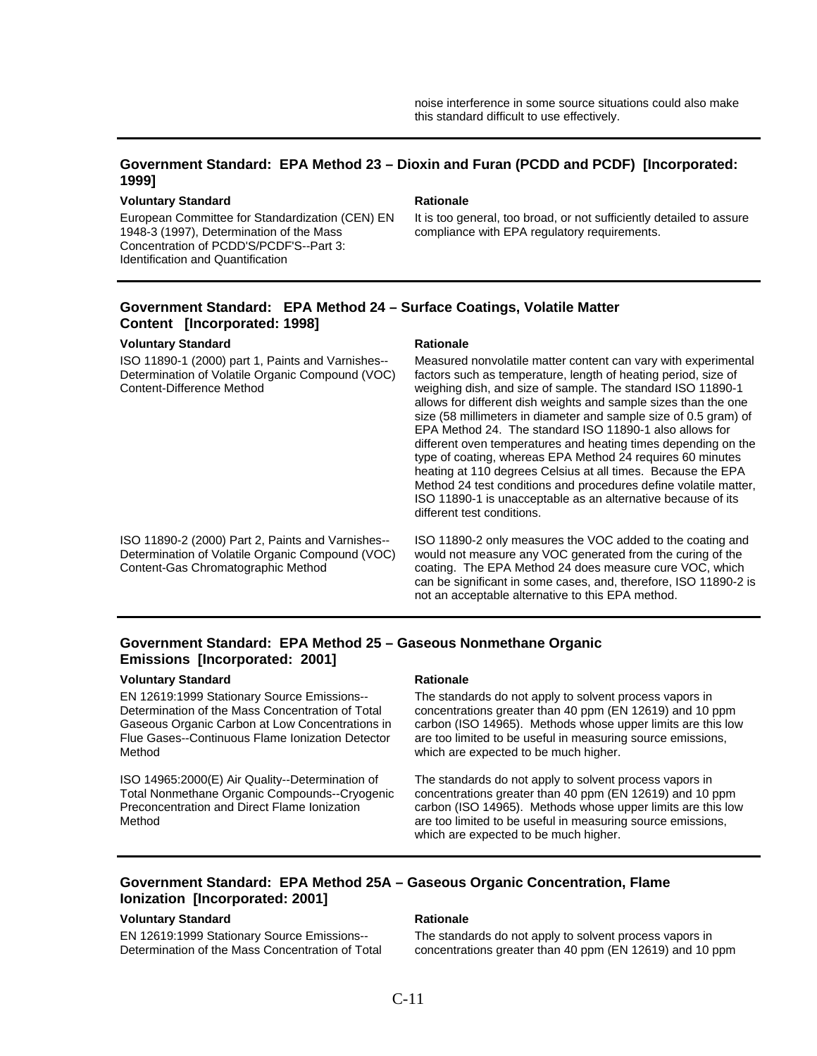noise interference in some source situations could also make this standard difficult to use effectively.

---

### Government Standard: EPA Method 23 – Dioxin and Furan (PCDD and PCDF) [Incorporated: 1999]

| Voluntary Standard | Rationale |
|---|---|
| European Committee for Standardization (CEN) EN 1948-3 (1997), Determination of the Mass Concentration of PCDD'S/PCDF'S--Part 3: Identification and Quantification | It is too general, too broad, or not sufficiently detailed to assure compliance with EPA regulatory requirements. |

---

### Government Standard: EPA Method 24 – Surface Coatings, Volatile Matter Content [Incorporated: 1998]

| Voluntary Standard | Rationale |
|---|---|
| ISO 11890-1 (2000) part 1, Paints and Varnishes--Determination of Volatile Organic Compound (VOC) Content-Difference Method | Measured nonvolatile matter content can vary with experimental factors such as temperature, length of heating period, size of weighing dish, and size of sample. The standard ISO 11890-1 allows for different dish weights and sample sizes than the one size (58 millimeters in diameter and sample size of 0.5 gram) of EPA Method 24. The standard ISO 11890-1 also allows for different oven temperatures and heating times depending on the type of coating, whereas EPA Method 24 requires 60 minutes heating at 110 degrees Celsius at all times. Because the EPA Method 24 test conditions and procedures define volatile matter, ISO 11890-1 is unacceptable as an alternative because of its different test conditions. |
| ISO 11890-2 (2000) Part 2, Paints and Varnishes--Determination of Volatile Organic Compound (VOC) Content-Gas Chromatographic Method | ISO 11890-2 only measures the VOC added to the coating and would not measure any VOC generated from the curing of the coating. The EPA Method 24 does measure cure VOC, which can be significant in some cases, and, therefore, ISO 11890-2 is not an acceptable alternative to this EPA method. |

---

### Government Standard: EPA Method 25 – Gaseous Nonmethane Organic Emissions [Incorporated: 2001]

| Voluntary Standard | Rationale |
|---|---|
| EN 12619:1999 Stationary Source Emissions--Determination of the Mass Concentration of Total Gaseous Organic Carbon at Low Concentrations in Flue Gases--Continuous Flame Ionization Detector Method | The standards do not apply to solvent process vapors in concentrations greater than 40 ppm (EN 12619) and 10 ppm carbon (ISO 14965). Methods whose upper limits are this low are too limited to be useful in measuring source emissions, which are expected to be much higher. |
| ISO 14965:2000(E) Air Quality--Determination of Total Nonmethane Organic Compounds--Cryogenic Preconcentration and Direct Flame Ionization Method | The standards do not apply to solvent process vapors in concentrations greater than 40 ppm (EN 12619) and 10 ppm carbon (ISO 14965). Methods whose upper limits are this low are too limited to be useful in measuring source emissions, which are expected to be much higher. |

---

### Government Standard: EPA Method 25A – Gaseous Organic Concentration, Flame Ionization [Incorporated: 2001]

| Voluntary Standard | Rationale |
|---|---|
| EN 12619:1999 Stationary Source Emissions--Determination of the Mass Concentration of Total | The standards do not apply to solvent process vapors in concentrations greater than 40 ppm (EN 12619) and 10 ppm |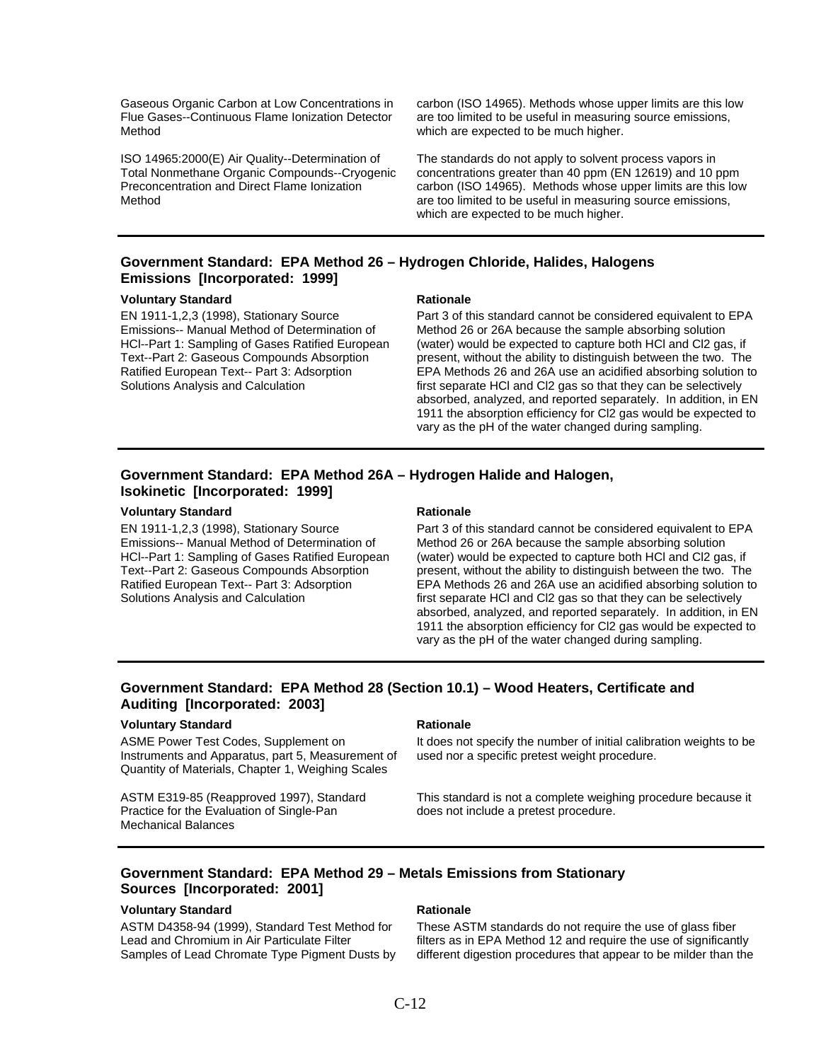| | |
|---|---|
| Gaseous Organic Carbon at Low Concentrations in Flue Gases--Continuous Flame Ionization Detector Method | carbon (ISO 14965). Methods whose upper limits are this low are too limited to be useful in measuring source emissions, which are expected to be much higher. |
| ISO 14965:2000(E) Air Quality--Determination of Total Nonmethane Organic Compounds--Cryogenic Preconcentration and Direct Flame Ionization Method | The standards do not apply to solvent process vapors in concentrations greater than 40 ppm (EN 12619) and 10 ppm carbon (ISO 14965). Methods whose upper limits are this low are too limited to be useful in measuring source emissions, which are expected to be much higher. |

### Government Standard: EPA Method 26 – Hydrogen Chloride, Halides, Halogens Emissions [Incorporated: 1999]

| Voluntary Standard | Rationale |
|---|---|
| EN 1911-1,2,3 (1998), Stationary Source Emissions-- Manual Method of Determination of HCl--Part 1: Sampling of Gases Ratified European Text--Part 2: Gaseous Compounds Absorption Ratified European Text-- Part 3: Adsorption Solutions Analysis and Calculation | Part 3 of this standard cannot be considered equivalent to EPA Method 26 or 26A because the sample absorbing solution (water) would be expected to capture both HCl and Cl2 gas, if present, without the ability to distinguish between the two. The EPA Methods 26 and 26A use an acidified absorbing solution to first separate HCl and Cl2 gas so that they can be selectively absorbed, analyzed, and reported separately. In addition, in EN 1911 the absorption efficiency for Cl2 gas would be expected to vary as the pH of the water changed during sampling. |

### Government Standard: EPA Method 26A – Hydrogen Halide and Halogen, Isokinetic [Incorporated: 1999]

| Voluntary Standard | Rationale |
|---|---|
| EN 1911-1,2,3 (1998), Stationary Source Emissions-- Manual Method of Determination of HCl--Part 1: Sampling of Gases Ratified European Text--Part 2: Gaseous Compounds Absorption Ratified European Text-- Part 3: Adsorption Solutions Analysis and Calculation | Part 3 of this standard cannot be considered equivalent to EPA Method 26 or 26A because the sample absorbing solution (water) would be expected to capture both HCl and Cl2 gas, if present, without the ability to distinguish between the two. The EPA Methods 26 and 26A use an acidified absorbing solution to first separate HCl and Cl2 gas so that they can be selectively absorbed, analyzed, and reported separately. In addition, in EN 1911 the absorption efficiency for Cl2 gas would be expected to vary as the pH of the water changed during sampling. |

### Government Standard: EPA Method 28 (Section 10.1) – Wood Heaters, Certificate and Auditing [Incorporated: 2003]

| Voluntary Standard | Rationale |
|---|---|
| ASME Power Test Codes, Supplement on Instruments and Apparatus, part 5, Measurement of Quantity of Materials, Chapter 1, Weighing Scales | It does not specify the number of initial calibration weights to be used nor a specific pretest weight procedure. |
| ASTM E319-85 (Reapproved 1997), Standard Practice for the Evaluation of Single-Pan Mechanical Balances | This standard is not a complete weighing procedure because it does not include a pretest procedure. |

### Government Standard: EPA Method 29 – Metals Emissions from Stationary Sources [Incorporated: 2001]

| Voluntary Standard | Rationale |
|---|---|
| ASTM D4358-94 (1999), Standard Test Method for Lead and Chromium in Air Particulate Filter Samples of Lead Chromate Type Pigment Dusts by | These ASTM standards do not require the use of glass fiber filters as in EPA Method 12 and require the use of significantly different digestion procedures that appear to be milder than the |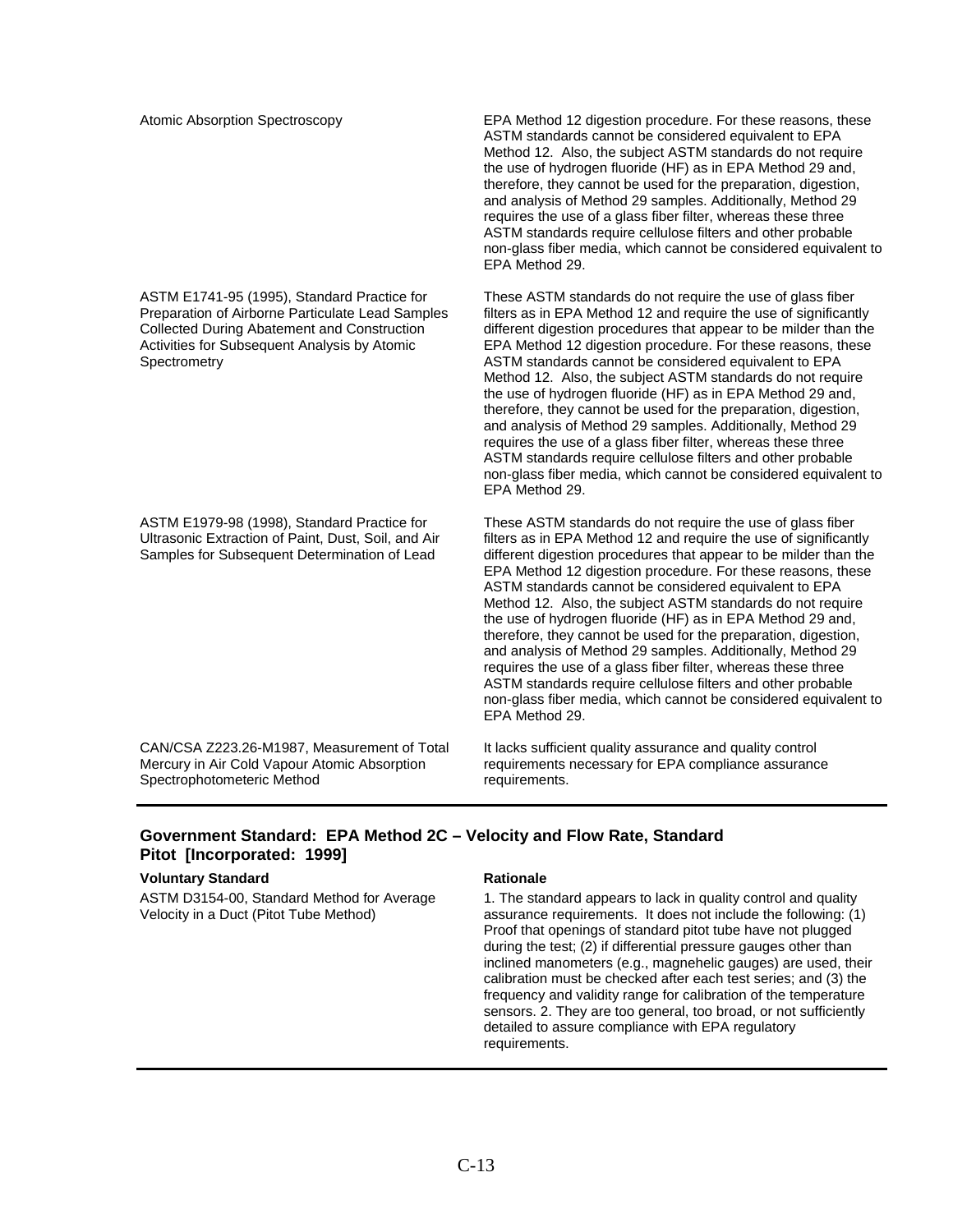| | |
|---|---|
| Atomic Absorption Spectroscopy | EPA Method 12 digestion procedure. For these reasons, these ASTM standards cannot be considered equivalent to EPA Method 12. Also, the subject ASTM standards do not require the use of hydrogen fluoride (HF) as in EPA Method 29 and, therefore, they cannot be used for the preparation, digestion, and analysis of Method 29 samples. Additionally, Method 29 requires the use of a glass fiber filter, whereas these three ASTM standards require cellulose filters and other probable non-glass fiber media, which cannot be considered equivalent to EPA Method 29. |
| ASTM E1741-95 (1995), Standard Practice for Preparation of Airborne Particulate Lead Samples Collected During Abatement and Construction Activities for Subsequent Analysis by Atomic Spectrometry | These ASTM standards do not require the use of glass fiber filters as in EPA Method 12 and require the use of significantly different digestion procedures that appear to be milder than the EPA Method 12 digestion procedure. For these reasons, these ASTM standards cannot be considered equivalent to EPA Method 12. Also, the subject ASTM standards do not require the use of hydrogen fluoride (HF) as in EPA Method 29 and, therefore, they cannot be used for the preparation, digestion, and analysis of Method 29 samples. Additionally, Method 29 requires the use of a glass fiber filter, whereas these three ASTM standards require cellulose filters and other probable non-glass fiber media, which cannot be considered equivalent to EPA Method 29. |
| ASTM E1979-98 (1998), Standard Practice for Ultrasonic Extraction of Paint, Dust, Soil, and Air Samples for Subsequent Determination of Lead | These ASTM standards do not require the use of glass fiber filters as in EPA Method 12 and require the use of significantly different digestion procedures that appear to be milder than the EPA Method 12 digestion procedure. For these reasons, these ASTM standards cannot be considered equivalent to EPA Method 12. Also, the subject ASTM standards do not require the use of hydrogen fluoride (HF) as in EPA Method 29 and, therefore, they cannot be used for the preparation, digestion, and analysis of Method 29 samples. Additionally, Method 29 requires the use of a glass fiber filter, whereas these three ASTM standards require cellulose filters and other probable non-glass fiber media, which cannot be considered equivalent to EPA Method 29. |
| CAN/CSA Z223.26-M1987, Measurement of Total Mercury in Air Cold Vapour Atomic Absorption Spectrophotometeric Method | It lacks sufficient quality assurance and quality control requirements necessary for EPA compliance assurance requirements. |

### Government Standard: EPA Method 2C – Velocity and Flow Rate, Standard Pitot [Incorporated: 1999]

| Voluntary Standard | Rationale |
|---|---|
| ASTM D3154-00, Standard Method for Average Velocity in a Duct (Pitot Tube Method) | 1. The standard appears to lack in quality control and quality assurance requirements. It does not include the following: (1) Proof that openings of standard pitot tube have not plugged during the test; (2) if differential pressure gauges other than inclined manometers (e.g., magnehelic gauges) are used, their calibration must be checked after each test series; and (3) the frequency and validity range for calibration of the temperature sensors. 2. They are too general, too broad, or not sufficiently detailed to assure compliance with EPA regulatory requirements. |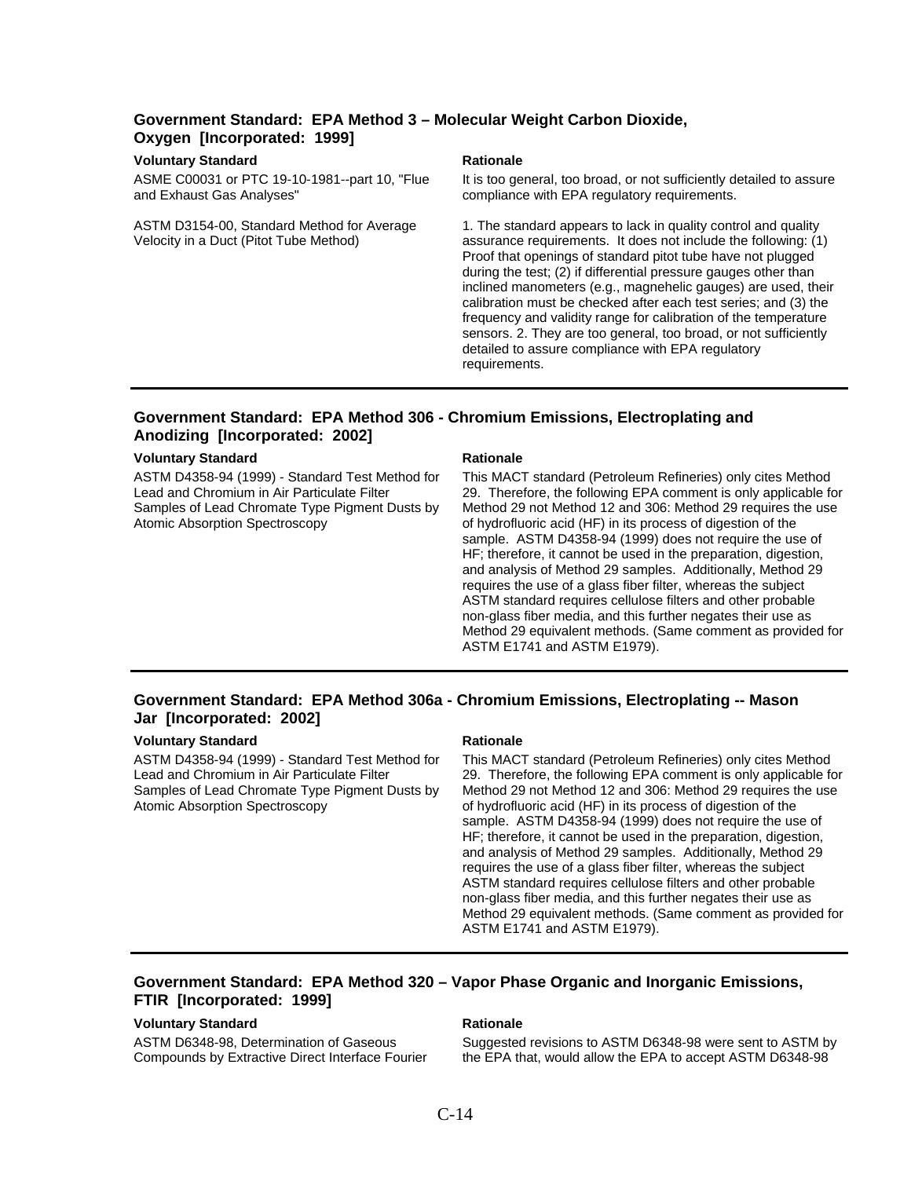### Government Standard: EPA Method 3 – Molecular Weight Carbon Dioxide, Oxygen [Incorporated: 1999]

| Voluntary Standard | Rationale |
| --- | --- |
| ASME C00031 or PTC 19-10-1981--part 10, "Flue and Exhaust Gas Analyses" | It is too general, too broad, or not sufficiently detailed to assure compliance with EPA regulatory requirements. |
| ASTM D3154-00, Standard Method for Average Velocity in a Duct (Pitot Tube Method) | 1. The standard appears to lack in quality control and quality assurance requirements. It does not include the following: (1) Proof that openings of standard pitot tube have not plugged during the test; (2) if differential pressure gauges other than inclined manometers (e.g., magnehelic gauges) are used, their calibration must be checked after each test series; and (3) the frequency and validity range for calibration of the temperature sensors. 2. They are too general, too broad, or not sufficiently detailed to assure compliance with EPA regulatory requirements. |

### Government Standard: EPA Method 306 - Chromium Emissions, Electroplating and Anodizing [Incorporated: 2002]

| Voluntary Standard | Rationale |
| --- | --- |
| ASTM D4358-94 (1999) - Standard Test Method for Lead and Chromium in Air Particulate Filter Samples of Lead Chromate Type Pigment Dusts by Atomic Absorption Spectroscopy | This MACT standard (Petroleum Refineries) only cites Method 29. Therefore, the following EPA comment is only applicable for Method 29 not Method 12 and 306: Method 29 requires the use of hydrofluoric acid (HF) in its process of digestion of the sample. ASTM D4358-94 (1999) does not require the use of HF; therefore, it cannot be used in the preparation, digestion, and analysis of Method 29 samples. Additionally, Method 29 requires the use of a glass fiber filter, whereas the subject ASTM standard requires cellulose filters and other probable non-glass fiber media, and this further negates their use as Method 29 equivalent methods. (Same comment as provided for ASTM E1741 and ASTM E1979). |

### Government Standard: EPA Method 306a - Chromium Emissions, Electroplating -- Mason Jar [Incorporated: 2002]

| Voluntary Standard | Rationale |
| --- | --- |
| ASTM D4358-94 (1999) - Standard Test Method for Lead and Chromium in Air Particulate Filter Samples of Lead Chromate Type Pigment Dusts by Atomic Absorption Spectroscopy | This MACT standard (Petroleum Refineries) only cites Method 29. Therefore, the following EPA comment is only applicable for Method 29 not Method 12 and 306: Method 29 requires the use of hydrofluoric acid (HF) in its process of digestion of the sample. ASTM D4358-94 (1999) does not require the use of HF; therefore, it cannot be used in the preparation, digestion, and analysis of Method 29 samples. Additionally, Method 29 requires the use of a glass fiber filter, whereas the subject ASTM standard requires cellulose filters and other probable non-glass fiber media, and this further negates their use as Method 29 equivalent methods. (Same comment as provided for ASTM E1741 and ASTM E1979). |

### Government Standard: EPA Method 320 – Vapor Phase Organic and Inorganic Emissions, FTIR [Incorporated: 1999]

| Voluntary Standard | Rationale |
| --- | --- |
| ASTM D6348-98, Determination of Gaseous Compounds by Extractive Direct Interface Fourier | Suggested revisions to ASTM D6348-98 were sent to ASTM by the EPA that, would allow the EPA to accept ASTM D6348-98 |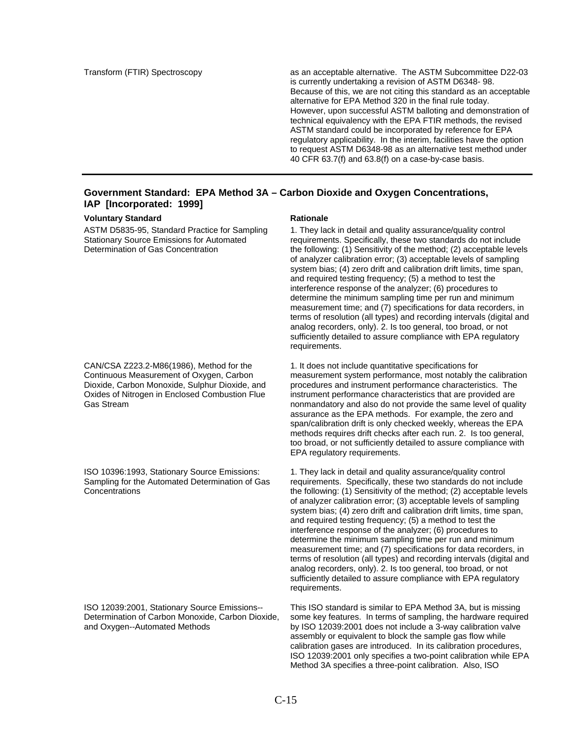| | |
|---|---|
| Transform (FTIR) Spectroscopy | as an acceptable alternative. The ASTM Subcommittee D22-03 is currently undertaking a revision of ASTM D6348- 98. Because of this, we are not citing this standard as an acceptable alternative for EPA Method 320 in the final rule today. However, upon successful ASTM balloting and demonstration of technical equivalency with the EPA FTIR methods, the revised ASTM standard could be incorporated by reference for EPA regulatory applicability. In the interim, facilities have the option to request ASTM D6348-98 as an alternative test method under 40 CFR 63.7(f) and 63.8(f) on a case-by-case basis. |

### Government Standard: EPA Method 3A – Carbon Dioxide and Oxygen Concentrations, IAP [Incorporated: 1999]

| Voluntary Standard | Rationale |
|---|---|
| ASTM D5835-95, Standard Practice for Sampling Stationary Source Emissions for Automated Determination of Gas Concentration | 1. They lack in detail and quality assurance/quality control requirements. Specifically, these two standards do not include the following: (1) Sensitivity of the method; (2) acceptable levels of analyzer calibration error; (3) acceptable levels of sampling system bias; (4) zero drift and calibration drift limits, time span, and required testing frequency; (5) a method to test the interference response of the analyzer; (6) procedures to determine the minimum sampling time per run and minimum measurement time; and (7) specifications for data recorders, in terms of resolution (all types) and recording intervals (digital and analog recorders, only). 2. Is too general, too broad, or not sufficiently detailed to assure compliance with EPA regulatory requirements. |
| CAN/CSA Z223.2-M86(1986), Method for the Continuous Measurement of Oxygen, Carbon Dioxide, Carbon Monoxide, Sulphur Dioxide, and Oxides of Nitrogen in Enclosed Combustion Flue Gas Stream | 1. It does not include quantitative specifications for measurement system performance, most notably the calibration procedures and instrument performance characteristics. The instrument performance characteristics that are provided are nonmandatory and also do not provide the same level of quality assurance as the EPA methods. For example, the zero and span/calibration drift is only checked weekly, whereas the EPA methods requires drift checks after each run. 2. Is too general, too broad, or not sufficiently detailed to assure compliance with EPA regulatory requirements. |
| ISO 10396:1993, Stationary Source Emissions: Sampling for the Automated Determination of Gas Concentrations | 1. They lack in detail and quality assurance/quality control requirements. Specifically, these two standards do not include the following: (1) Sensitivity of the method; (2) acceptable levels of analyzer calibration error; (3) acceptable levels of sampling system bias; (4) zero drift and calibration drift limits, time span, and required testing frequency; (5) a method to test the interference response of the analyzer; (6) procedures to determine the minimum sampling time per run and minimum measurement time; and (7) specifications for data recorders, in terms of resolution (all types) and recording intervals (digital and analog recorders, only). 2. Is too general, too broad, or not sufficiently detailed to assure compliance with EPA regulatory requirements. |
| ISO 12039:2001, Stationary Source Emissions--Determination of Carbon Monoxide, Carbon Dioxide, and Oxygen--Automated Methods | This ISO standard is similar to EPA Method 3A, but is missing some key features. In terms of sampling, the hardware required by ISO 12039:2001 does not include a 3-way calibration valve assembly or equivalent to block the sample gas flow while calibration gases are introduced. In its calibration procedures, ISO 12039:2001 only specifies a two-point calibration while EPA Method 3A specifies a three-point calibration. Also, ISO |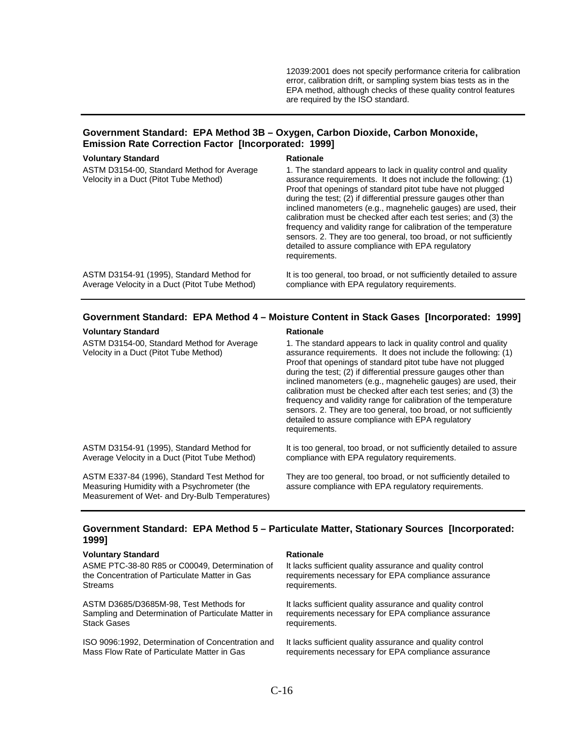| | |
|---|---|
| | 12039:2001 does not specify performance criteria for calibration error, calibration drift, or sampling system bias tests as in the EPA method, although checks of these quality control features are required by the ISO standard. |

### Government Standard: EPA Method 3B – Oxygen, Carbon Dioxide, Carbon Monoxide, Emission Rate Correction Factor [Incorporated: 1999]

| Voluntary Standard | Rationale |
|---|---|
| ASTM D3154-00, Standard Method for Average Velocity in a Duct (Pitot Tube Method) | 1. The standard appears to lack in quality control and quality assurance requirements. It does not include the following: (1) Proof that openings of standard pitot tube have not plugged during the test; (2) if differential pressure gauges other than inclined manometers (e.g., magnehelic gauges) are used, their calibration must be checked after each test series; and (3) the frequency and validity range for calibration of the temperature sensors. 2. They are too general, too broad, or not sufficiently detailed to assure compliance with EPA regulatory requirements. |
| ASTM D3154-91 (1995), Standard Method for Average Velocity in a Duct (Pitot Tube Method) | It is too general, too broad, or not sufficiently detailed to assure compliance with EPA regulatory requirements. |

### Government Standard: EPA Method 4 – Moisture Content in Stack Gases [Incorporated: 1999]

| Voluntary Standard | Rationale |
|---|---|
| ASTM D3154-00, Standard Method for Average Velocity in a Duct (Pitot Tube Method) | 1. The standard appears to lack in quality control and quality assurance requirements. It does not include the following: (1) Proof that openings of standard pitot tube have not plugged during the test; (2) if differential pressure gauges other than inclined manometers (e.g., magnehelic gauges) are used, their calibration must be checked after each test series; and (3) the frequency and validity range for calibration of the temperature sensors. 2. They are too general, too broad, or not sufficiently detailed to assure compliance with EPA regulatory requirements. |
| ASTM D3154-91 (1995), Standard Method for Average Velocity in a Duct (Pitot Tube Method) | It is too general, too broad, or not sufficiently detailed to assure compliance with EPA regulatory requirements. |
| ASTM E337-84 (1996), Standard Test Method for Measuring Humidity with a Psychrometer (the Measurement of Wet- and Dry-Bulb Temperatures) | They are too general, too broad, or not sufficiently detailed to assure compliance with EPA regulatory requirements. |

### Government Standard: EPA Method 5 – Particulate Matter, Stationary Sources [Incorporated: 1999]

| Voluntary Standard | Rationale |
|---|---|
| ASME PTC-38-80 R85 or C00049, Determination of the Concentration of Particulate Matter in Gas Streams | It lacks sufficient quality assurance and quality control requirements necessary for EPA compliance assurance requirements. |
| ASTM D3685/D3685M-98, Test Methods for Sampling and Determination of Particulate Matter in Stack Gases | It lacks sufficient quality assurance and quality control requirements necessary for EPA compliance assurance requirements. |
| ISO 9096:1992, Determination of Concentration and Mass Flow Rate of Particulate Matter in Gas | It lacks sufficient quality assurance and quality control requirements necessary for EPA compliance assurance |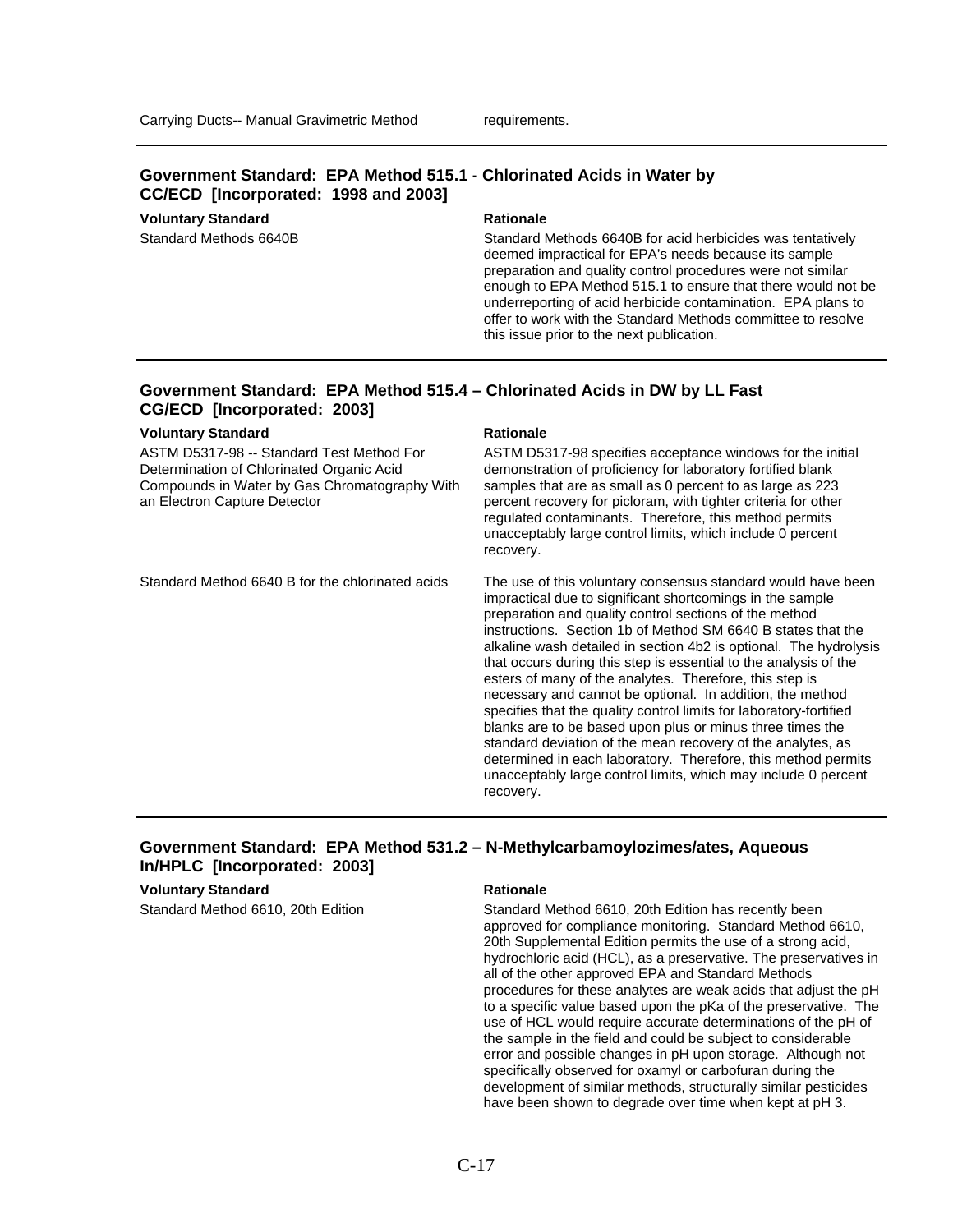| | |
|---|---|
| Carrying Ducts-- Manual Gravimetric Method | requirements. |

### Government Standard: EPA Method 515.1 - Chlorinated Acids in Water by CC/ECD [Incorporated: 1998 and 2003]

| Voluntary Standard | Rationale |
|---|---|
| Standard Methods 6640B | Standard Methods 6640B for acid herbicides was tentatively deemed impractical for EPA's needs because its sample preparation and quality control procedures were not similar enough to EPA Method 515.1 to ensure that there would not be underreporting of acid herbicide contamination. EPA plans to offer to work with the Standard Methods committee to resolve this issue prior to the next publication. |

### Government Standard: EPA Method 515.4 – Chlorinated Acids in DW by LL Fast CG/ECD [Incorporated: 2003]

| Voluntary Standard | Rationale |
|---|---|
| ASTM D5317-98 -- Standard Test Method For Determination of Chlorinated Organic Acid Compounds in Water by Gas Chromatography With an Electron Capture Detector | ASTM D5317-98 specifies acceptance windows for the initial demonstration of proficiency for laboratory fortified blank samples that are as small as 0 percent to as large as 223 percent recovery for picloram, with tighter criteria for other regulated contaminants. Therefore, this method permits unacceptably large control limits, which include 0 percent recovery. |
| Standard Method 6640 B for the chlorinated acids | The use of this voluntary consensus standard would have been impractical due to significant shortcomings in the sample preparation and quality control sections of the method instructions. Section 1b of Method SM 6640 B states that the alkaline wash detailed in section 4b2 is optional. The hydrolysis that occurs during this step is essential to the analysis of the esters of many of the analytes. Therefore, this step is necessary and cannot be optional. In addition, the method specifies that the quality control limits for laboratory-fortified blanks are to be based upon plus or minus three times the standard deviation of the mean recovery of the analytes, as determined in each laboratory. Therefore, this method permits unacceptably large control limits, which may include 0 percent recovery. |

### Government Standard: EPA Method 531.2 – N-Methylcarbamoylozimes/ates, Aqueous In/HPLC [Incorporated: 2003]

| Voluntary Standard | Rationale |
|---|---|
| Standard Method 6610, 20th Edition | Standard Method 6610, 20th Edition has recently been approved for compliance monitoring. Standard Method 6610, 20th Supplemental Edition permits the use of a strong acid, hydrochloric acid (HCL), as a preservative. The preservatives in all of the other approved EPA and Standard Methods procedures for these analytes are weak acids that adjust the pH to a specific value based upon the pKa of the preservative. The use of HCL would require accurate determinations of the pH of the sample in the field and could be subject to considerable error and possible changes in pH upon storage. Although not specifically observed for oxamyl or carbofuran during the development of similar methods, structurally similar pesticides have been shown to degrade over time when kept at pH 3. |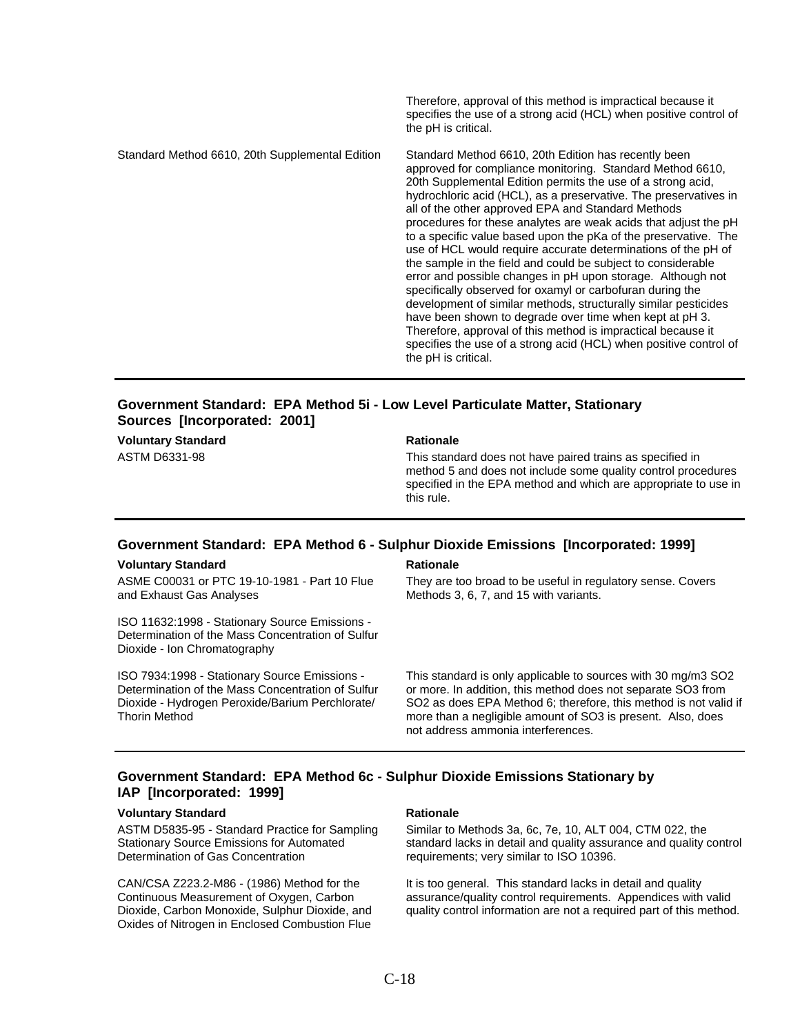| | |
|---|---|
| | Therefore, approval of this method is impractical because it specifies the use of a strong acid (HCL) when positive control of the pH is critical. |
| Standard Method 6610, 20th Supplemental Edition | Standard Method 6610, 20th Edition has recently been approved for compliance monitoring. Standard Method 6610, 20th Supplemental Edition permits the use of a strong acid, hydrochloric acid (HCL), as a preservative. The preservatives in all of the other approved EPA and Standard Methods procedures for these analytes are weak acids that adjust the pH to a specific value based upon the pKa of the preservative. The use of HCL would require accurate determinations of the pH of the sample in the field and could be subject to considerable error and possible changes in pH upon storage. Although not specifically observed for oxamyl or carbofuran during the development of similar methods, structurally similar pesticides have been shown to degrade over time when kept at pH 3. Therefore, approval of this method is impractical because it specifies the use of a strong acid (HCL) when positive control of the pH is critical. |

### Government Standard: EPA Method 5i - Low Level Particulate Matter, Stationary Sources [Incorporated: 2001]

| Voluntary Standard | Rationale |
|---|---|
| ASTM D6331-98 | This standard does not have paired trains as specified in method 5 and does not include some quality control procedures specified in the EPA method and which are appropriate to use in this rule. |

### Government Standard: EPA Method 6 - Sulphur Dioxide Emissions [Incorporated: 1999]

| Voluntary Standard | Rationale |
|---|---|
| ASME C00031 or PTC 19-10-1981 - Part 10 Flue and Exhaust Gas Analyses | They are too broad to be useful in regulatory sense. Covers Methods 3, 6, 7, and 15 with variants. |
| ISO 11632:1998 - Stationary Source Emissions - Determination of the Mass Concentration of Sulfur Dioxide - Ion Chromatography | |
| ISO 7934:1998 - Stationary Source Emissions - Determination of the Mass Concentration of Sulfur Dioxide - Hydrogen Peroxide/Barium Perchlorate/ Thorin Method | This standard is only applicable to sources with 30 mg/m3 SO2 or more. In addition, this method does not separate SO3 from SO2 as does EPA Method 6; therefore, this method is not valid if more than a negligible amount of SO3 is present. Also, does not address ammonia interferences. |

### Government Standard: EPA Method 6c - Sulphur Dioxide Emissions Stationary by IAP [Incorporated: 1999]

| Voluntary Standard | Rationale |
|---|---|
| ASTM D5835-95 - Standard Practice for Sampling Stationary Source Emissions for Automated Determination of Gas Concentration | Similar to Methods 3a, 6c, 7e, 10, ALT 004, CTM 022, the standard lacks in detail and quality assurance and quality control requirements; very similar to ISO 10396. |
| CAN/CSA Z223.2-M86 - (1986) Method for the Continuous Measurement of Oxygen, Carbon Dioxide, Carbon Monoxide, Sulphur Dioxide, and Oxides of Nitrogen in Enclosed Combustion Flue | It is too general. This standard lacks in detail and quality assurance/quality control requirements. Appendices with valid quality control information are not a required part of this method. |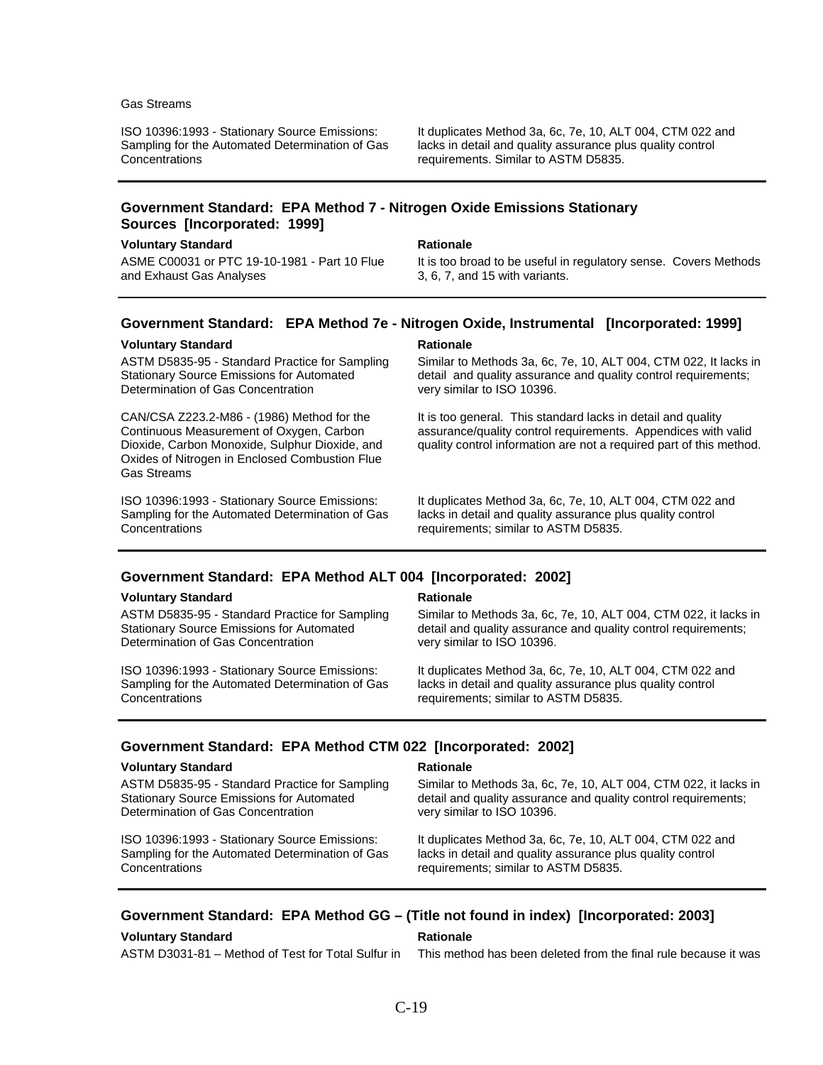Gas Streams

| | |
|---|---|
| ISO 10396:1993 - Stationary Source Emissions: Sampling for the Automated Determination of Gas Concentrations | It duplicates Method 3a, 6c, 7e, 10, ALT 004, CTM 022 and lacks in detail and quality assurance plus quality control requirements. Similar to ASTM D5835. |

### Government Standard: EPA Method 7 - Nitrogen Oxide Emissions Stationary Sources [Incorporated: 1999]

| Voluntary Standard | Rationale |
|---|---|
| ASME C00031 or PTC 19-10-1981 - Part 10 Flue and Exhaust Gas Analyses | It is too broad to be useful in regulatory sense. Covers Methods 3, 6, 7, and 15 with variants. |

### Government Standard: EPA Method 7e - Nitrogen Oxide, Instrumental [Incorporated: 1999]

| Voluntary Standard | Rationale |
|---|---|
| ASTM D5835-95 - Standard Practice for Sampling Stationary Source Emissions for Automated Determination of Gas Concentration | Similar to Methods 3a, 6c, 7e, 10, ALT 004, CTM 022, It lacks in detail and quality assurance and quality control requirements; very similar to ISO 10396. |
| CAN/CSA Z223.2-M86 - (1986) Method for the Continuous Measurement of Oxygen, Carbon Dioxide, Carbon Monoxide, Sulphur Dioxide, and Oxides of Nitrogen in Enclosed Combustion Flue Gas Streams | It is too general. This standard lacks in detail and quality assurance/quality control requirements. Appendices with valid quality control information are not a required part of this method. |
| ISO 10396:1993 - Stationary Source Emissions: Sampling for the Automated Determination of Gas Concentrations | It duplicates Method 3a, 6c, 7e, 10, ALT 004, CTM 022 and lacks in detail and quality assurance plus quality control requirements; similar to ASTM D5835. |

### Government Standard: EPA Method ALT 004 [Incorporated: 2002]

| Voluntary Standard | Rationale |
|---|---|
| ASTM D5835-95 - Standard Practice for Sampling Stationary Source Emissions for Automated Determination of Gas Concentration | Similar to Methods 3a, 6c, 7e, 10, ALT 004, CTM 022, it lacks in detail and quality assurance and quality control requirements; very similar to ISO 10396. |
| ISO 10396:1993 - Stationary Source Emissions: Sampling for the Automated Determination of Gas Concentrations | It duplicates Method 3a, 6c, 7e, 10, ALT 004, CTM 022 and lacks in detail and quality assurance plus quality control requirements; similar to ASTM D5835. |

### Government Standard: EPA Method CTM 022 [Incorporated: 2002]

| Voluntary Standard | Rationale |
|---|---|
| ASTM D5835-95 - Standard Practice for Sampling Stationary Source Emissions for Automated Determination of Gas Concentration | Similar to Methods 3a, 6c, 7e, 10, ALT 004, CTM 022, it lacks in detail and quality assurance and quality control requirements; very similar to ISO 10396. |
| ISO 10396:1993 - Stationary Source Emissions: Sampling for the Automated Determination of Gas Concentrations | It duplicates Method 3a, 6c, 7e, 10, ALT 004, CTM 022 and lacks in detail and quality assurance plus quality control requirements; similar to ASTM D5835. |

### Government Standard: EPA Method GG – (Title not found in index) [Incorporated: 2003]

| Voluntary Standard | Rationale |
|---|---|
| ASTM D3031-81 – Method of Test for Total Sulfur in | This method has been deleted from the final rule because it was |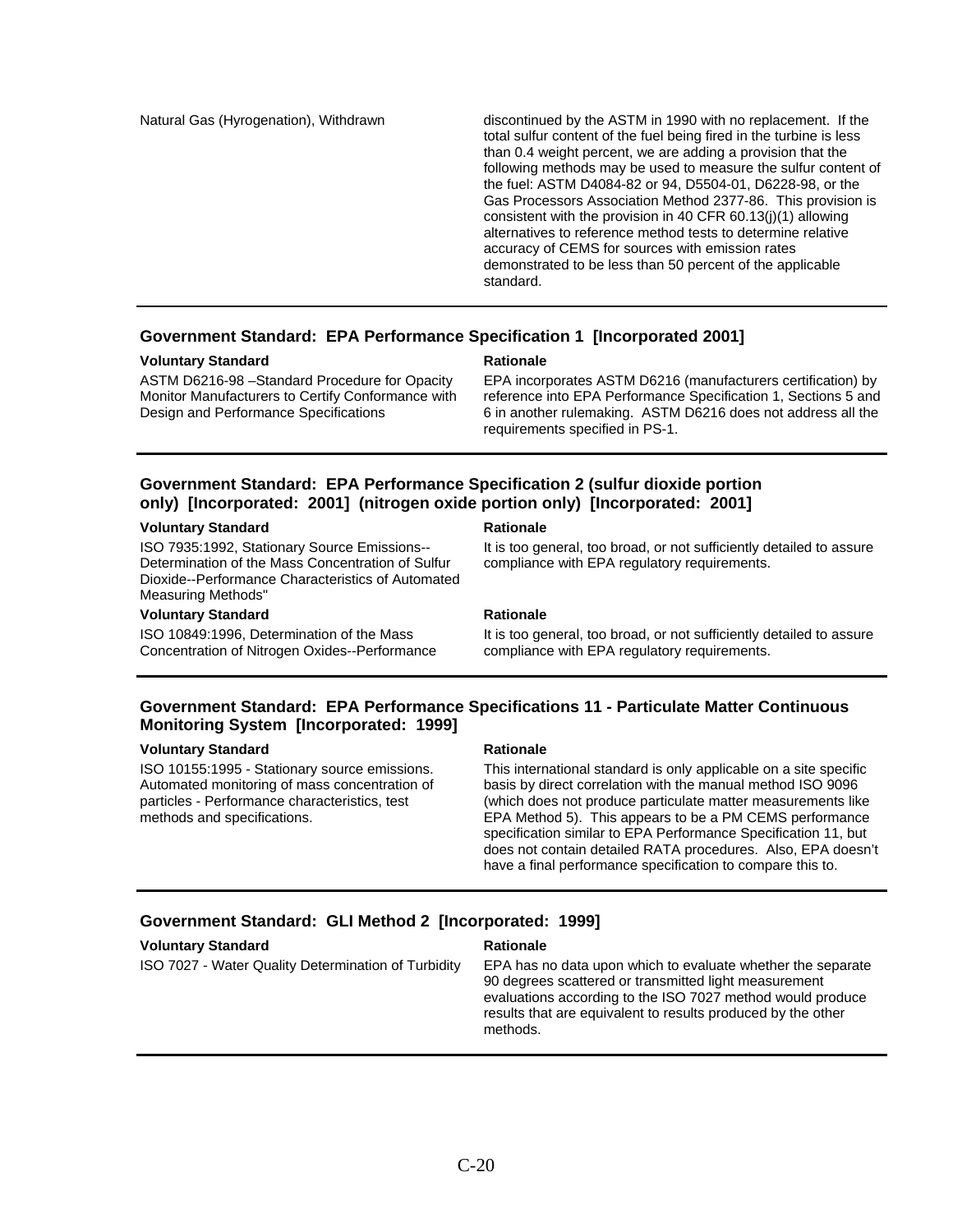| | |
|---|---|
| Natural Gas (Hyrogenation), Withdrawn | discontinued by the ASTM in 1990 with no replacement. If the total sulfur content of the fuel being fired in the turbine is less than 0.4 weight percent, we are adding a provision that the following methods may be used to measure the sulfur content of the fuel: ASTM D4084-82 or 94, D5504-01, D6228-98, or the Gas Processors Association Method 2377-86. This provision is consistent with the provision in 40 CFR 60.13(j)(1) allowing alternatives to reference method tests to determine relative accuracy of CEMS for sources with emission rates demonstrated to be less than 50 percent of the applicable standard. |

### Government Standard: EPA Performance Specification 1 [Incorporated 2001]

| Voluntary Standard | Rationale |
|---|---|
| ASTM D6216-98 –Standard Procedure for Opacity Monitor Manufacturers to Certify Conformance with Design and Performance Specifications | EPA incorporates ASTM D6216 (manufacturers certification) by reference into EPA Performance Specification 1, Sections 5 and 6 in another rulemaking. ASTM D6216 does not address all the requirements specified in PS-1. |

### Government Standard: EPA Performance Specification 2 (sulfur dioxide portion only) [Incorporated: 2001] (nitrogen oxide portion only) [Incorporated: 2001]

| Voluntary Standard | Rationale |
|---|---|
| ISO 7935:1992, Stationary Source Emissions--Determination of the Mass Concentration of Sulfur Dioxide--Performance Characteristics of Automated Measuring Methods" | It is too general, too broad, or not sufficiently detailed to assure compliance with EPA regulatory requirements. |
| **Voluntary Standard** | **Rationale** |
| ISO 10849:1996, Determination of the Mass Concentration of Nitrogen Oxides--Performance | It is too general, too broad, or not sufficiently detailed to assure compliance with EPA regulatory requirements. |

### Government Standard: EPA Performance Specifications 11 - Particulate Matter Continuous Monitoring System [Incorporated: 1999]

| Voluntary Standard | Rationale |
|---|---|
| ISO 10155:1995 - Stationary source emissions. Automated monitoring of mass concentration of particles - Performance characteristics, test methods and specifications. | This international standard is only applicable on a site specific basis by direct correlation with the manual method ISO 9096 (which does not produce particulate matter measurements like EPA Method 5). This appears to be a PM CEMS performance specification similar to EPA Performance Specification 11, but does not contain detailed RATA procedures. Also, EPA doesn't have a final performance specification to compare this to. |

### Government Standard: GLI Method 2 [Incorporated: 1999]

| Voluntary Standard | Rationale |
|---|---|
| ISO 7027 - Water Quality Determination of Turbidity | EPA has no data upon which to evaluate whether the separate 90 degrees scattered or transmitted light measurement evaluations according to the ISO 7027 method would produce results that are equivalent to results produced by the other methods. |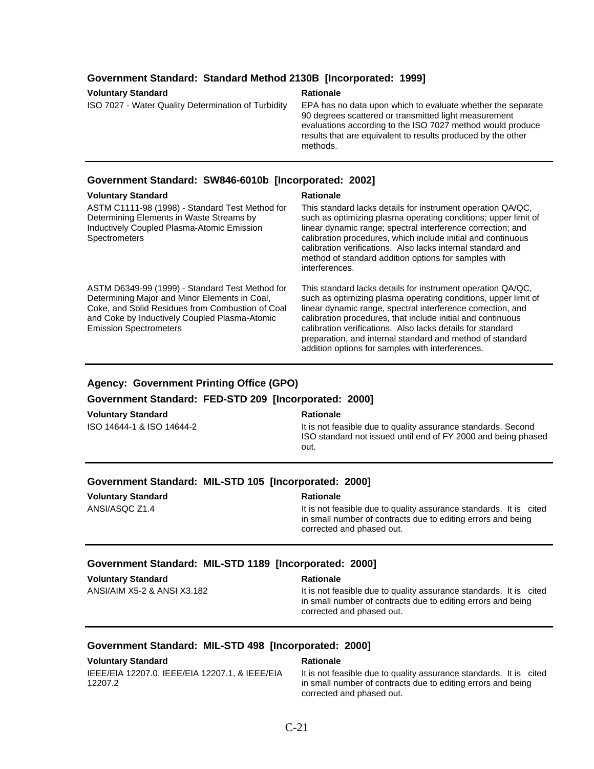### Government Standard: Standard Method 2130B [Incorporated: 1999]

| Voluntary Standard | Rationale |
|---|---|
| ISO 7027 - Water Quality Determination of Turbidity | EPA has no data upon which to evaluate whether the separate 90 degrees scattered or transmitted light measurement evaluations according to the ISO 7027 method would produce results that are equivalent to results produced by the other methods. |

### Government Standard: SW846-6010b [Incorporated: 2002]

| Voluntary Standard | Rationale |
|---|---|
| ASTM C1111-98 (1998) - Standard Test Method for Determining Elements in Waste Streams by Inductively Coupled Plasma-Atomic Emission Spectrometers | This standard lacks details for instrument operation QA/QC, such as optimizing plasma operating conditions; upper limit of linear dynamic range; spectral interference correction; and calibration procedures, which include initial and continuous calibration verifications. Also lacks internal standard and method of standard addition options for samples with interferences. |
| ASTM D6349-99 (1999) - Standard Test Method for Determining Major and Minor Elements in Coal, Coke, and Solid Residues from Combustion of Coal and Coke by Inductively Coupled Plasma-Atomic Emission Spectrometers | This standard lacks details for instrument operation QA/QC, such as optimizing plasma operating conditions, upper limit of linear dynamic range, spectral interference correction, and calibration procedures, that include initial and continuous calibration verifications. Also lacks details for standard preparation, and internal standard and method of standard addition options for samples with interferences. |

## Agency: Government Printing Office (GPO)

### Government Standard: FED-STD 209 [Incorporated: 2000]

| Voluntary Standard | Rationale |
|---|---|
| ISO 14644-1 & ISO 14644-2 | It is not feasible due to quality assurance standards. Second ISO standard not issued until end of FY 2000 and being phased out. |

### Government Standard: MIL-STD 105 [Incorporated: 2000]

| Voluntary Standard | Rationale |
|---|---|
| ANSI/ASQC Z1.4 | It is not feasible due to quality assurance standards. It is cited in small number of contracts due to editing errors and being corrected and phased out. |

### Government Standard: MIL-STD 1189 [Incorporated: 2000]

| Voluntary Standard | Rationale |
|---|---|
| ANSI/AIM X5-2 & ANSI X3.182 | It is not feasible due to quality assurance standards. It is cited in small number of contracts due to editing errors and being corrected and phased out. |

### Government Standard: MIL-STD 498 [Incorporated: 2000]

| Voluntary Standard | Rationale |
|---|---|
| IEEE/EIA 12207.0, IEEE/EIA 12207.1, & IEEE/EIA 12207.2 | It is not feasible due to quality assurance standards. It is cited in small number of contracts due to editing errors and being corrected and phased out. |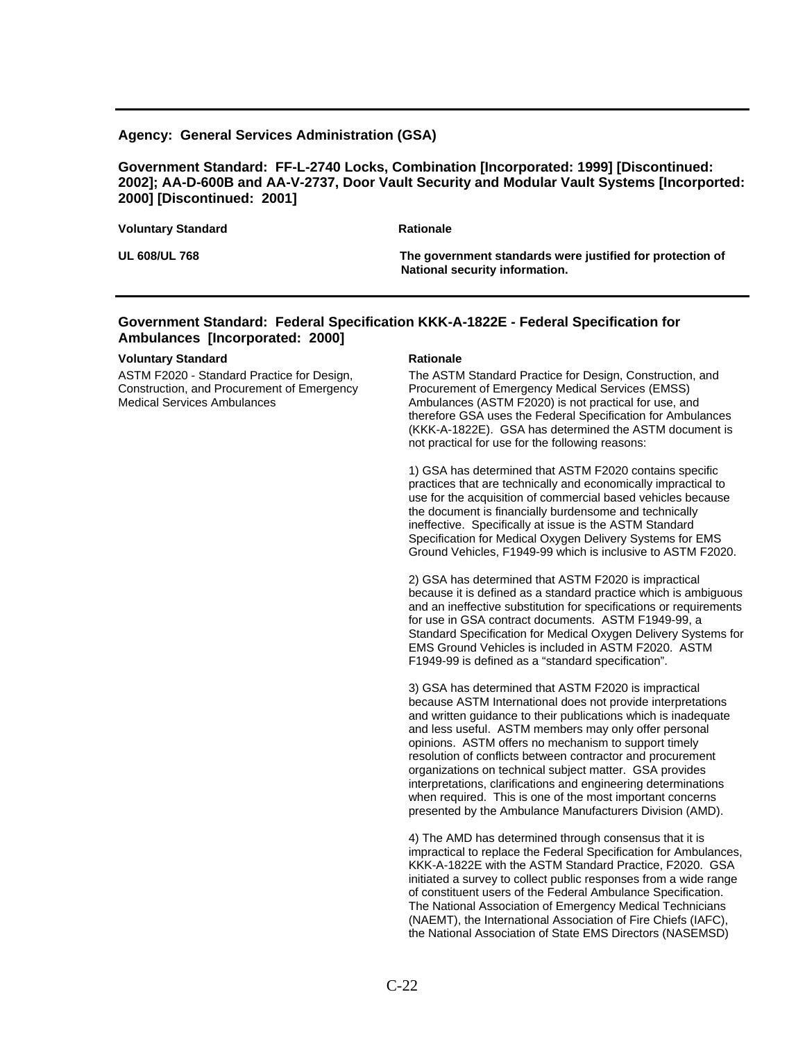**Agency: General Services Administration (GSA)**

**Government Standard: FF-L-2740 Locks, Combination [Incorporated: 1999] [Discontinued: 2002]; AA-D-600B and AA-V-2737, Door Vault Security and Modular Vault Systems [Incorported: 2000] [Discontinued: 2001]**

| Voluntary Standard | Rationale |
|---|---|
| UL 608/UL 768 | The government standards were justified for protection of National security information. |

**Government Standard: Federal Specification KKK-A-1822E - Federal Specification for Ambulances [Incorporated: 2000]**

| Voluntary Standard | Rationale |
|---|---|
| ASTM F2020 - Standard Practice for Design, Construction, and Procurement of Emergency Medical Services Ambulances | The ASTM Standard Practice for Design, Construction, and Procurement of Emergency Medical Services (EMSS) Ambulances (ASTM F2020) is not practical for use, and therefore GSA uses the Federal Specification for Ambulances (KKK-A-1822E). GSA has determined the ASTM document is not practical for use for the following reasons:<br><br>1) GSA has determined that ASTM F2020 contains specific practices that are technically and economically impractical to use for the acquisition of commercial based vehicles because the document is financially burdensome and technically ineffective. Specifically at issue is the ASTM Standard Specification for Medical Oxygen Delivery Systems for EMS Ground Vehicles, F1949-99 which is inclusive to ASTM F2020.<br><br>2) GSA has determined that ASTM F2020 is impractical because it is defined as a standard practice which is ambiguous and an ineffective substitution for specifications or requirements for use in GSA contract documents. ASTM F1949-99, a Standard Specification for Medical Oxygen Delivery Systems for EMS Ground Vehicles is included in ASTM F2020. ASTM F1949-99 is defined as a "standard specification".<br><br>3) GSA has determined that ASTM F2020 is impractical because ASTM International does not provide interpretations and written guidance to their publications which is inadequate and less useful. ASTM members may only offer personal opinions. ASTM offers no mechanism to support timely resolution of conflicts between contractor and procurement organizations on technical subject matter. GSA provides interpretations, clarifications and engineering determinations when required. This is one of the most important concerns presented by the Ambulance Manufacturers Division (AMD).<br><br>4) The AMD has determined through consensus that it is impractical to replace the Federal Specification for Ambulances, KKK-A-1822E with the ASTM Standard Practice, F2020. GSA initiated a survey to collect public responses from a wide range of constituent users of the Federal Ambulance Specification. The National Association of Emergency Medical Technicians (NAEMT), the International Association of Fire Chiefs (IAFC), the National Association of State EMS Directors (NASEMSD) |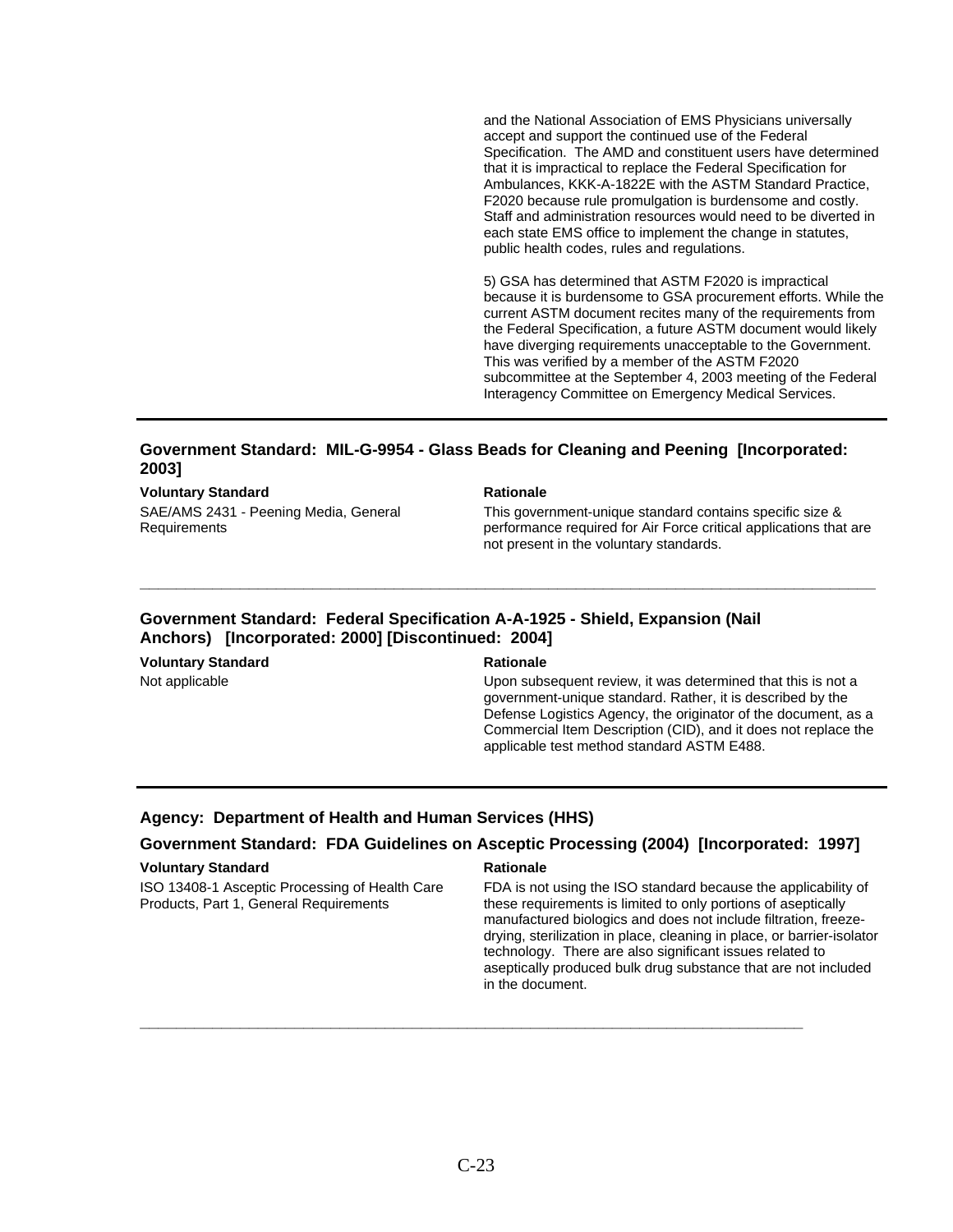and the National Association of EMS Physicians universally accept and support the continued use of the Federal Specification. The AMD and constituent users have determined that it is impractical to replace the Federal Specification for Ambulances, KKK-A-1822E with the ASTM Standard Practice, F2020 because rule promulgation is burdensome and costly. Staff and administration resources would need to be diverted in each state EMS office to implement the change in statutes, public health codes, rules and regulations.

5) GSA has determined that ASTM F2020 is impractical because it is burdensome to GSA procurement efforts. While the current ASTM document recites many of the requirements from the Federal Specification, a future ASTM document would likely have diverging requirements unacceptable to the Government. This was verified by a member of the ASTM F2020 subcommittee at the September 4, 2003 meeting of the Federal Interagency Committee on Emergency Medical Services.

---

### Government Standard: MIL-G-9954 - Glass Beads for Cleaning and Peening [Incorporated: 2003]

| Voluntary Standard | Rationale |
|---|---|
| SAE/AMS 2431 - Peening Media, General Requirements | This government-unique standard contains specific size & performance required for Air Force critical applications that are not present in the voluntary standards. |

---

### Government Standard: Federal Specification A-A-1925 - Shield, Expansion (Nail Anchors) [Incorporated: 2000] [Discontinued: 2004]

| Voluntary Standard | Rationale |
|---|---|
| Not applicable | Upon subsequent review, it was determined that this is not a government-unique standard. Rather, it is described by the Defense Logistics Agency, the originator of the document, as a Commercial Item Description (CID), and it does not replace the applicable test method standard ASTM E488. |

---

## Agency: Department of Health and Human Services (HHS)

### Government Standard: FDA Guidelines on Asceptic Processing (2004) [Incorporated: 1997]

| Voluntary Standard | Rationale |
|---|---|
| ISO 13408-1 Asceptic Processing of Health Care Products, Part 1, General Requirements | FDA is not using the ISO standard because the applicability of these requirements is limited to only portions of aseptically manufactured biologics and does not include filtration, freeze-drying, sterilization in place, cleaning in place, or barrier-isolator technology. There are also significant issues related to aseptically produced bulk drug substance that are not included in the document. |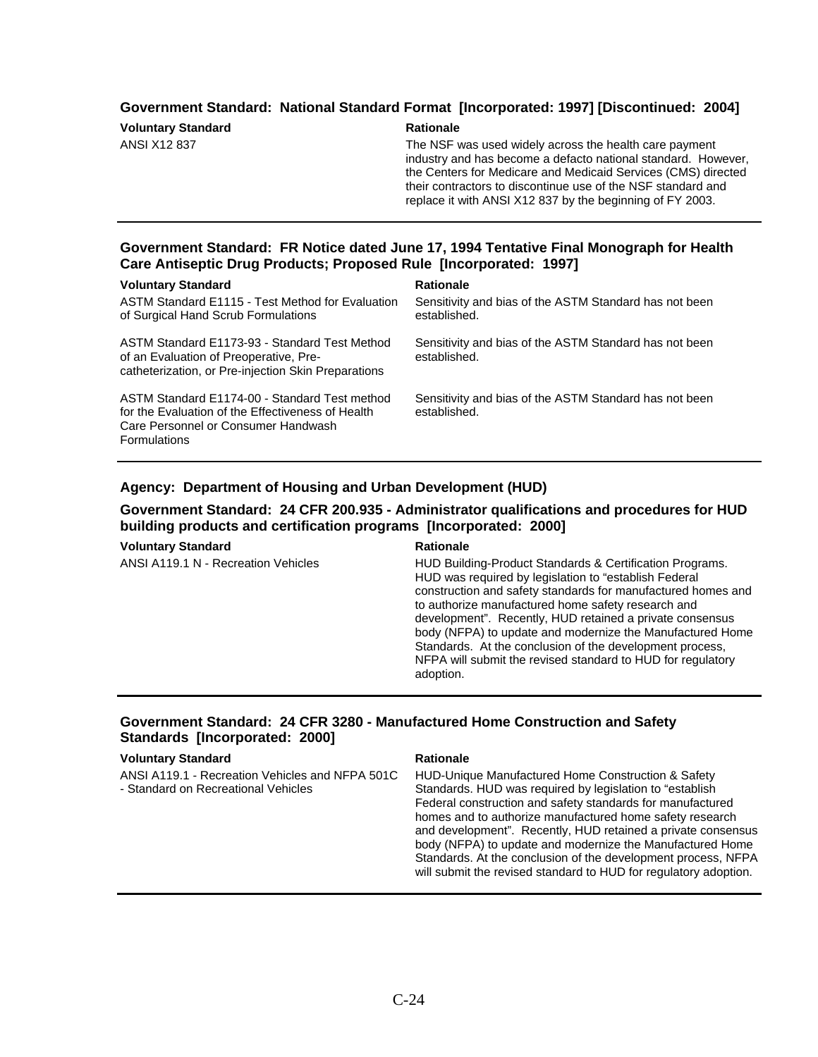### Government Standard: National Standard Format [Incorporated: 1997] [Discontinued: 2004]

| Voluntary Standard | Rationale |
| --- | --- |
| ANSI X12 837 | The NSF was used widely across the health care payment industry and has become a defacto national standard. However, the Centers for Medicare and Medicaid Services (CMS) directed their contractors to discontinue use of the NSF standard and replace it with ANSI X12 837 by the beginning of FY 2003. |

### Government Standard: FR Notice dated June 17, 1994 Tentative Final Monograph for Health Care Antiseptic Drug Products; Proposed Rule [Incorporated: 1997]

| Voluntary Standard | Rationale |
| --- | --- |
| ASTM Standard E1115 - Test Method for Evaluation of Surgical Hand Scrub Formulations | Sensitivity and bias of the ASTM Standard has not been established. |
| ASTM Standard E1173-93 - Standard Test Method of an Evaluation of Preoperative, Pre-catheterization, or Pre-injection Skin Preparations | Sensitivity and bias of the ASTM Standard has not been established. |
| ASTM Standard E1174-00 - Standard Test method for the Evaluation of the Effectiveness of Health Care Personnel or Consumer Handwash Formulations | Sensitivity and bias of the ASTM Standard has not been established. |

## Agency: Department of Housing and Urban Development (HUD)

### Government Standard: 24 CFR 200.935 - Administrator qualifications and procedures for HUD building products and certification programs [Incorporated: 2000]

| Voluntary Standard | Rationale |
| --- | --- |
| ANSI A119.1 N - Recreation Vehicles | HUD Building-Product Standards & Certification Programs. HUD was required by legislation to "establish Federal construction and safety standards for manufactured homes and to authorize manufactured home safety research and development". Recently, HUD retained a private consensus body (NFPA) to update and modernize the Manufactured Home Standards. At the conclusion of the development process, NFPA will submit the revised standard to HUD for regulatory adoption. |

### Government Standard: 24 CFR 3280 - Manufactured Home Construction and Safety Standards [Incorporated: 2000]

| Voluntary Standard | Rationale |
| --- | --- |
| ANSI A119.1 - Recreation Vehicles and NFPA 501C - Standard on Recreational Vehicles | HUD-Unique Manufactured Home Construction & Safety Standards. HUD was required by legislation to "establish Federal construction and safety standards for manufactured homes and to authorize manufactured home safety research and development". Recently, HUD retained a private consensus body (NFPA) to update and modernize the Manufactured Home Standards. At the conclusion of the development process, NFPA will submit the revised standard to HUD for regulatory adoption. |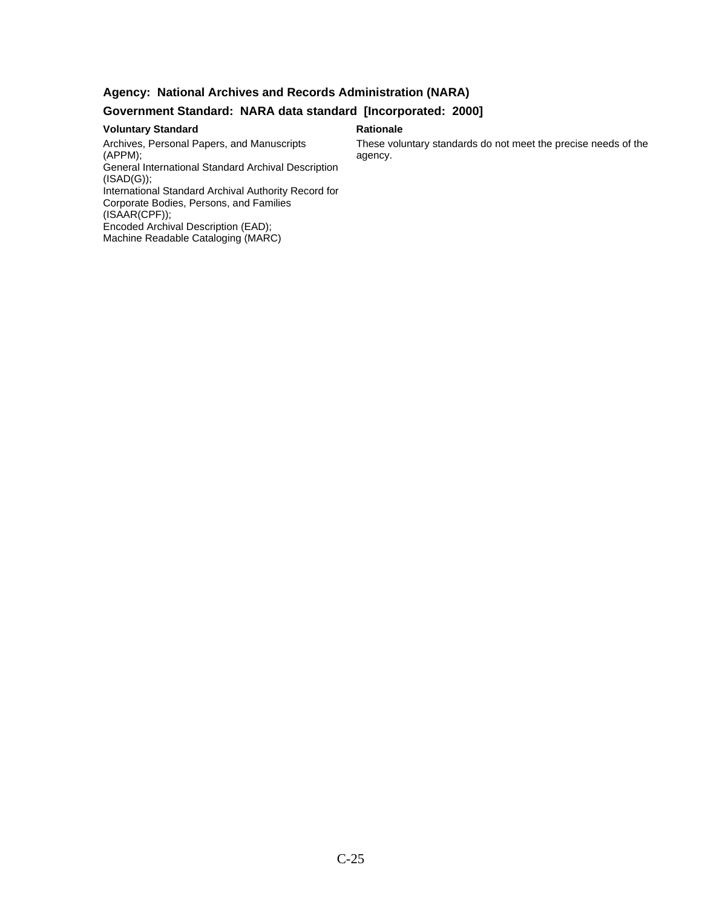### Agency: National Archives and Records Administration (NARA)

### Government Standard: NARA data standard [Incorporated: 2000]

| Voluntary Standard | Rationale |
| --- | --- |
| Archives, Personal Papers, and Manuscripts (APPM);<br>General International Standard Archival Description (ISAD(G));<br>International Standard Archival Authority Record for Corporate Bodies, Persons, and Families (ISAAR(CPF));<br>Encoded Archival Description (EAD);<br>Machine Readable Cataloging (MARC) | These voluntary standards do not meet the precise needs of the agency. |